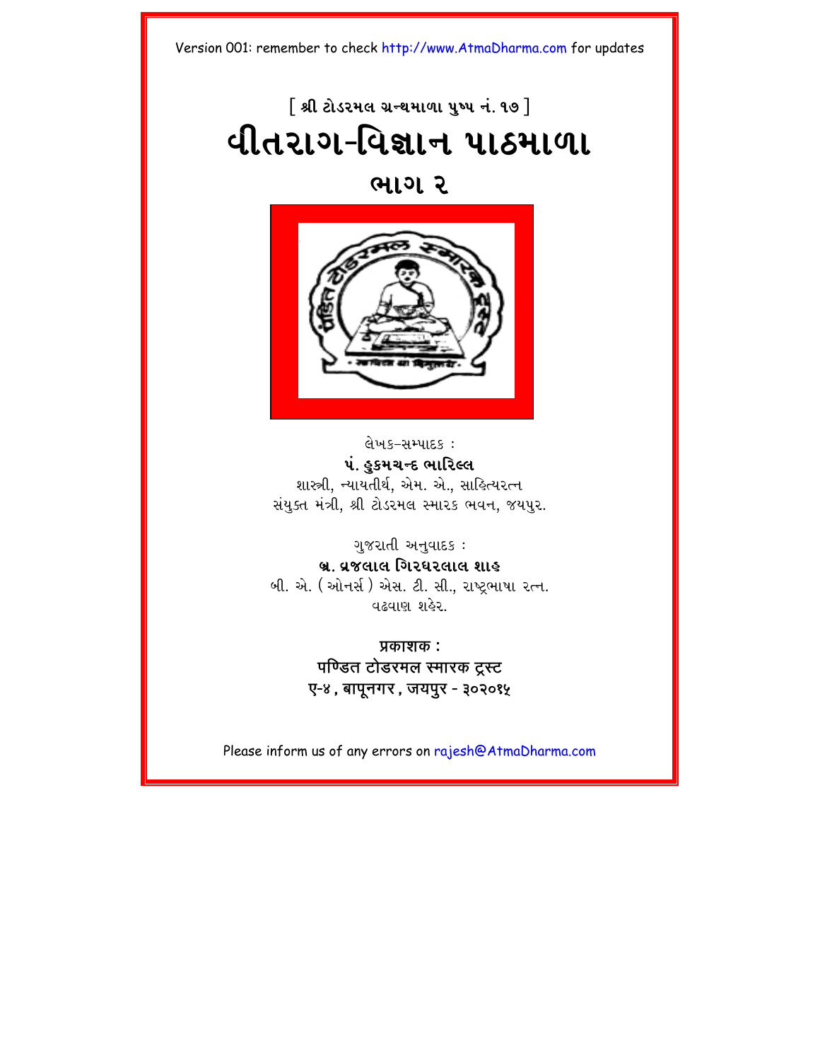Version 001: remember to check http://www.AtmaDharma.com for updates

[ શ્રી ટોડરમલ ગ્રન્થમાળા પુષ્પ નં. ૧૭ ]

# વીતરાગ-વિજ્ઞાન પાઠમાળા

## ભાગ ૨

લેખક-સમ્પાદક :

**પં. હુકમચન્દ ભારિલ્લ**

શાસ્ત્રી, ન્યાયતીર્થ, એમ. એ., સાહિત્યરત્ન

સંયુક્ત મંત્રી, શ્રી ટોડરમલ સ્મારક ભવન, જયપુર.

ગુજરાતી અનુવાદક :

**બ્ર. વ્રજલાલ ગિરધરલાલ શાહ**

બી. એ. ( ઓનર્સ ) એસ. ટી. સી., રાષ્ટ્રભાષા રત્ન.

વઢવાણ શહેર.

**प्रकाशक :**

**पण्डित टोडरमल स्मारक ट्रस्ट**

**ए-४ , बापूनगर , जयपुर - ३०२०१५**

Please inform us of any errors on rajesh@AtmaDharma.com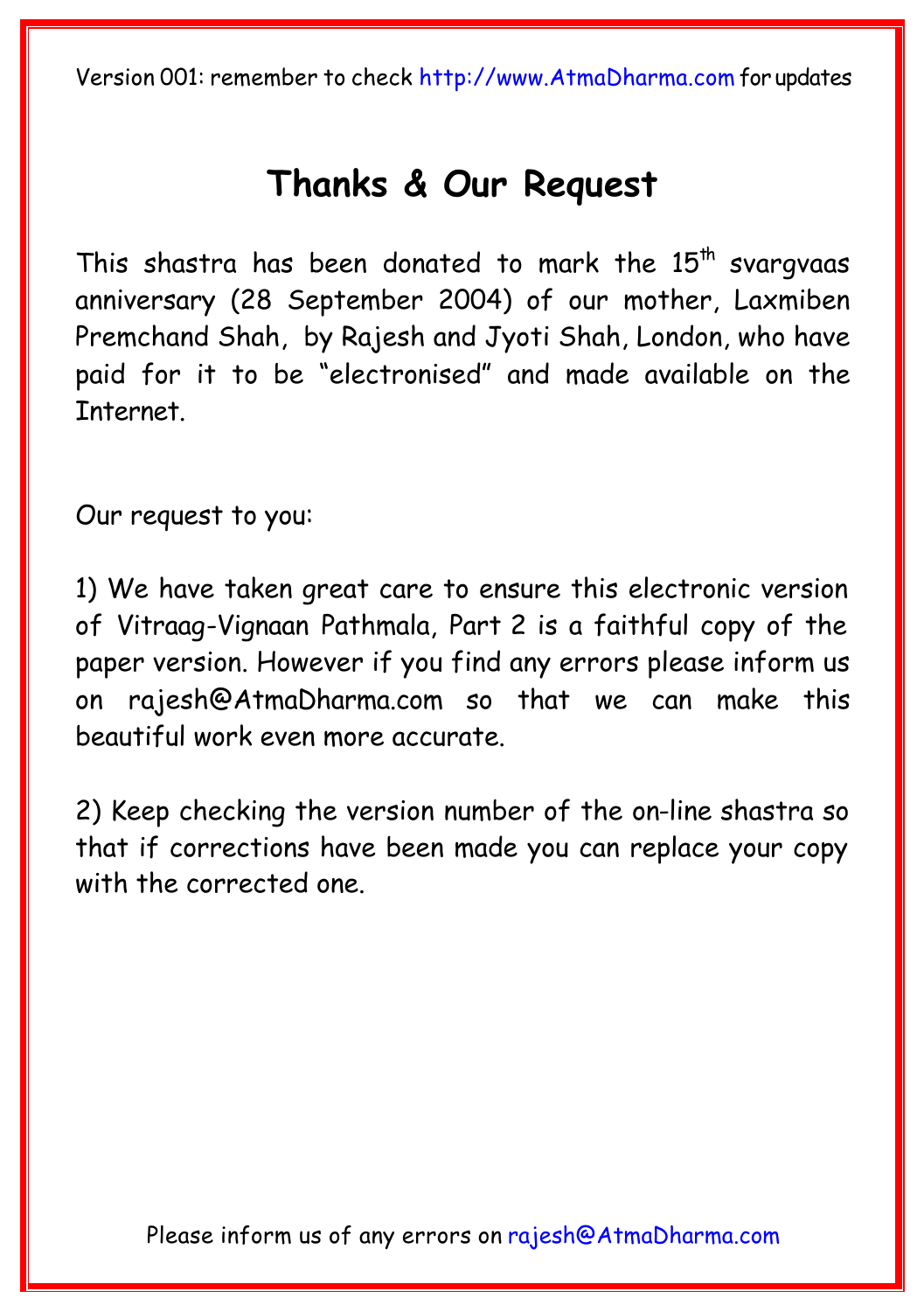# Thanks & Our Request

This shastra has been donated to mark the 15th svargvaas anniversary (28 September 2004) of our mother, Laxmiben Premchand Shah, by Rajesh and Jyoti Shah, London, who have paid for it to be "electronised" and made available on the Internet.

Our request to you:

1) We have taken great care to ensure this electronic version of Vitraag-Vignaan Pathmala, Part 2 is a faithful copy of the paper version. However if you find any errors please inform us on rajesh@AtmaDharma.com so that we can make this beautiful work even more accurate.

2) Keep checking the version number of the on-line shastra so that if corrections have been made you can replace your copy with the corrected one.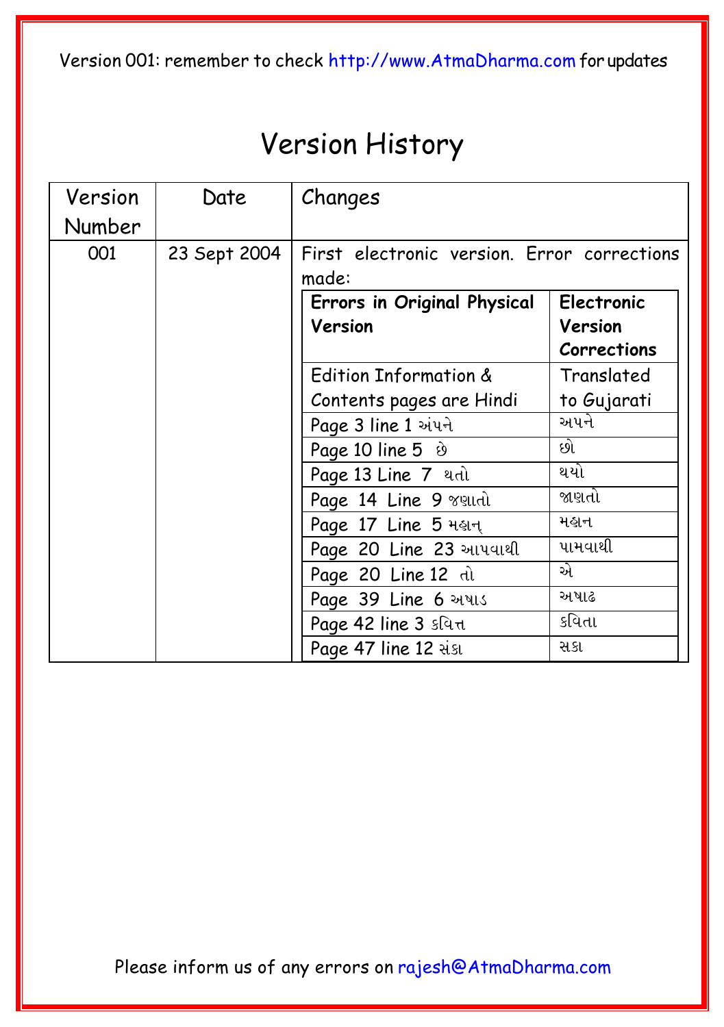Version 001: remember to check http://www.AtmaDharma.com for updates

# Version History

| Version Number | Date | Changes | |
|---|---|---|---|
| 001 | 23 Sept 2004 | First electronic version. Error corrections made: | |
| | | **Errors in Original Physical Version** | **Electronic Version Corrections** |
| | | Edition Information & Contents pages are Hindi | Translated to Gujarati |
| | | Page 3 line 1 અંપને | અપને |
| | | Page 10 line 5 છે | છો |
| | | Page 13 Line 7 થતો | થયો |
| | | Page 14 Line 9 જણાતો | જાણતો |
| | | Page 17 Line 5 મહાન્ | મહાન |
| | | Page 20 Line 23 આપવાથી | પામવાથી |
| | | Page 20 Line 12 તો | એ |
| | | Page 39 Line 6 અષાડ | અષાઢ |
| | | Page 42 line 3 કવિત્ત | કવિતા |
| | | Page 47 line 12 સંકા | સકા |

Please inform us of any errors on rajesh@AtmaDharma.com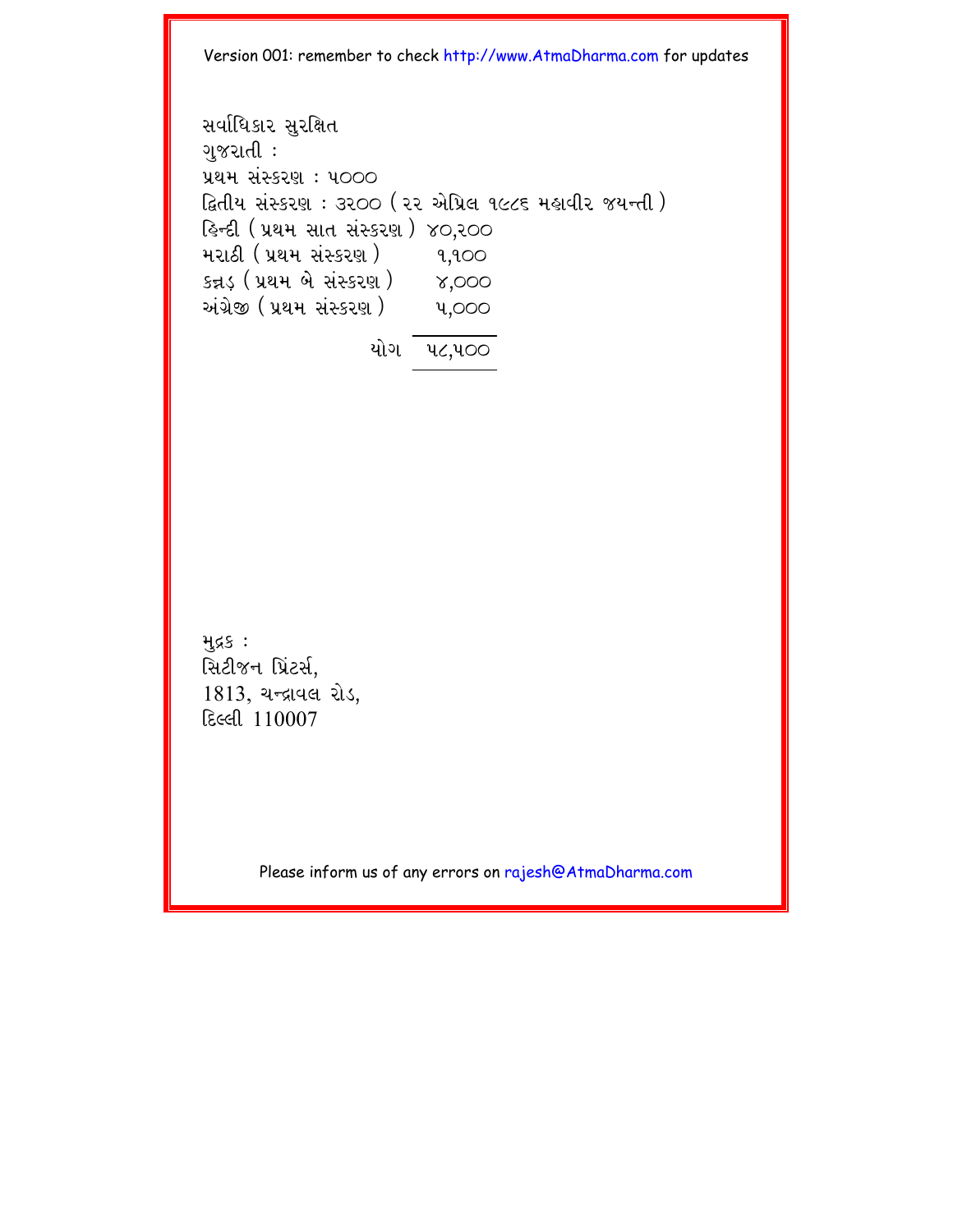સર્વાધિકાર સુરક્ષિત

ગુજરાતી :

પ્રથમ સંસ્કરણ : ૫૦૦૦

દ્વિતીય સંસ્કરણ : ૩૨૦૦ ( ૨૨ એપ્રિલ ૧૯૮૬ મહાવીર જયન્તી )

| | |
|---|---|
| હિન્દી ( પ્રથમ સાત સંસ્કરણ ) | ૪૦,૨૦૦ |
| મરાઠી ( પ્રથમ સંસ્કરણ ) | ૧,૧૦૦ |
| કન્નડ ( પ્રથમ બે સંસ્કરણ ) | ૪,૦૦૦ |
| અંગ્રેજી ( પ્રથમ સંસ્કરણ ) | ૫,૦૦૦ |
| યોગ | ૫૮,૫૦૦ |

મુદ્રક :

સિટીજન પ્રિંટર્સ,

1813, ચન્દ્રાવલ રોડ,

દિલ્લી 110007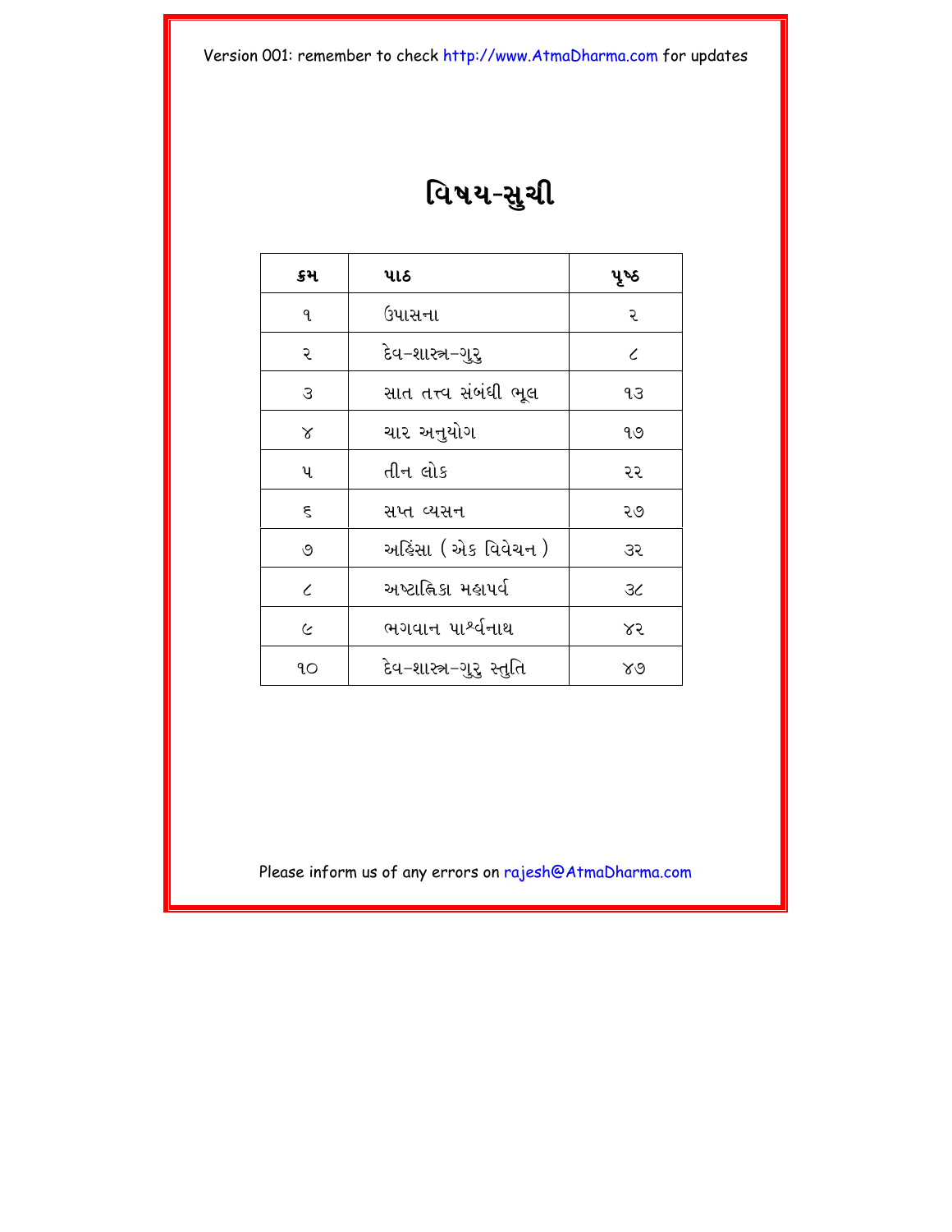Version 001: remember to check http://www.AtmaDharma.com for updates

# વિષય-સુચી

| ક્રમ | પાઠ | પૃષ્ઠ |
|---|---|---|
| ૧ | ઉપાસના | ૨ |
| ૨ | દેવ-શાસ્ત્ર-ગુરુ | ૮ |
| ૩ | સાત તત્ત્વ સંબંધી ભૂલ | ૧૩ |
| ૪ | ચાર અનુયોગ | ૧૭ |
| ૫ | તીન લોક | ૨૨ |
| ૬ | સપ્ત વ્યસન | ૨૭ |
| ૭ | અહિંસા ( એક વિવેચન ) | ૩૨ |
| ૮ | અષ્ટાહ્નિકા મહાપર્વ | ૩૮ |
| ૯ | ભગવાન પાર્શ્વનાથ | ૪૨ |
| ૧૦ | દેવ-શાસ્ત્ર-ગુરુ સ્તુતિ | ૪૭ |

Please inform us of any errors on rajesh@AtmaDharma.com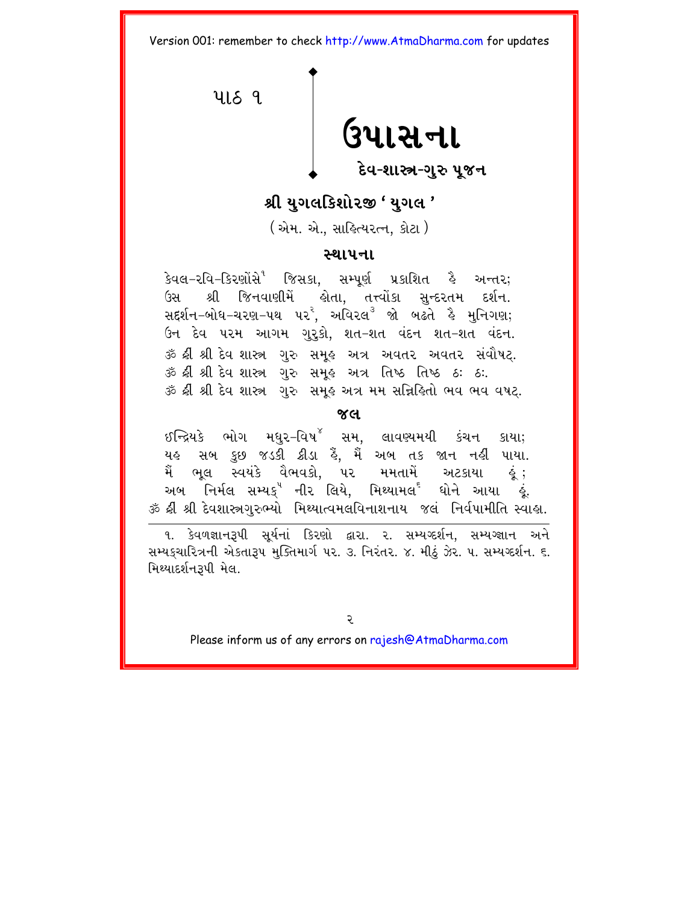પાઠ ૧

# ઉપાસના

## દેવ-શાસ્ત્ર-ગુરુ પૂજન

### શ્રી યુગલકિશોરજી ' યુગલ '

( એમ. એ., સાહિત્યરત્ન, કોટા )

### સ્થાપના

કેવલ-રવિ-કિરણોંસે[1] જિસકા, સમ્પૂર્ણ પ્રકાશિત હૈ અન્તર;
ઉસ શ્રી જિનવાણીમેં હોતા, તત્ત્વોંકા સુન્દરતમ દર્શન.
સદ્દર્શન-બોધ-ચરણ-પથ પર[2], અવિરલ[3] જો બઢતે હૈ મુનિગણ;
ઉન દેવ પરમ આગમ ગુરુકો, શત-શત વંદન શત-શત વંદન.
ૐ હ્રીં શ્રી દેવ શાસ્ત્ર ગુરુ સમૂહ અત્ર અવતર અવતર સંવૌષટ્.
ૐ હ્રીં શ્રી દેવ શાસ્ત્ર ગુરુ સમૂહ અત્ર તિષ્ઠ તિષ્ઠ ઠઃ ઠઃ.
ૐ હ્રીં શ્રી દેવ શાસ્ત્ર ગુરુ સમૂહ અત્ર મમ સન્નિહિતો ભવ ભવ વષટ્.

### જલ

ઇન્દ્રિયકે ભોગ મધુર-વિષ[4] સમ, લાવણ્યમયી કંચન કાયા;
યહ સબ કુછ જડકી ક્રીડા હૈં, મૈં અબ તક જાન નહીં પાયા.
મૈં ભૂલ સ્વયંકે વૈભવકો, પર મમતામેં અટકાયા હૂં ;
અબ નિર્મલ સમ્યક્[5] નીર લિયે, મિથ્યામલ[6] ધોને આયા હૂં.
ૐ હ્રીં શ્રી દેવશાસ્ત્રગુરુભ્યો મિથ્યાત્વમલવિનાશનાય જલં નિર્વપામીતિ સ્વાહા.

---

૧. કેવળજ્ઞાનરૂપી સૂર્યનાં કિરણો દ્વારા. ૨. સમ્યગ્દર્શન, સમ્યગ્જ્ઞાન અને સમ્યક્ચારિત્રની એકતારૂપ મુક્તિમાર્ગ પર. ૩. નિરંતર. ૪. મીઠું ઝેર. ૫. સમ્યગ્દર્શન. ૬. મિથ્યાદર્શનરૂપી મેલ.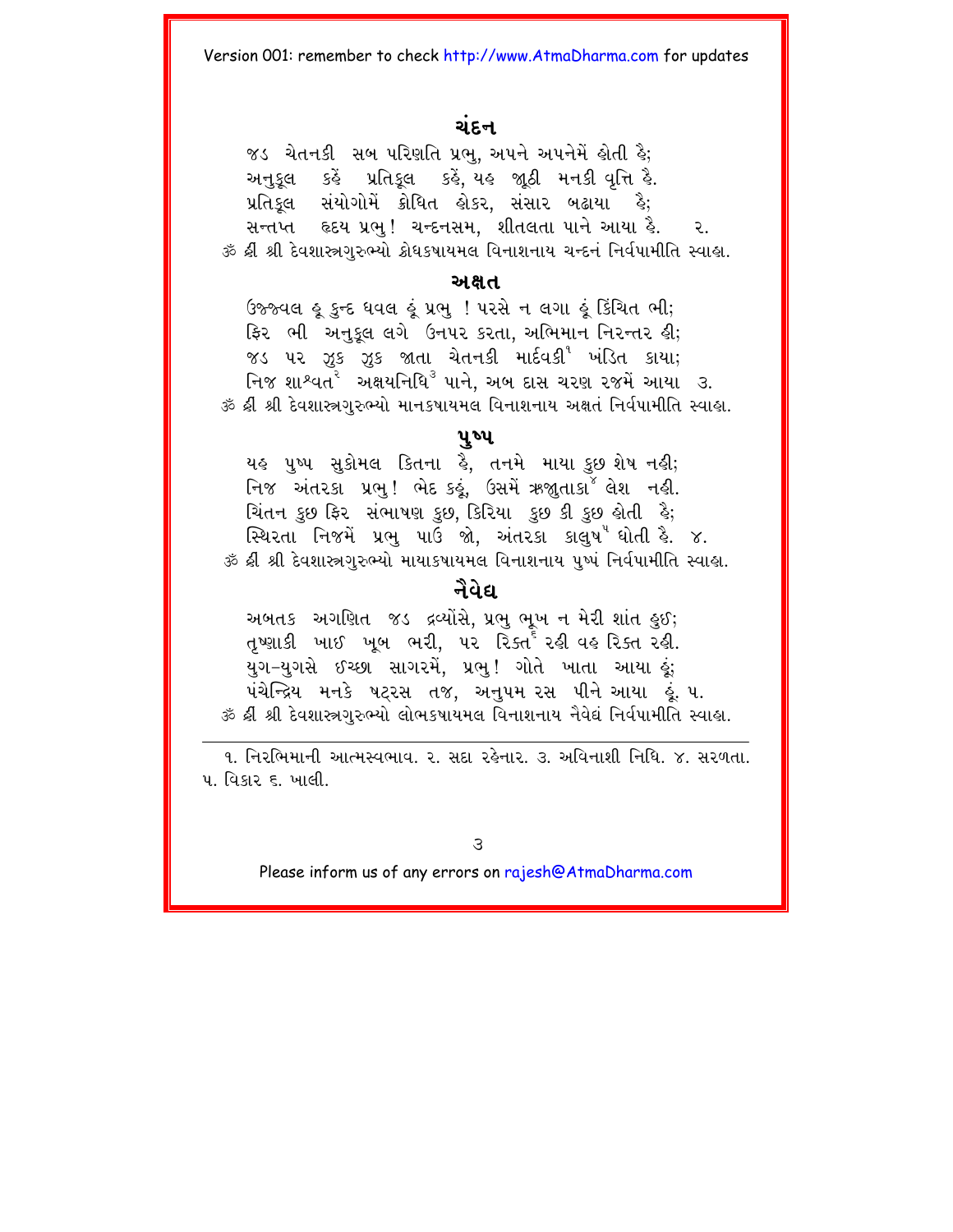## ચંદન

જડ ચેતનકી સબ પરિણતિ પ્રભુ, અપને અપનેમેં હોતી હૈ;
અનુકૂલ કહેં પ્રતિકૂલ કહેં, યહ જૂઠી મનકી વૃત્તિ હૈ.
પ્રતિકૂલ સંયોગોમેં ક્રોધિત હોકર, સંસાર બઢાયા હૈ;
સન્તપ્ત હૃદય પ્રભુ! ચન્દનસમ, શીતલતા પાને આયા હૈ. ૨.

ૐ હ્રીં શ્રી દેવશાસ્ત્રગુરુભ્યો ક્રોધકષાયમલ વિનાશનાય ચન્દનં નિર્વપામીતિ સ્વાહા.

## અક્ષત

ઉજ્જ્વલ હૂ કુન્દ ધવલ હૂં પ્રભુ ! પરસે ન લગા હૂં કિંચિત ભી;
ફિર ભી અનુકૂલ લગે ઉનપર કરતા, અભિમાન નિરન્તર હી;
જડ પર ઝુક ઝુક જાતા ચેતનકી માર્દવકી[1] ખંડિત કાયા;
નિજ શાશ્વત[2] અક્ષયનિધિ[3] પાને, અબ દાસ ચરણ રજમેં આયા ૩.

ૐ હ્રીં શ્રી દેવશાસ્ત્રગુરુભ્યો માનકષાયમલ વિનાશનાય અક્ષતં નિર્વપામીતિ સ્વાહા.

## પુષ્પ

યહ પુષ્પ સુકોમલ કિતના હૈ, તનમે માયા કુછ શેષ નહીં;
નિજ અંતરકા પ્રભુ! ભેદ કહૂં, ઉસમેં ઋજુતાકા[4] લેશ નહીં.
ચિંતન કુછ ફિર સંભાષણ કુછ, કિરિયા કુછ કી કુછ હોતી હૈ;
સ્થિરતા નિજમેં પ્રભુ પાઉં જો, અંતરકા કાલુષ[5] ધોતી હૈ. ૪.

ૐ હ્રીં શ્રી દેવશાસ્ત્રગુરુભ્યો માયાકષાયમલ વિનાશનાય પુષ્પં નિર્વપામીતિ સ્વાહા.

## નૈવેદ્ય

અબતક અગણિત જડ દ્રવ્યોંસે, પ્રભુ ભૂખ ન મેરી શાંત હુઈ;
તૃષ્ણાકી ખાઈ ખૂબ ભરી, પર રિક્ત[6] રહી વહ રિક્ત રહી.
યુગ-યુગસે ઇચ્છા સાગરમેં, પ્રભુ! ગોતે ખાતા આયા હૂં;
પંચેન્દ્રિય મનકે ષટ્રસ તજ, અનુપમ રસ પીને આયા હૂં. ૫.

ૐ હ્રીં શ્રી દેવશાસ્ત્રગુરુભ્યો લોભકષાયમલ વિનાશનાય નૈવેદ્યં નિર્વપામીતિ સ્વાહા.

---

૧. નિરભિમાની આત્મસ્વભાવ. ૨. સદા રહેનાર. ૩. અવિનાશી નિધિ. ૪. સરળતા. ૫. વિકાર ૬. ખાલી.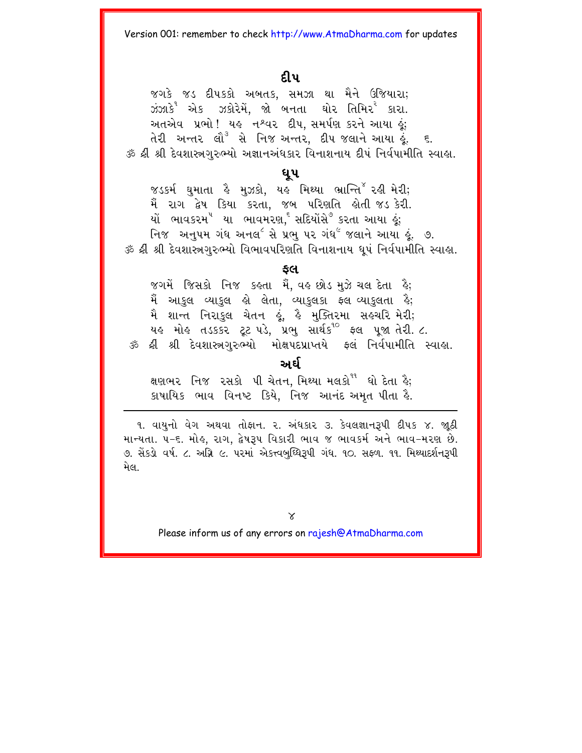## દીપ

જગકે જડ દીપકકો અબતક, સમઝા થા મૈને ઉજિયારા;
ઝંઝાકે[1] એક ઝકોરેમેં, જો બનતા ઘોર તિમિર[2] કારા.
અતએવ પ્રભો! યહ નશ્વર દીપ, સમર્પણ કરને આયા હૂં;
તેરી અન્તર લૌ[3] સે નિજ અન્તર, દીપ જલાને આયા હૂં. ૬.

ૐ હ્રીં શ્રી દેવશાસ્ત્રગુરુભ્યો અજ્ઞાનઅંધકાર વિનાશનાય દીપં નિર્વપામીતિ સ્વાહા.

## ધૂપ

જડકર્મ ઘુમાતા હૈ મુઝકો, યહ મિથ્યા ભ્રાન્તિ[4] રહી મેરી;
મૈં રાગ દ્વેષ કિયા કરતા, જબ પરિણતિ હોતી જડ કેરી.
યોં ભાવકરમ[5] યા ભાવમરણ,[6] સદિયોંસે[7] કરતા આયા હૂં;
નિજ અનુપમ ગંધ અનલ[8] સે પ્રભુ પર ગંધ[9] જલાને આયા હૂં. ૭.

ૐ હ્રીં શ્રી દેવશાસ્ત્રગુરુભ્યો વિભાવપરિણતિ વિનાશનાય ધૂપં નિર્વપામીતિ સ્વાહા.

## ફલ

જગમેં જિસકો નિજ કહતા મૈં, વહ છોડ મુઝે ચલ દેતા હૈ;
મૈં આકુલ વ્યાકુલ હો લેતા, વ્યાકુલકા ફલ વ્યાકુલતા હૈ;
મૈ શાન્ત નિરાકુલ ચેતન હૂં, હૈ મુક્તિરમા સહચરિ મેરી;
યહ મોહ તડકકર ટૂટ પડે, પ્રભુ સાર્થક[10] ફલ પૂજા તેરી. ૮.

ૐ હ્રીં શ્રી દેવશાસ્ત્રગુરુભ્યો મોક્ષપદપ્રાપ્તયે ફલં નિર્વપામીતિ સ્વાહા.

## અર્ઘ

ક્ષણભર નિજ રસકો પી ચેતન, મિથ્યા મલકો[11] ધો દેતા હૈ;
કાષાયિક ભાવ વિનષ્ટ કિયે, નિજ આનંદ અમૃત પીતા હૈ.

---

૧. વાયુનો વેગ અથવા તોફાન. ૨. અંધકાર ૩. કેવલજ્ઞાનરૂપી દીપક ૪. જૂઠી માન્યતા. ૫-૬. મોહ, રાગ, દ્વેષરૂપ વિકારી ભાવ જ ભાવકર્મ અને ભાવ-મરણ છે. ૭. સેંકડો વર્ષ. ૮. અગ્નિ ૯. પરમાં એકત્વબુદ્ધિરૂપી ગંધ. ૧૦. સફળ. ૧૧. મિથ્યાદર્શનરૂપી મેલ.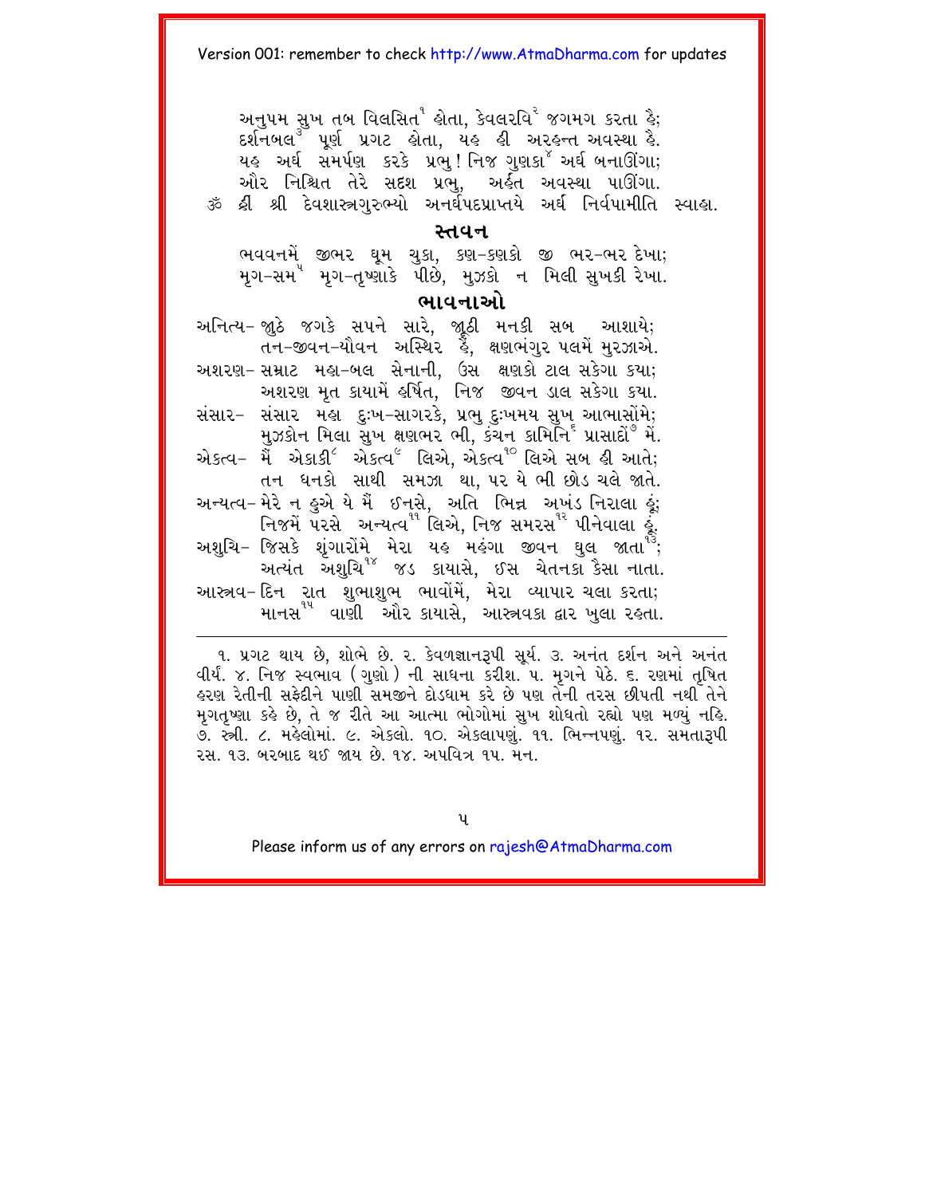અનુપમ સુખ તબ વિલસિત[1] હોતા, કેવલરવિ[2] જગમગ કરતા હૈ;
દર્શનબલ[3] પૂર્ણ પ્રગટ હોતા, યહ હી અરહન્ત અવસ્થા હૈ.
યહ અર્ઘ સમર્પણ કરકે પ્રભુ! નિજ ગુણકા[4] અર્ઘ બનાઊંગા;
ઔર નિશ્ચિત તેરે સદશ પ્રભુ, અર્હંત અવસ્થા પાઊંગા.
ૐ હ્રીં શ્રી દેવશાસ્ત્રગુરુભ્યો અનર્ઘપદપ્રાપ્તયે અર્ઘ નિર્વપામીતિ સ્વાહા.

## સ્તવન

ભવવનમેં જીભર ઘૂમ ચુકા, કણ-કણકો જી ભર-ભર દેખા;
મૃગ-સમ[5] મૃગ-તૃષ્ણાકે પીછે, મુઝકો ન મિલી સુખકી રેખા.

## ભાવનાઓ

અનિત્ય- જૂઠે જગકે સપને સારે, જૂઠી મનકી સબ આશાયે;
તન-જીવન-યૌવન અસ્થિર હૈ, ક્ષણભંગુર પલમેં મુરઝાએ.

અશરણ- સમ્રાટ મહા-બલ સેનાની, ઉસ ક્ષણકો ટાલ સકેગા કયા;
અશરણ મૃત કાયામેં હર્ષિત, નિજ જીવન ડાલ સકેગા કયા.

સંસાર- સંસાર મહા દુઃખ-સાગરકે, પ્રભુ દુઃખમય સુખ આભાસોંમે;
મુઝકોન મિલા સુખ ક્ષણભર ભી, કંચન કામિનિ[6] પ્રાસાદોં[7] મેં.

એકત્વ- મૈં એકાકી[8] એકત્વ[9] લિએ, એકત્વ[10] લિએ સબ હી આતે;
તન ધનકો સાથી સમઝા થા, પર યે ભી છોડ ચલે જાતે.

અન્યત્વ- મેરે ન હુએ યે મૈં ઈનસે, અતિ ભિન્ન અખંડ નિરાલા હૂં;
નિજમેં પરસે અન્યત્વ[11] લિએ, નિજ સમરસ[12] પીનેવાલા હૂં.

અશુચિ- જિસકે શૃંગારોંમે મેરા યહ મહંગા જીવન ઘુલ જાતા[13];
અત્યંત અશુચિ[14] જડ કાયાસે, ઈસ ચેતનકા કૈસા નાતા.

આસ્રવ- દિન રાત શુભાશુભ ભાવોંમેં, મેરા વ્યાપાર ચલા કરતા;
માનસ[15] વાણી ઔર કાયાસે, આસ્રવકા દ્વાર ખુલા રહતા.

---

૧. પ્રગટ થાય છે, શોભે છે. ૨. કેવળજ્ઞાનરૂપી સૂર્ય. ૩. અનંત દર્શન અને અનંત વીર્ય. ૪. નિજ સ્વભાવ (ગુણો) ની સાધના કરીશ. ૫. મૃગને પેઠે. ૬. રણમાં તૃષિત હરણ રેતીની સફેદીને પાણી સમજીને દોડધામ કરે છે પણ તેની તરસ છીપતી નથી તેને મૃગતૃષ્ણા કહે છે, તે જ રીતે આ આત્મા ભોગોમાં સુખ શોધતો રહ્યો પણ મળ્યું નહિ. ૭. સ્ત્રી. ૮. મહેલોમાં. ૯. એકલો. ૧૦. એકલાપણું. ૧૧. ભિન્નપણું. ૧૨. સમતારૂપી રસ. ૧૩. બરબાદ થઈ જાય છે. ૧૪. અપવિત્ર ૧૫. મન.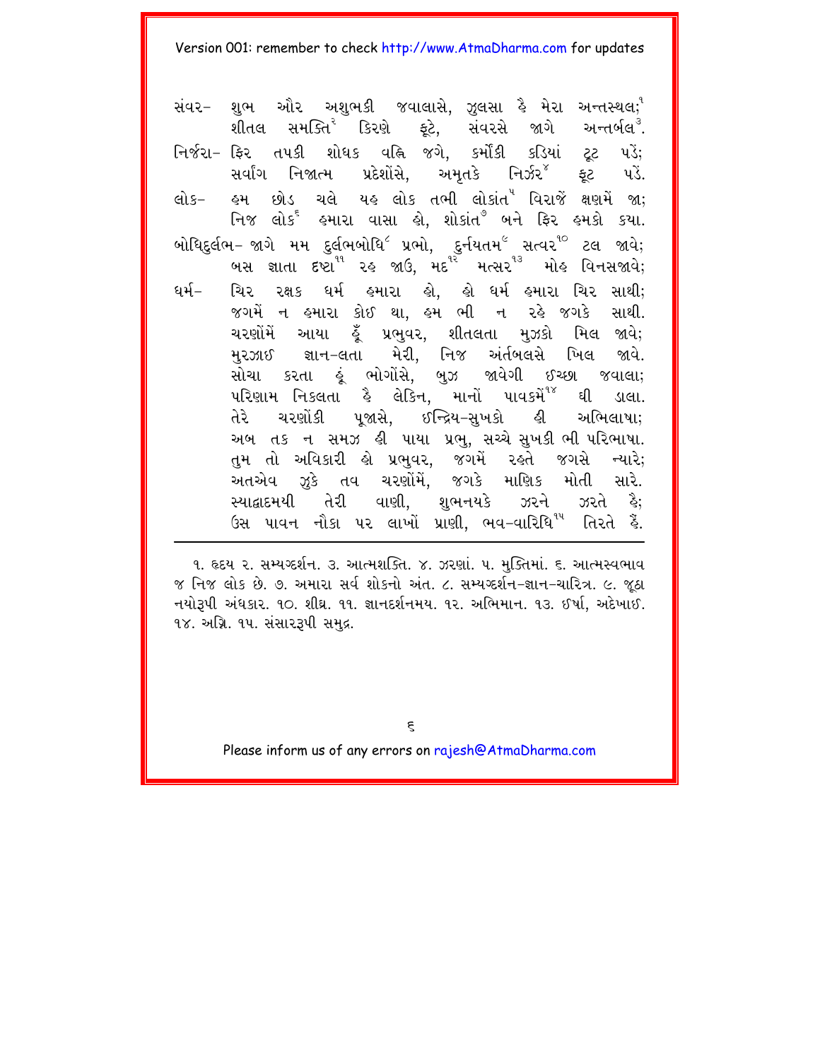સંવર– શુભ ઔર અશુભકી જ્વાલાસે, ઝુલસા હૈ મેરા અન્તસ્થલ;[1]
શીતલ સમક્તિ[2] કિરણે ફૂટે, સંવરસે જાગે અન્તર્બલ[3].

નિર્જરા– ફિર તપકી શોધક વહ્નિ જગે, કર્મોંકી કડિયાં ટૂટ પડેં;
સર્વાંગ નિજાત્મ પ્રદેશોંસે, અમૃતકે નિર્ઝર[4] ફૂટ પડેં.

લોક– હમ છોડ ચલે યહ લોક તભી લોકાંત[5] વિરાજેં ક્ષણમેં જા;
નિજ લોક[6] હમારા વાસા હો, શોકાંત[7] બને ફિર હમકો ક્યા.

બોધિદુર્લભ– જાગે મમ દુર્લભબોધિ[8] પ્રભો, દુર્નયતમ[9] સત્વર[10] ટલ જાવે;
બસ જ્ઞાતા દૃષ્ટા[11] રહ જાઉં, મદ[12] મત્સર[13] મોહ વિનસજાવે;

ધર્મ– ચિર રક્ષક ધર્મ હમારા હો, હો ધર્મ હમારા ચિર સાથી;
જગમેં ન હમારા કોઈ થા, હમ ભી ન રહે જગકે સાથી.
ચરણોંમેં આયા હૂઁ પ્રભુવર, શીતલતા મુઝકો મિલ જાવે;
મુરઝાઈ જ્ઞાન-લતા મેરી, નિજ અંતર્બલસે ખિલ જાવે.
સોચા કરતા હૂં ભોગોંસે, બુઝ જાવેગી ઈચ્છા જ્વાલા;
પરિણામ નિકલતા હૈ લેકિન, માનોં પાવકમેં[14] ઘી ડાલા.
તેરે ચરણોંકી પૂજાસે, ઈન્દ્રિય-સુખકો હી અભિલાષા;
અબ તક ન સમઝ હી પાયા પ્રભુ, સચ્ચે સુખકી ભી પરિભાષા.
તુમ તો અવિકારી હો પ્રભુવર, જગમેં રહતે જગસે ન્યારે;
અતએવ ઝુકે તવ ચરણોંમેં, જગકે માણિક મોતી સારે.
સ્યાદ્વાદમયી તેરી વાણી, શુભનયકે ઝરને ઝરતે હૈં;
ઉસ પાવન નૌકા પર લાખોં પ્રાણી, ભવ-વારિધિ[15] તિરતે હૈં.

---

૧. હૃદય ૨. સમ્યગ્દર્શન. ૩. આત્મશક્તિ. ૪. ઝરણાં. ૫. મુક્તિમાં. ૬. આત્મસ્વભાવ જ નિજ લોક છે. ૭. અમારા સર્વ શોકનો અંત. ૮. સમ્યગ્દર્શન-જ્ઞાન-ચારિત્ર. ૯. જૂઠા નયોરૂપી અંધકાર. ૧૦. શીઘ્ર. ૧૧. જ્ઞાનદર્શનમય. ૧૨. અભિમાન. ૧૩. ઈર્ષા, અદેખાઈ. ૧૪. અગ્નિ. ૧૫. સંસારરૂપી સમુદ્ર.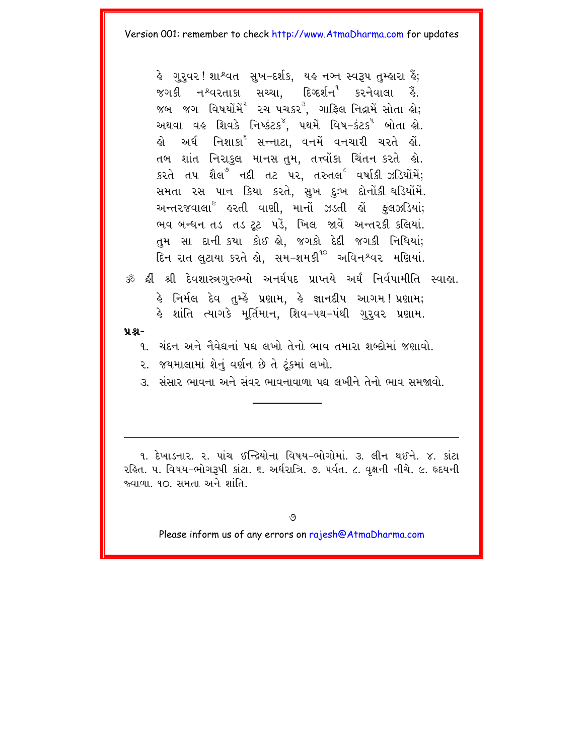હે ગુરુવર! શાશ્વત સુખ-દર્શક, યહ નગ્ન સ્વરૂપ તુમ્હારા હૈં;
જગકી નશ્વરતાકા સચ્ચા, દિગ્દર્શન[1] કરનેવાલા હૈં.
જબ જગ વિષયોંમેં[2] રચ પચકર[3], ગાફિલ નિદ્રામેં સોતા હો;
અથવા વહ શિવકે નિષ્કંટક[4], પથમેં વિષ-કંટક[5] બોતા હો.
હો અર્ધ નિશાકા[6] સન્નાટા, વનમેં વનચારી ચરતે હોં.
તબ શાંત નિરાકુલ માનસ તુમ, તત્ત્વોંકા ચિંતન કરતે હો.
કરતે તપ શૈલ[7] નદી તટ પર, તરુતલ[8] વર્ષાકી ઝડિયોંમેં;
સમતા રસ પાન કિયા કરતે, સુખ દુઃખ દોનોંકી ઘડિયોંમેં.
અન્તરજવાલા[9] હરતી વાણી, માનોં ઝડતી હોં ફુલઝડિયાં;
ભવ બન્ધન તડ તડ ટૂટ પડેં, ખિલ જાવેં અન્તરકી કલિયાં.
તુમ સા દાની કયા કોઈ હો, જગકો દેદી જગકી નિધિયાં;
દિન રાત લુટાયા કરતે હો, સમ-શમકી[10] અવિનશ્વર મણિયાં.

ૐ હ્રીં શ્રી દેવશાસ્ત્રગુરુભ્યો અનર્ઘપદ પ્રાપ્તયે અર્ઘં નિર્વપામીતિ સ્વાહા.

હે નિર્મલ દેવ તુમ્હેં પ્રણામ, હે જ્ઞાનદીપ આગમ! પ્રણામ;
હે શાંતિ ત્યાગકે મૂર્તિમાન, શિવ-પથ-પંથી ગુરુવર પ્રણામ.

**પ્રશ્ન-**

૧. ચંદન અને નૈવેદ્યનાં પદ્ય લખો તેનો ભાવ તમારા શબ્દોમાં જણાવો.

૨. જયમાલામાં શેનું વર્ણન છે તે ટૂંકમાં લખો.

૩. સંસાર ભાવના અને સંવર ભાવનાવાળા પદ્ય લખીને તેનો ભાવ સમજાવો.

---

૧. દેખાડનાર. ૨. પાંચ ઇન્દ્રિયોના વિષય-ભોગોમાં. ૩. લીન થઈને. ૪. કાંટા રહિત. ૫. વિષય-ભોગરૂપી કાંટા. ૬. અર્ધરાત્રિ. ૭. પર્વત. ૮. વૃક્ષની નીચે. ૯. હૃદયની જ્વાળા. ૧૦. સમતા અને શાંતિ.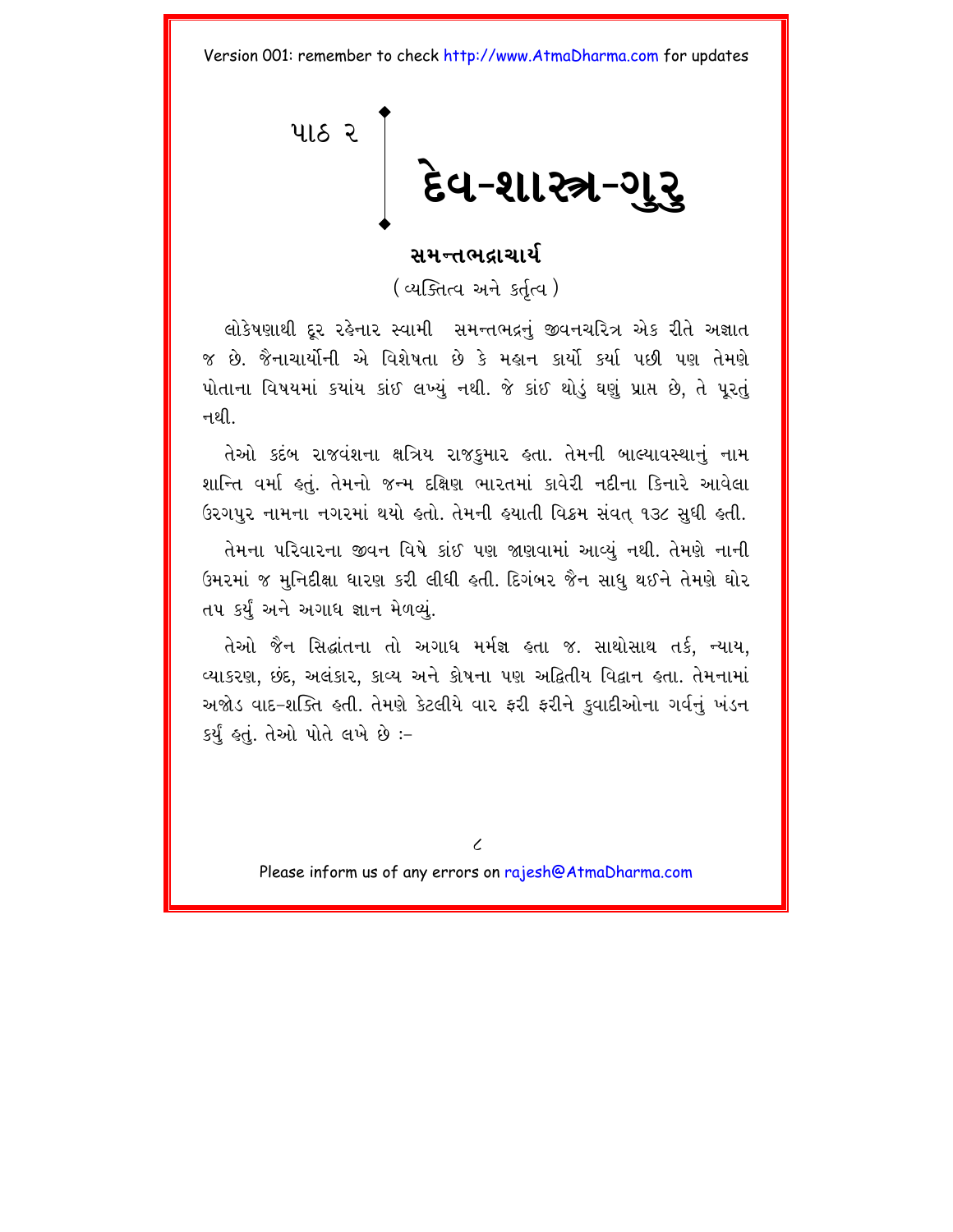પાઠ ૨

# દેવ-શાસ્ત્ર-ગુરુ

## સમન્તભદ્રાચાર્ય

(વ્યક્તિત્વ અને કર્તૃત્વ)

લોકેષણાથી દૂર રહેનાર સ્વામી સમન્તભદ્રનું જીવનચરિત્ર એક રીતે અજ્ઞાત જ છે. જૈનાચાર્યોની એ વિશેષતા છે કે મહાન કાર્યો કર્યા પછી પણ તેમણે પોતાના વિષયમાં ક્યાંય કાંઈ લખ્યું નથી. જે કાંઈ થોડું ઘણું પ્રાપ્ત છે, તે પૂરતું નથી.

તેઓ કદંબ રાજવંશના ક્ષત્રિય રાજકુમાર હતા. તેમની બાલ્યાવસ્થાનું નામ શાન્તિ વર્મા હતું. તેમનો જન્મ દક્ષિણ ભારતમાં કાવેરી નદીના કિનારે આવેલા ઉરગપુર નામના નગરમાં થયો હતો. તેમની હયાતી વિક્રમ સંવત્ ૧૩૮ સુધી હતી.

તેમના પરિવારના જીવન વિષે કાંઈ પણ જાણવામાં આવ્યું નથી. તેમણે નાની ઉંમરમાં જ મુનિદીક્ષા ધારણ કરી લીધી હતી. દિગંબર જૈન સાધુ થઈને તેમણે ઘોર તપ કર્યું અને અગાધ જ્ઞાન મેળવ્યું.

તેઓ જૈન સિદ્ધાંતના તો અગાધ મર્મજ્ઞ હતા જ. સાથોસાથ તર્ક, ન્યાય, વ્યાકરણ, છંદ, અલંકાર, કાવ્ય અને કોષના પણ અદ્વિતીય વિદ્વાન હતા. તેમનામાં અજોડ વાદ-શક્તિ હતી. તેમણે કેટલીયે વાર ફરી ફરીને કુવાદીઓના ગર્વનું ખંડન કર્યું હતું. તેઓ પોતે લખે છે :-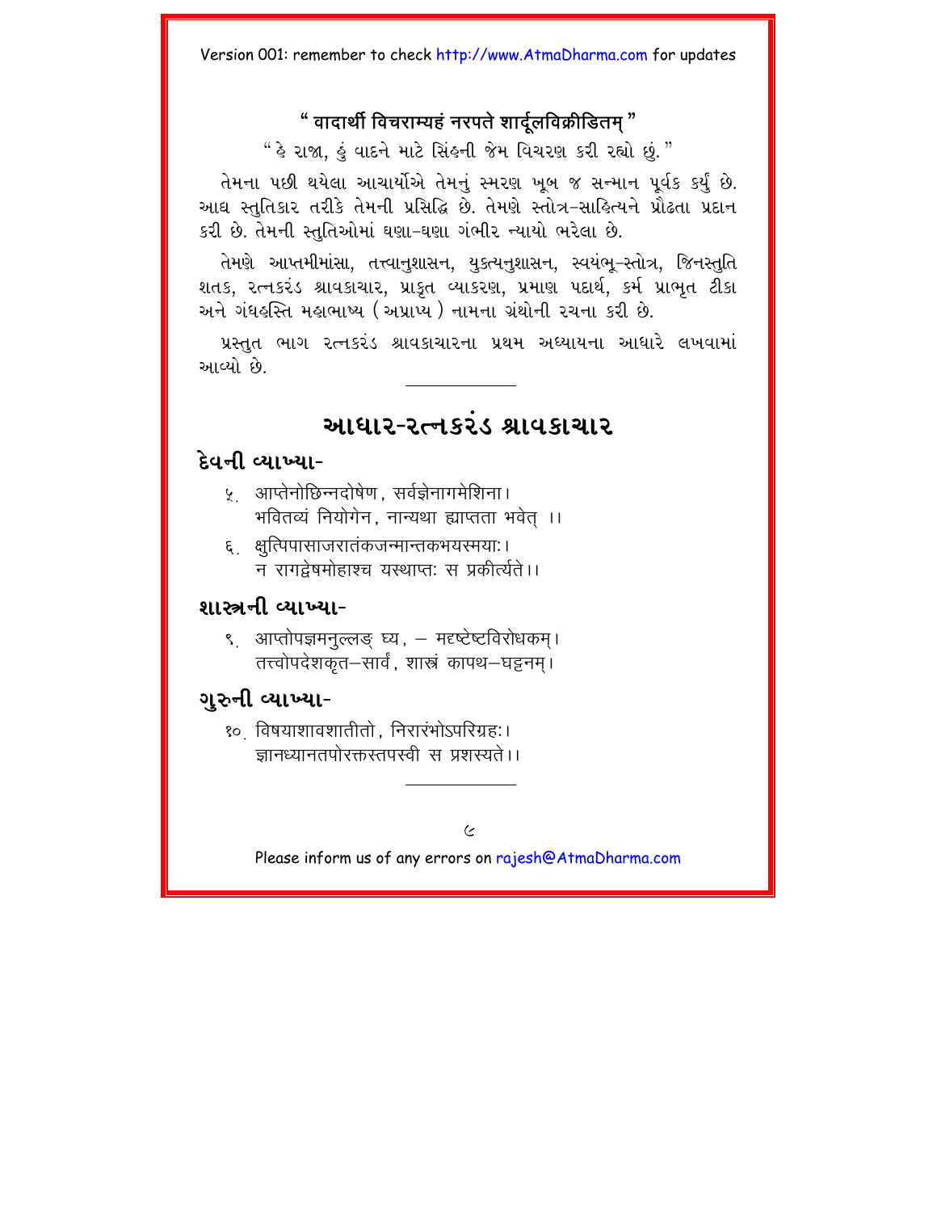**" वादार्थी विचराम्यहं नरपते शार्दूलविक्रीडितम् "**

" હે રાજા, હું વાદને માટે સિંહની જેમ વિચરણ કરી રહ્યો છું. "

તેમના પછી થયેલા આચાર્યોએ તેમનું સ્મરણ ખૂબ જ સન્માન પૂર્વક કર્યું છે. આદ્ય સ્તુતિકાર તરીકે તેમની પ્રસિદ્ધિ છે. તેમણે સ્તોત્ર-સાહિત્યને પ્રૌઢતા પ્રદાન કરી છે. તેમની સ્તુતિઓમાં ઘણા-ઘણા ગંભીર ન્યાયો ભરેલા છે.

તેમણે આપ્તમીમાંસા, તત્ત્વાનુશાસન, યુકત્યનુશાસન, સ્વયંભૂ-સ્તોત્ર, જિનસ્તુતિ શતક, રત્નકરંડ શ્રાવકાચાર, પ્રાકૃત વ્યાકરણ, પ્રમાણ પદાર્થ, કર્મ પ્રાભૃત ટીકા અને ગંધહસ્તિ મહાભાષ્ય ( અપ્રાપ્ય ) નામના ગ્રંથોની રચના કરી છે.

પ્રસ્તુત ભાગ રત્નકરંડ શ્રાવકાચારના પ્રથમ અધ્યાયના આધારે લખવામાં આવ્યો છે.

---

# આધાર-રત્નકરંડ શ્રાવકાચાર

## દેવની વ્યાખ્યા-

૫. आप्तेनोच्छिन्नदोषेण, सर्वज्ञेनागमेशिना।
भवितव्यं नियोगेन, नान्यथा ह्याप्तता भवेत् ।।

૬. क्षुत्पिपासाजरातंकजन्मान्तकभयस्मयाः।
न रागद्वेषमोहाश्च यस्याप्तः स प्रकीर्त्यते।।

## શાસ્ત્રની વ્યાખ્યા-

૯. आप्तोपज्ञमनुल्लङ्घ्य, – मदृष्टेष्टविरोधकम्।
तत्त्वोपदेशकृत–सार्वं, शास्त्रं कापथ–घट्टनम्।

## ગુરુની વ્યાખ્યા-

૧૦. विषयाशावशातीतो, निरारंभोऽपरिग्रहः।
ज्ञानध्यानतपोरक्तस्तपस्वी स प्रशस्यते।।

---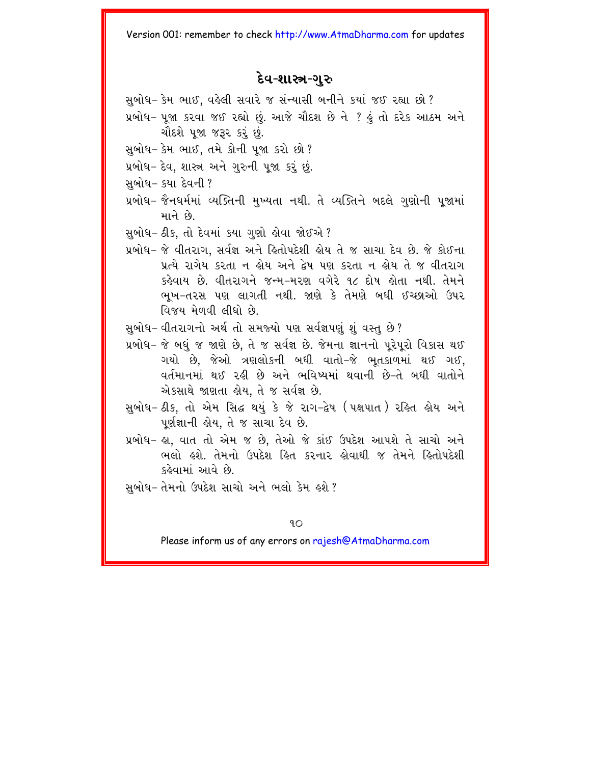## દેવ-શાસ્ત્ર-ગુરુ

સુબોધ– કેમ ભાઈ, વહેલી સવારે જ સંન્યાસી બનીને કયાં જઈ રહ્યા છો ?

પ્રબોધ– પૂજા કરવા જઈ રહ્યો છું. આજે ચૌદશ છે ને ? હું તો દરેક આઠમ અને ચૌદશે પૂજા જરૂર કરું છું.

સુબોધ– કેમ ભાઈ, તમે કોની પૂજા કરો છો ?

પ્રબોધ– દેવ, શાસ્ત્ર અને ગુરુની પૂજા કરું છું.

સુબોધ– કયા દેવની ?

પ્રબોધ– જૈનધર્મમાં વ્યક્તિની મુખ્યતા નથી. તે વ્યક્તિને બદલે ગુણોની પૂજામાં માને છે.

સુબોધ– ઠીક, તો દેવમાં કયા ગુણો હોવા જોઈએ ?

પ્રબોધ– જે વીતરાગ, સર્વજ્ઞ અને હિતોપદેશી હોય તે જ સાચા દેવ છે. જે કોઈના પ્રત્યે રાગેય કરતા ન હોય અને દ્વેષ પણ કરતા ન હોય તે જ વીતરાગ કહેવાય છે. વીતરાગને જન્મ-મરણ વગેરે ૧૮ દોષ હોતા નથી. તેમને ભૂખ-તરસ પણ લાગતી નથી. જાણે કે તેમણે બધી ઈચ્છાઓ ઉપર વિજય મેળવી લીધો છે.

સુબોધ– વીતરાગનો અર્થ તો સમજ્યો પણ સર્વજ્ઞપણું શું વસ્તુ છે ?

પ્રબોધ– જે બધું જ જાણે છે, તે જ સર્વજ્ઞ છે. જેમના જ્ઞાનનો પૂરેપૂરો વિકાસ થઈ ગયો છે, જેઓ ત્રણલોકની બધી વાતો-જે ભૂતકાળમાં થઈ ગઈ, વર્તમાનમાં થઈ રહી છે અને ભવિષ્યમાં થવાની છે-તે બધી વાતોને એકસાથે જાણતા હોય, તે જ સર્વજ્ઞ છે.

સુબોધ– ઠીક, તો એમ સિદ્ધ થયું કે જે રાગ-દ્વેષ (પક્ષપાત) રહિત હોય અને પૂર્ણજ્ઞાની હોય, તે જ સાચા દેવ છે.

પ્રબોધ– હા, વાત તો એમ જ છે, તેઓ જે કાંઈ ઉપદેશ આપશે તે સાચો અને ભલો હશે. તેમનો ઉપદેશ હિત કરનાર હોવાથી જ તેમને હિતોપદેશી કહેવામાં આવે છે.

સુબોધ– તેમનો ઉપદેશ સાચો અને ભલો કેમ હશે ?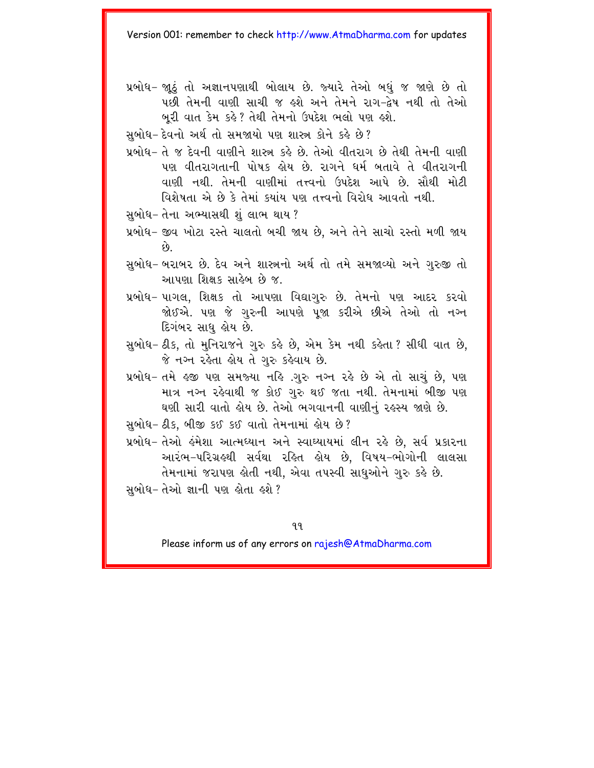પ્રબોધ– જૂઠું તો અજ્ઞાનપણાથી બોલાય છે. જ્યારે તેઓ બધું જ જાણે છે તો પછી તેમની વાણી સાચી જ હશે અને તેમને રાગ-દ્વેષ નથી તો તેઓ બૂરી વાત કેમ કહે? તેથી તેમનો ઉપદેશ ભલો પણ હશે.

સુબોધ– દેવનો અર્થ તો સમજાયો પણ શાસ્ત્ર કોને કહે છે?

પ્રબોધ– તે જ દેવની વાણીને શાસ્ત્ર કહે છે. તેઓ વીતરાગ છે તેથી તેમની વાણી પણ વીતરાગતાની પોષક હોય છે. રાગને ધર્મ બતાવે તે વીતરાગની વાણી નથી. તેમની વાણીમાં તત્ત્વનો ઉપદેશ આપે છે. સૌથી મોટી વિશેષતા એ છે કે તેમાં કયાંય પણ તત્ત્વનો વિરોધ આવતો નથી.

સુબોધ– તેના અભ્યાસથી શું લાભ થાય?

પ્રબોધ– જીવ ખોટા રસ્તે ચાલતો બચી જાય છે, અને તેને સાચો રસ્તો મળી જાય છે.

સુબોધ– બરાબર છે. દેવ અને શાસ્ત્રનો અર્થ તો તમે સમજાવ્યો અને ગુરુજી તો આપણા શિક્ષક સાહેબ છે જ.

પ્રબોધ– પાગલ, શિક્ષક તો આપણા વિદ્યાગુરુ છે. તેમનો પણ આદર કરવો જોઈએ. પણ જે ગુરુની આપણે પૂજા કરીએ છીએ તેઓ તો નગ્ન દિગંબર સાધુ હોય છે.

સુબોધ– ઠીક, તો મુનિરાજને ગુરુ કહે છે, એમ કેમ નથી કહેતા? સીધી વાત છે, જે નગ્ન રહેતા હોય તે ગુરુ કહેવાય છે.

પ્રબોધ– તમે હજી પણ સમજ્યા નહિ .ગુરુ નગ્ન રહે છે એ તો સાચું છે, પણ માત્ર નગ્ન રહેવાથી જ કોઈ ગુરુ થઈ જતા નથી. તેમનામાં બીજી પણ ઘણી સારી વાતો હોય છે. તેઓ ભગવાનની વાણીનું રહસ્ય જાણે છે.

સુબોધ– ઠીક, બીજી કઈ કઈ વાતો તેમનામાં હોય છે?

પ્રબોધ– તેઓ હંમેશા આત્મધ્યાન અને સ્વાધ્યાયમાં લીન રહે છે, સર્વ પ્રકારના આરંભ-પરિગ્રહથી સર્વથા રહિત હોય છે, વિષય-ભોગોની લાલસા તેમનામાં જરાપણ હોતી નથી, એવા તપસ્વી સાધુઓને ગુરુ કહે છે.

સુબોધ– તેઓ જ્ઞાની પણ હોતા હશે?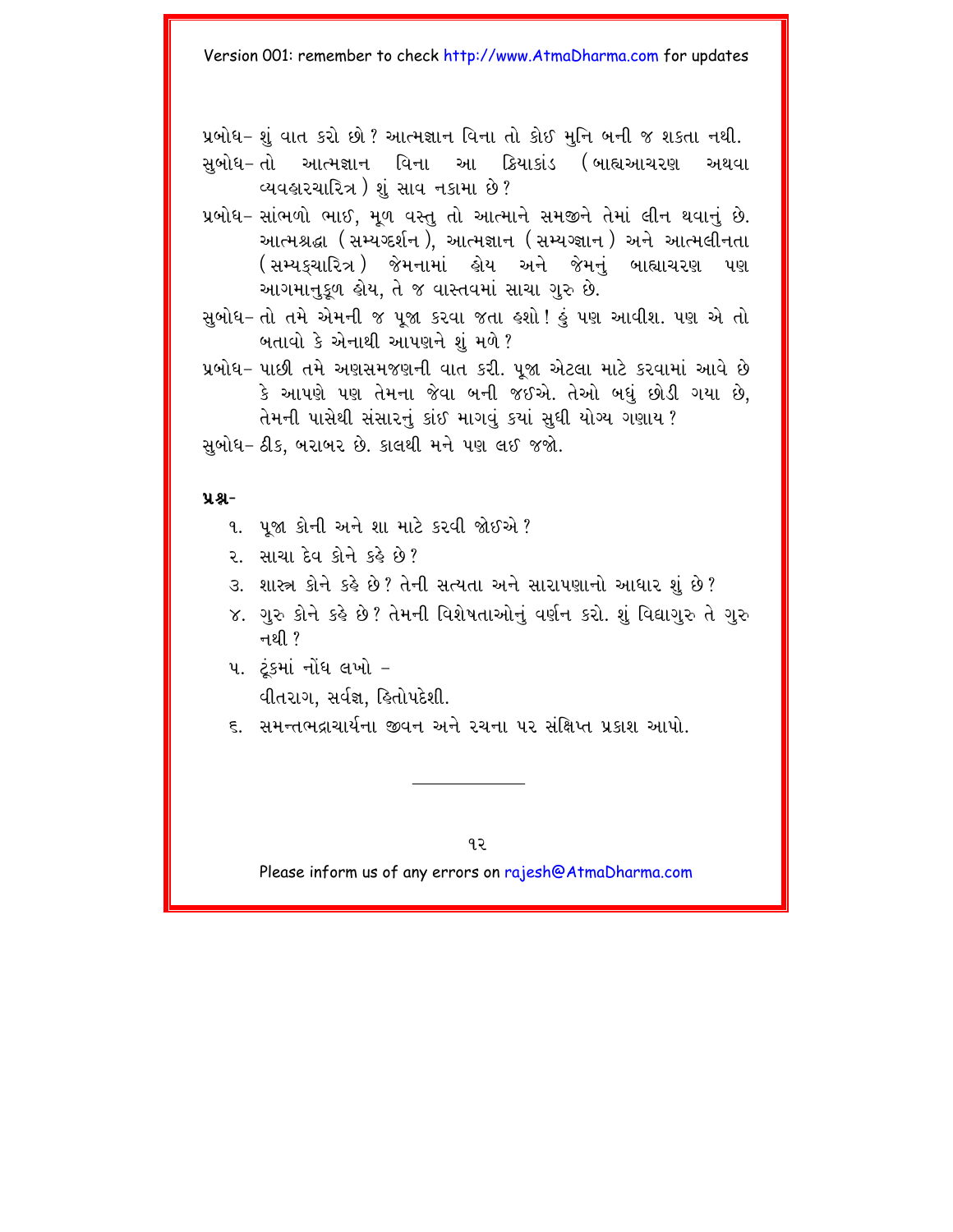પ્રબોધ– શું વાત કરો છો? આત્મજ્ઞાન વિના તો કોઈ મુનિ બની જ શકતા નથી.

સુબોધ– તો આત્મજ્ઞાન વિના આ ક્રિયાકાંડ (બાહ્યઆચરણ અથવા વ્યવહારચારિત્ર) શું સાવ નકામા છે?

પ્રબોધ– સાંભળો ભાઈ, મૂળ વસ્તુ તો આત્માને સમજીને તેમાં લીન થવાનું છે. આત્મશ્રદ્ધા (સમ્યગ્દર્શન), આત્મજ્ઞાન (સમ્યગ્જ્ઞાન) અને આત્મલીનતા (સમ્યક્ચારિત્ર) જેમનામાં હોય અને જેમનું બાહ્યાચરણ પણ આગમાનુકૂળ હોય, તે જ વાસ્તવમાં સાચા ગુરુ છે.

સુબોધ– તો તમે એમની જ પૂજા કરવા જતા હશો! હું પણ આવીશ. પણ એ તો બતાવો કે એનાથી આપણને શું મળે?

પ્રબોધ– પાછી તમે અણસમજણની વાત કરી. પૂજા એટલા માટે કરવામાં આવે છે કે આપણે પણ તેમના જેવા બની જઈએ. તેઓ બધું છોડી ગયા છે, તેમની પાસેથી સંસારનું કાંઈ માગવું કયાં સુધી યોગ્ય ગણાય?

સુબોધ– ઠીક, બરાબર છે. કાલથી મને પણ લઈ જજો.

**પ્રશ્ન–**

૧. પૂજા કોની અને શા માટે કરવી જોઈએ?

૨. સાચા દેવ કોને કહે છે?

૩. શાસ્ત્ર કોને કહે છે? તેની સત્યતા અને સારાપણાનો આધાર શું છે?

૪. ગુરુ કોને કહે છે? તેમની વિશેષતાઓનું વર્ણન કરો. શું વિદ્યાગુરુ તે ગુરુ નથી?

૫. ટૂંકમાં નોંધ લખો –
   વીતરાગ, સર્વજ્ઞ, હિતોપદેશી.

૬. સમન્તભદ્રાચાર્યના જીવન અને રચના પર સંક્ષિપ્ત પ્રકાશ આપો.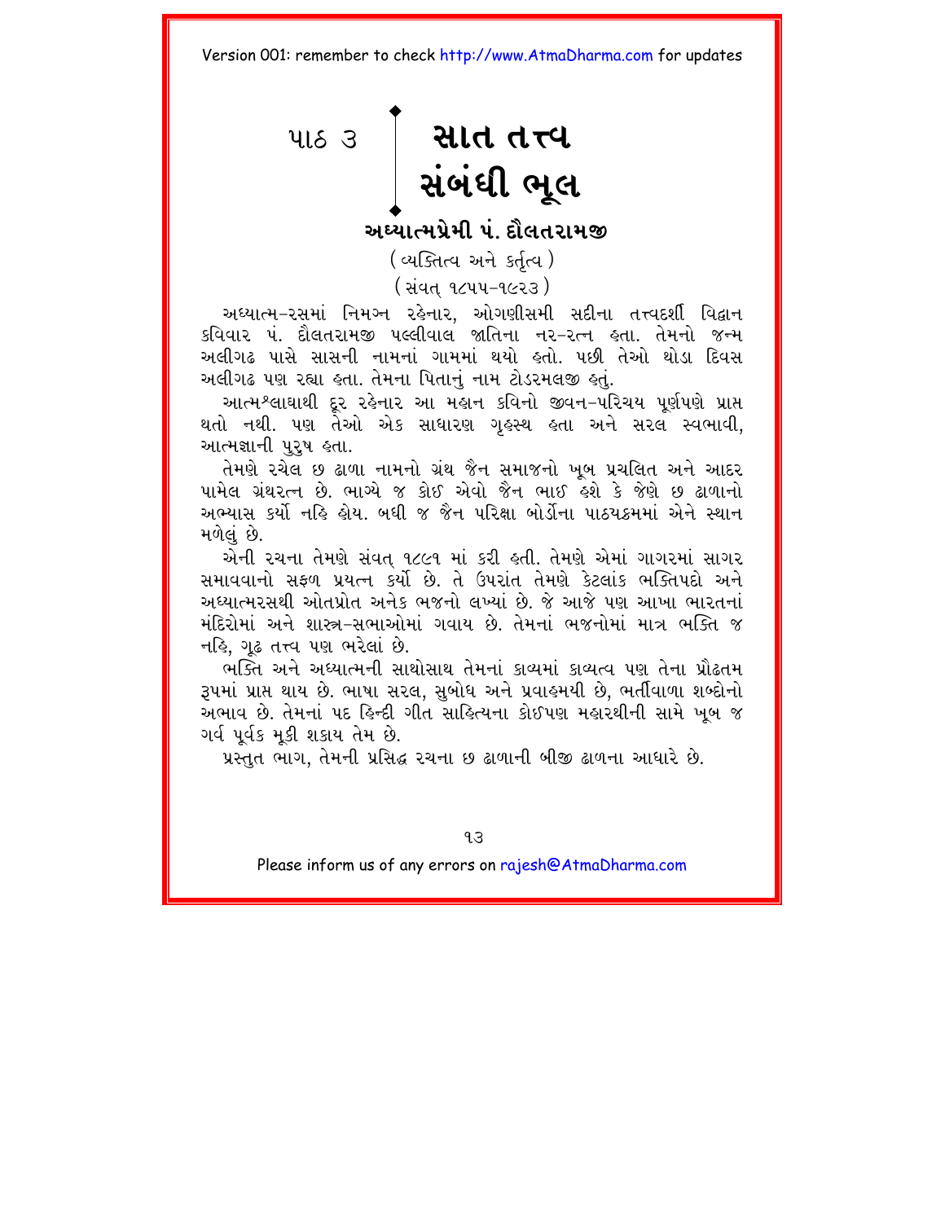# પાઠ ૩ સાત તત્ત્વ સંબંધી ભૂલ

## અધ્યાત્મપ્રેમી પં. દૌલતરામજી

(વ્યક્તિત્વ અને કર્તૃત્વ)

(સંવત્ ૧૮૫૫-૧૯૨૩)

અધ્યાત્મ-રસમાં નિમગ્ન રહેનાર, ઓગણીસમી સદીના તત્ત્વદર્શી વિદ્વાન કવિવાર પં. દૌલતરામજી પલ્લીવાલ જાતિના નર-રત્ન હતા. તેમનો જન્મ અલીગઢ પાસે સાસની નામનાં ગામમાં થયો હતો. પછી તેઓ થોડા દિવસ અલીગઢ પણ રહ્યા હતા. તેમના પિતાનું નામ ટોડરમલજી હતું.

આત્મશ્લાઘાથી દૂર રહેનાર આ મહાન કવિનો જીવન-પરિચય પૂર્ણપણે પ્રાપ્ત થતો નથી. પણ તેઓ એક સાધારણ ગૃહસ્થ હતા અને સરલ સ્વભાવી, આત્મજ્ઞાની પુરુષ હતા.

તેમણે રચેલ છ ઢાળા નામનો ગ્રંથ જૈન સમાજનો ખૂબ પ્રચલિત અને આદર પામેલ ગ્રંથરત્ન છે. ભાગ્યે જ કોઈ એવો જૈન ભાઈ હશે કે જેણે છ ઢાળાનો અભ્યાસ કર્યો નહિ હોય. બધી જ જૈન પરિક્ષા બોર્ડોના પાઠયક્રમમાં એને સ્થાન મળેલું છે.

એની રચના તેમણે સંવત્ ૧૮૯૧ માં કરી હતી. તેમણે એમાં ગાગરમાં સાગર સમાવવાનો સફળ પ્રયત્ન કર્યો છે. તે ઉપરાંત તેમણે કેટલાંક ભક્તિપદો અને અધ્યાત્મરસથી ઓતપ્રોત અનેક ભજનો લખ્યાં છે. જે આજે પણ આખા ભારતનાં મંદિરોમાં અને શાસ્ત્ર-સભાઓમાં ગવાય છે. તેમનાં ભજનોમાં માત્ર ભક્તિ જ નહિ, ગૂઢ તત્ત્વ પણ ભરેલાં છે.

ભક્તિ અને અધ્યાત્મની સાથોસાથ તેમનાં કાવ્યમાં કાવ્યત્વ પણ તેના પ્રૌઢતમ રૂપમાં પ્રાપ્ત થાય છે. ભાષા સરલ, સુબોધ અને પ્રવાહમયી છે, ભર્તીવાળા શબ્દોનો અભાવ છે. તેમનાં પદ હિન્દી ગીત સાહિત્યના કોઈપણ મહારથીની સામે ખૂબ જ ગર્વ પૂર્વક મૂકી શકાય તેમ છે.

પ્રસ્તુત ભાગ, તેમની પ્રસિદ્ધ રચના છ ઢાળાની બીજી ઢાળના આધારે છે.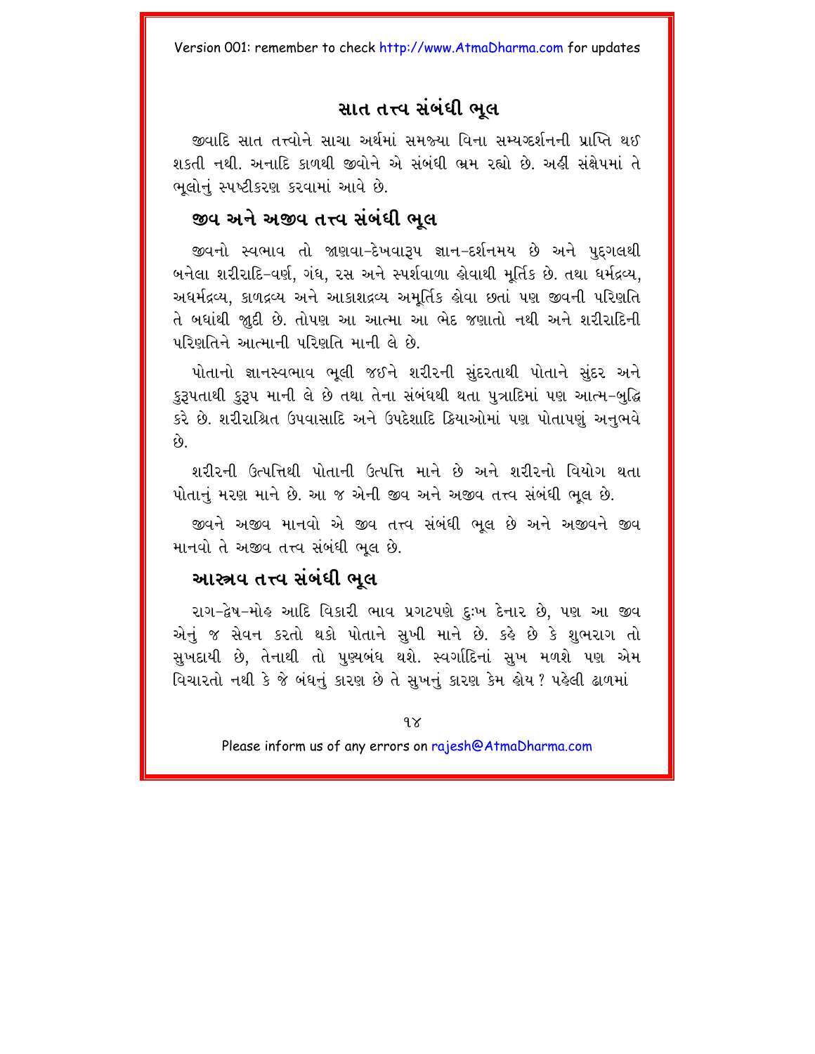## સાત તત્ત્વ સંબંધી ભૂલ

જીવાદિ સાત તત્ત્વોને સાચા અર્થમાં સમજ્યા વિના સમ્યગ્દર્શનની પ્રાપ્તિ થઈ શકતી નથી. અનાદિ કાળથી જીવોને એ સંબંધી ભ્રમ રહ્યો છે. અહીં સંક્ષેપમાં તે ભૂલોનું સ્પષ્ટીકરણ કરવામાં આવે છે.

### જીવ અને અજીવ તત્ત્વ સંબંધી ભૂલ

જીવનો સ્વભાવ તો જાણવા-દેખવારૂપ જ્ઞાન-દર્શનમય છે અને પુદ્‌ગલથી બનેલા શરીરાદિ-વર્ણ, ગંધ, રસ અને સ્પર્શવાળા હોવાથી મૂર્તિક છે. તથા ધર્મદ્રવ્ય, અધર્મદ્રવ્ય, કાળદ્રવ્ય અને આકાશદ્રવ્ય અમૂર્તિક હોવા છતાં પણ જીવની પરિણતિ તે બધાંથી જુદી છે. તોપણ આ આત્મા આ ભેદ જાણતો નથી અને શરીરાદિની પરિણતિને આત્માની પરિણતિ માની લે છે.

પોતાનો જ્ઞાનસ્વભાવ ભૂલી જઈને શરીરની સુંદરતાથી પોતાને સુંદર અને કુરૂપતાથી કુરૂપ માની લે છે તથા તેના સંબંધથી થતા પુત્રાદિમાં પણ આત્મ-બુદ્ધિ કરે છે. શરીરાશ્રિત ઉપવાસાદિ અને ઉપદેશાદિ ક્રિયાઓમાં પણ પોતાપણું અનુભવે છે.

શરીરની ઉત્પત્તિથી પોતાની ઉત્પત્તિ માને છે અને શરીરનો વિયોગ થતા પોતાનું મરણ માને છે. આ જ એની જીવ અને અજીવ તત્ત્વ સંબંધી ભૂલ છે.

જીવને અજીવ માનવો એ જીવ તત્ત્વ સંબંધી ભૂલ છે અને અજીવને જીવ માનવો તે અજીવ તત્ત્વ સંબંધી ભૂલ છે.

### આસ્રવ તત્ત્વ સંબંધી ભૂલ

રાગ-દ્વેષ-મોહ આદિ વિકારી ભાવ પ્રગટપણે દુઃખ દેનાર છે, પણ આ જીવ એનું જ સેવન કરતો થકો પોતાને સુખી માને છે. કહે છે કે શુભરાગ તો સુખદાયી છે, તેનાથી તો પુણ્યબંધ થશે. સ્વર્ગાદિનાં સુખ મળશે પણ એમ વિચારતો નથી કે જે બંધનું કારણ છે તે સુખનું કારણ કેમ હોય? પહેલી ઢાળમાં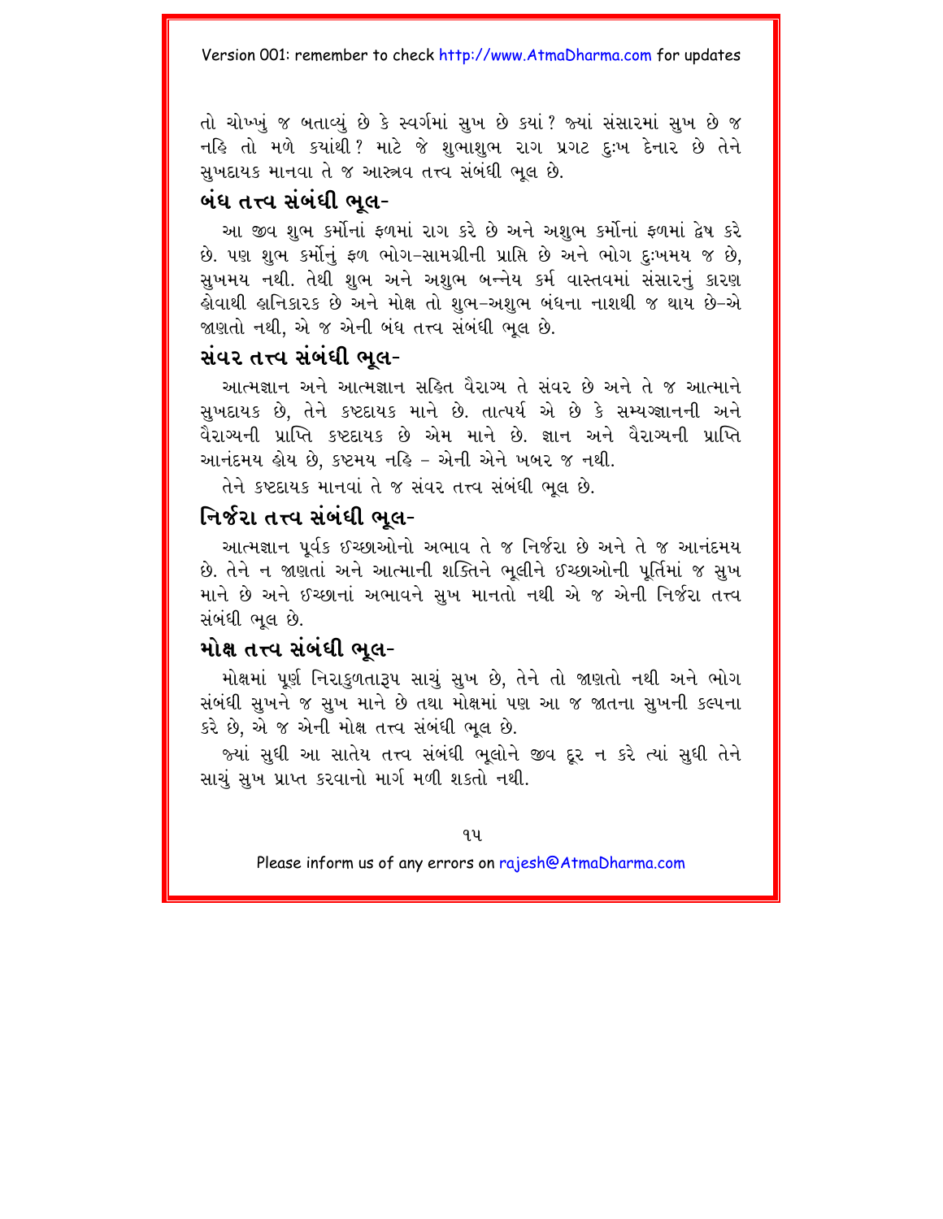તો ચોખ્ખું જ બતાવ્યું છે કે સ્વર્ગમાં સુખ છે ક્યાં? જ્યાં સંસારમાં સુખ છે જ નહિ તો મળે ક્યાંથી? માટે જે શુભાશુભ રાગ પ્રગટ દુઃખ દેનાર છે તેને સુખદાયક માનવા તે જ આસ્ત્રવ તત્ત્વ સંબંધી ભૂલ છે.

## બંધ તત્ત્વ સંબંધી ભૂલ-

આ જીવ શુભ કર્મોનાં ફળમાં રાગ કરે છે અને અશુભ કર્મોનાં ફળમાં દ્વેષ કરે છે. પણ શુભ કર્મોનું ફળ ભોગ-સામગ્રીની પ્રાપ્તિ છે અને ભોગ દુઃખમય જ છે, સુખમય નથી. તેથી શુભ અને અશુભ બન્નેય કર્મ વાસ્તવમાં સંસારનું કારણ હોવાથી હાનિકારક છે અને મોક્ષ તો શુભ-અશુભ બંધના નાશથી જ થાય છે-એ જાણતો નથી, એ જ એની બંધ તત્ત્વ સંબંધી ભૂલ છે.

## સંવર તત્ત્વ સંબંધી ભૂલ-

આત્મજ્ઞાન અને આત્મજ્ઞાન સહિત વૈરાગ્ય તે સંવર છે અને તે જ આત્માને સુખદાયક છે, તેને કષ્ટદાયક માને છે. તાત્પર્ય એ છે કે સમ્યગ્જ્ઞાનની અને વૈરાગ્યની પ્રાપ્તિ કષ્ટદાયક છે એમ માને છે. જ્ઞાન અને વૈરાગ્યની પ્રાપ્તિ આનંદમય હોય છે, કષ્ટમય નહિ - એની એને ખબર જ નથી.

તેને કષ્ટદાયક માનવાં તે જ સંવર તત્ત્વ સંબંધી ભૂલ છે.

## નિર્જરા તત્ત્વ સંબંધી ભૂલ-

આત્મજ્ઞાન પૂર્વક ઈચ્છાઓનો અભાવ તે જ નિર્જરા છે અને તે જ આનંદમય છે. તેને ન જાણતાં અને આત્માની શક્તિને ભૂલીને ઈચ્છાઓની પૂર્તિમાં જ સુખ માને છે અને ઈચ્છાનાં અભાવને સુખ માનતો નથી એ જ એની નિર્જરા તત્ત્વ સંબંધી ભૂલ છે.

## મોક્ષ તત્ત્વ સંબંધી ભૂલ-

મોક્ષમાં પૂર્ણ નિરાકુળતારૂપ સાચું સુખ છે, તેને તો જાણતો નથી અને ભોગ સંબંધી સુખને જ સુખ માને છે તથા મોક્ષમાં પણ આ જ જાતના સુખની કલ્પના કરે છે, એ જ એની મોક્ષ તત્ત્વ સંબંધી ભૂલ છે.

જ્યાં સુધી આ સાતેય તત્ત્વ સંબંધી ભૂલોને જીવ દૂર ન કરે ત્યાં સુધી તેને સાચું સુખ પ્રાપ્ત કરવાનો માર્ગ મળી શકતો નથી.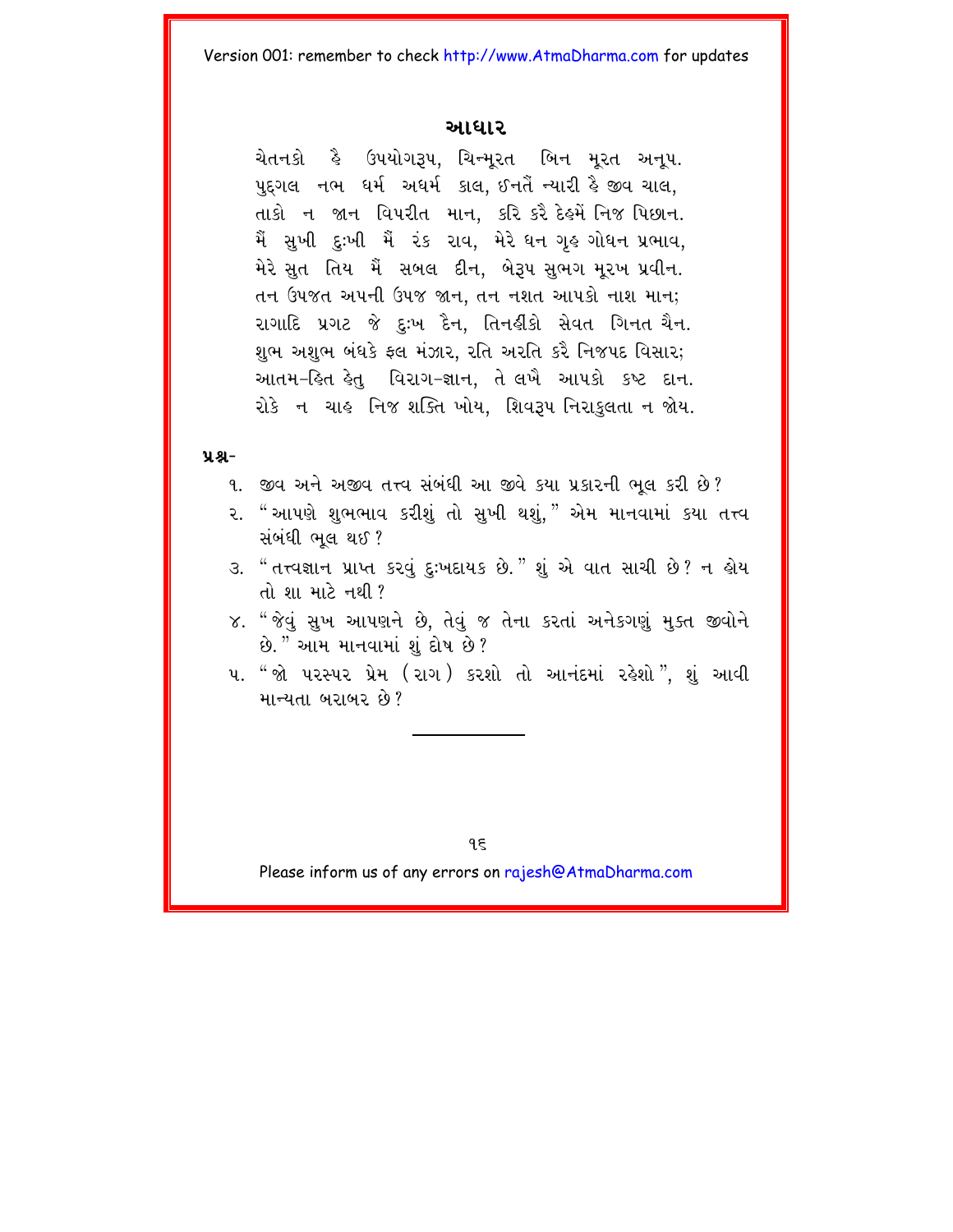## આધાર

ચેતનકો હૈ ઉપયોગરૂપ, ચિન્મૂરત બિન મૂરત અનૂપ.
પુદ્‌ગલ નભ ધર્મ અધર્મ કાલ, ઈનતૈં ન્યારી હૈ જીવ ચાલ,
તાકો ન જાન વિપરીત માન, કરિ કરૈ દેહમેં નિજ પિછાન.
મૈં સુખી દુઃખી મૈં રંક રાવ, મેરે ધન ગૃહ ગોધન પ્રભાવ,
મેરે સુત તિય મૈં સબલ દીન, બેરૂપ સુભગ મૂરખ પ્રવીન.
તન ઉપજત અપની ઉપજ જાન, તન નશત આપકો નાશ માન;
રાગાદિ પ્રગટ જે દુઃખ દૈન, તિનહીંકો સેવત ગિનત ચૈન.
શુભ અશુભ બંધકે ફલ મંઝાર, રતિ અરતિ કરૈ નિજપદ વિસાર;
આતમ-હિત હેતુ વિરાગ-જ્ઞાન, તે લખૈ આપકો કષ્ટ દાન.
રોકે ન ચાહ નિજ શક્તિ ખોય, શિવરૂપ નિરાકુલતા ન જોય.

**પ્રશ્ન-**

૧. જીવ અને અજીવ તત્ત્વ સંબંધી આ જીવે કયા પ્રકારની ભૂલ કરી છે?
૨. "આપણે શુભભાવ કરીશું તો સુખી થશું," એમ માનવામાં કયા તત્ત્વ સંબંધી ભૂલ થઈ?
૩. "તત્ત્વજ્ઞાન પ્રાપ્ત કરવું દુઃખદાયક છે." શું એ વાત સાચી છે? ન હોય તો શા માટે નથી?
૪. "જેવું સુખ આપણને છે, તેવું જ તેના કરતાં અનેકગણું મુક્ત જીવોને છે." આમ માનવામાં શું દોષ છે?
૫. "જો પરસ્પર પ્રેમ (રાગ) કરશો તો આનંદમાં રહેશો", શું આવી માન્યતા બરાબર છે?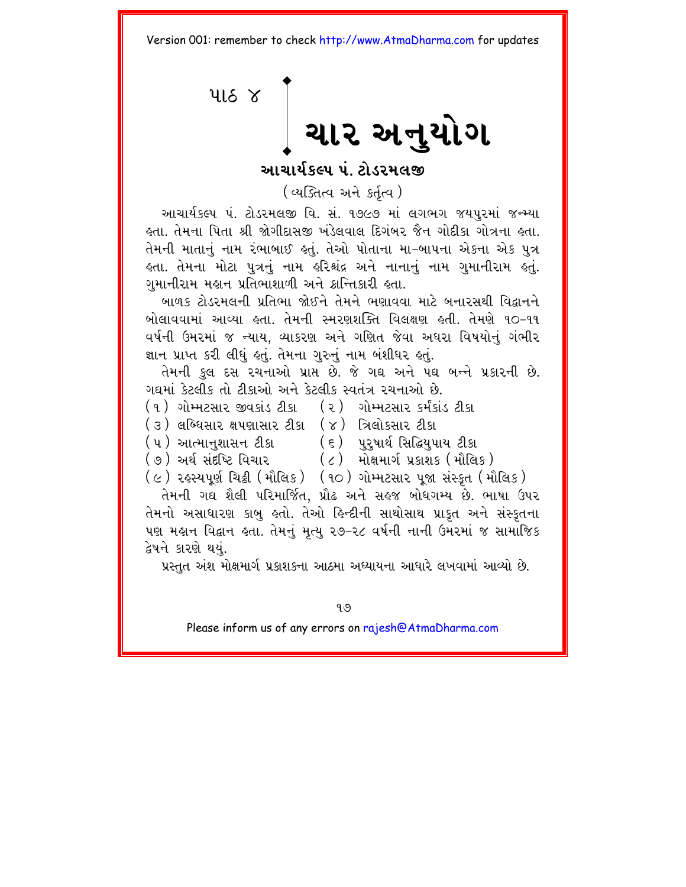પાઠ ૪

# ચાર અનુયોગ

## આચાર્યકલ્પ પં. ટોડરમલજી

(વ્યક્તિત્વ અને કર્તૃત્વ)

આચાર્યકલ્પ પં. ટોડરમલજી વિ. સં. ૧૭૯૭ માં લગભગ જયપુરમાં જન્મ્યા હતા. તેમના પિતા શ્રી જોગીદાસજી ખંડેલવાલ દિગંબર જૈન ગોદીકા ગોત્રના હતા. તેમની માતાનું નામ રંભાબાઈ હતું. તેઓ પોતાના મા-બાપના એકના એક પુત્ર હતા. તેમના મોટા પુત્રનું નામ હરિશ્ચંદ્ર અને નાનાનું નામ ગુમાનીરામ હતું. ગુમાનીરામ મહાન પ્રતિભાશાળી અને ક્રાન્તિકારી હતા.

બાળક ટોડરમલની પ્રતિભા જોઈને તેમને ભણાવવા માટે બનારસથી વિદ્વાનને બોલાવવામાં આવ્યા હતા. તેમની સ્મરણશક્તિ વિલક્ષણ હતી. તેમણે ૧૦-૧૧ વર્ષની ઉમરમાં જ ન્યાય, વ્યાકરણ અને ગણિત જેવા અઘરા વિષયોનું ગંભીર જ્ઞાન પ્રાપ્ત કરી લીધું હતું. તેમના ગુરુનું નામ બંશીધર હતું.

તેમની કુલ દસ રચનાઓ પ્રાપ્ત છે. જે ગદ્ય અને પદ્ય બન્ને પ્રકારની છે. ગદ્યમાં કેટલીક તો ટીકાઓ અને કેટલીક સ્વતંત્ર રચનાઓ છે.

(૧) ગોમ્મટસાર જીવકાંડ ટીકા
(૨) ગોમ્મટસાર કર્મકાંડ ટીકા
(૩) લબ્ધિસાર ક્ષપણાસાર ટીકા
(૪) ત્રિલોકસાર ટીકા
(૫) આત્માનુશાસન ટીકા
(૬) પુરુષાર્થ સિદ્ધિયુપાય ટીકા
(૭) અર્થ સંદષ્ટિ વિચાર
(૮) મોક્ષમાર્ગ પ્રકાશક (મૌલિક)
(૯) રહસ્યપૂર્ણ ચિઠ્ઠી (મૌલિક)
(૧૦) ગોમ્મટસાર પૂજા સંસ્કૃત (મૌલિક)

તેમની ગદ્ય શૈલી પરિમાર્જિત, પ્રૌઢ અને સહજ બોધગમ્ય છે. ભાષા ઉપર તેમનો અસાધારણ કાબુ હતો. તેઓ હિન્દીની સાથોસાથ પ્રાકૃત અને સંસ્કૃતના પણ મહાન વિદ્વાન હતા. તેમનું મૃત્યુ ૨૭-૨૮ વર્ષની નાની ઉમરમાં જ સામાજિક દ્વેષને કારણે થયું.

પ્રસ્તુત અંશ મોક્ષમાર્ગ પ્રકાશકના આઠમા અધ્યાયના આધારે લખવામાં આવ્યો છે.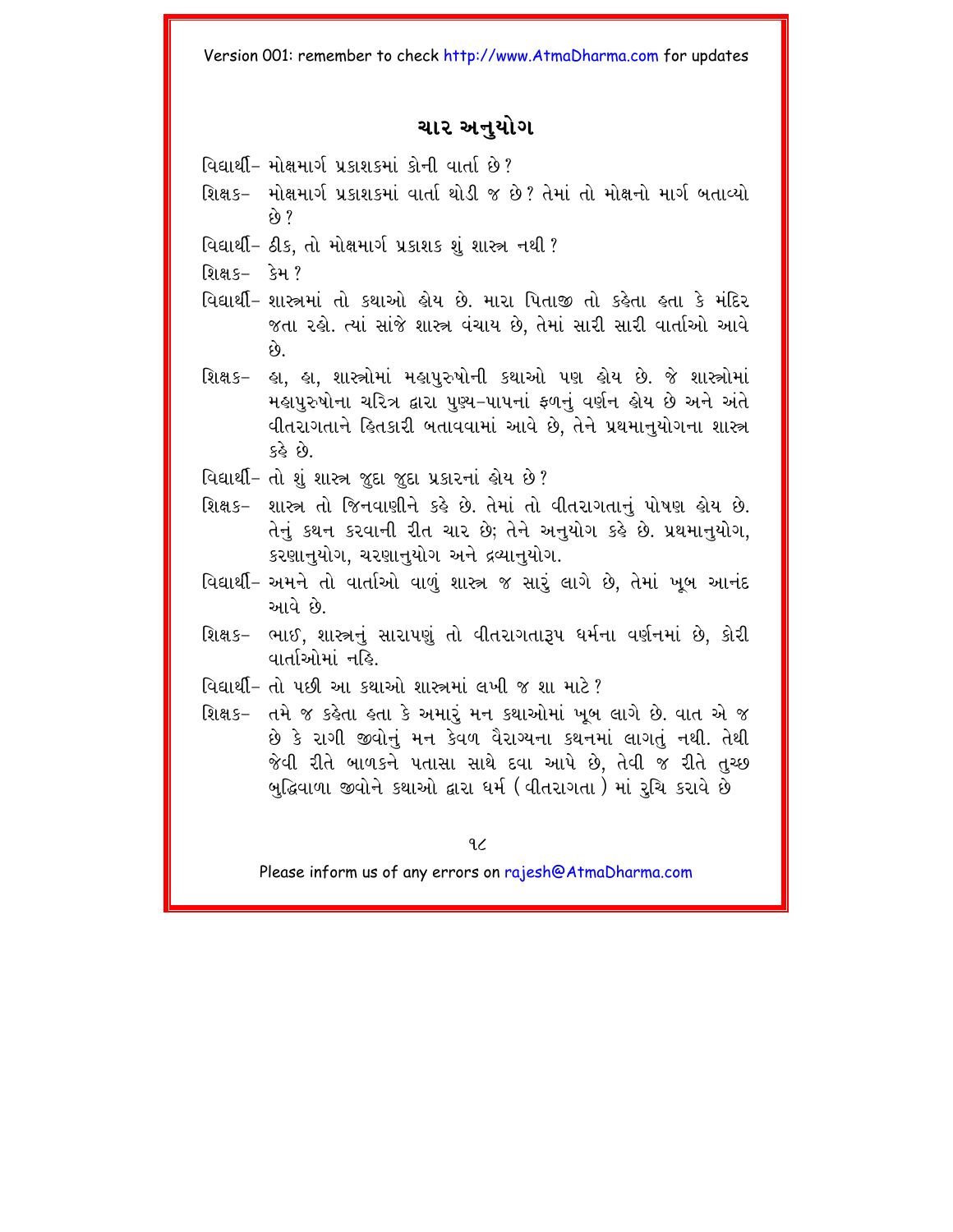## ચાર અનુયોગ

વિદ્યાર્થી– મોક્ષમાર્ગ પ્રકાશકમાં કોની વાર્તા છે?

શિક્ષક– મોક્ષમાર્ગ પ્રકાશકમાં વાર્તા થોડી જ છે? તેમાં તો મોક્ષનો માર્ગ બતાવ્યો છે?

વિદ્યાર્થી– ઠીક, તો મોક્ષમાર્ગ પ્રકાશક શું શાસ્ત્ર નથી?

શિક્ષક– કેમ?

વિદ્યાર્થી– શાસ્ત્રમાં તો કથાઓ હોય છે. મારા પિતાજી તો કહેતા હતા કે મંદિર જતા રહો. ત્યાં સાંજે શાસ્ત્ર વંચાય છે, તેમાં સારી સારી વાર્તાઓ આવે છે.

શિક્ષક– હા, હા, શાસ્ત્રોમાં મહાપુરુષોની કથાઓ પણ હોય છે. જે શાસ્ત્રોમાં મહાપુરુષોના ચરિત્ર દ્વારા પુણ્ય-પાપનાં ફળનું વર્ણન હોય છે અને અંતે વીતરાગતાને હિતકારી બતાવવામાં આવે છે, તેને પ્રથમાનુયોગના શાસ્ત્ર કહે છે.

વિદ્યાર્થી– તો શું શાસ્ત્ર જુદા જુદા પ્રકારનાં હોય છે?

શિક્ષક– શાસ્ત્ર તો જિનવાણીને કહે છે. તેમાં તો વીતરાગતાનું પોષણ હોય છે. તેનું કથન કરવાની રીત ચાર છે; તેને અનુયોગ કહે છે. પ્રથમાનુયોગ, કરણાનુયોગ, ચરણાનુયોગ અને દ્રવ્યાનુયોગ.

વિદ્યાર્થી– અમને તો વાર્તાઓ વાળું શાસ્ત્ર જ સારું લાગે છે, તેમાં ખૂબ આનંદ આવે છે.

શિક્ષક– ભાઈ, શાસ્ત્રનું સારાપણું તો વીતરાગતારૂપ ધર્મના વર્ણનમાં છે, કોરી વાર્તાઓમાં નહિ.

વિદ્યાર્થી– તો પછી આ કથાઓ શાસ્ત્રમાં લખી જ શા માટે?

શિક્ષક– તમે જ કહેતા હતા કે અમારું મન કથાઓમાં ખૂબ લાગે છે. વાત એ જ છે કે રાગી જીવોનું મન કેવળ વૈરાગ્યના કથનમાં લાગતું નથી. તેથી જેવી રીતે બાળકને પતાસા સાથે દવા આપે છે, તેવી જ રીતે તુચ્છ બુદ્ધિવાળા જીવોને કથાઓ દ્વારા ધર્મ ( વીતરાગતા ) માં રુચિ કરાવે છે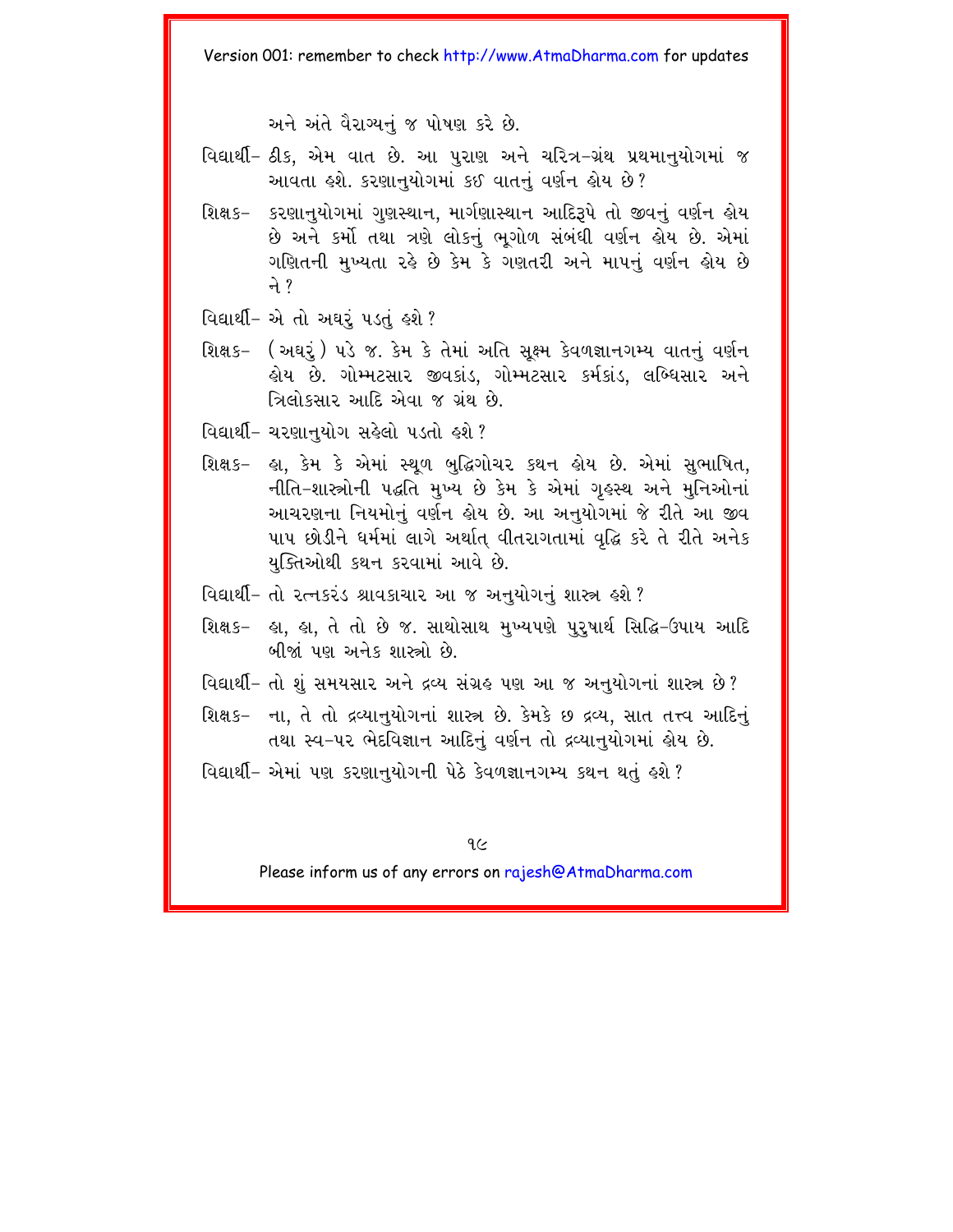અને અંતે વૈરાગ્યનું જ પોષણ કરે છે.

વિદ્યાર્થી– ઠીક, એમ વાત છે. આ પુરાણ અને ચરિત્ર-ગ્રંથ પ્રથમાનુયોગમાં જ આવતા હશે. કરણાનુયોગમાં કઈ વાતનું વર્ણન હોય છે?

શિક્ષક– કરણાનુયોગમાં ગુણસ્થાન, માર્ગણાસ્થાન આદિરૂપે તો જીવનું વર્ણન હોય છે અને કર્મો તથા ત્રણે લોકનું ભૂગોળ સંબંધી વર્ણન હોય છે. એમાં ગણિતની મુખ્યતા રહે છે કેમ કે ગણતરી અને માપનું વર્ણન હોય છે ને?

વિદ્યાર્થી– એ તો અઘરું પડતું હશે?

શિક્ષક– (અઘરું) પડે જ. કેમ કે તેમાં અતિ સૂક્ષ્મ કેવળજ્ઞાનગમ્ય વાતનું વર્ણન હોય છે. ગોમ્મટસાર જીવકાંડ, ગોમ્મટસાર કર્મકાંડ, લબ્ધિસાર અને ત્રિલોકસાર આદિ એવા જ ગ્રંથ છે.

વિદ્યાર્થી– ચરણાનુયોગ સહેલો પડતો હશે?

શિક્ષક– હા, કેમ કે એમાં સ્થૂળ બુદ્ધિગોચર કથન હોય છે. એમાં સુભાષિત, નીતિ-શાસ્ત્રોની પદ્ધતિ મુખ્ય છે કેમ કે એમાં ગૃહસ્થ અને મુનિઓનાં આચરણના નિયમોનું વર્ણન હોય છે. આ અનુયોગમાં જે રીતે આ જીવ પાપ છોડીને ધર્મમાં લાગે અર્થાત્ વીતરાગતામાં વૃદ્ધિ કરે તે રીતે અનેક યુક્તિઓથી કથન કરવામાં આવે છે.

વિદ્યાર્થી– તો રત્નકરંડ શ્રાવકાચાર આ જ અનુયોગનું શાસ્ત્ર હશે?

શિક્ષક– હા, હા, તે તો છે જ. સાથોસાથ મુખ્યપણે પુરુષાર્થ સિદ્ધિ-ઉપાય આદિ બીજાં પણ અનેક શાસ્ત્રો છે.

વિદ્યાર્થી– તો શું સમયસાર અને દ્રવ્ય સંગ્રહ પણ આ જ અનુયોગનાં શાસ્ત્ર છે?

શિક્ષક– ના, તે તો દ્રવ્યાનુયોગનાં શાસ્ત્ર છે. કેમકે છ દ્રવ્ય, સાત તત્ત્વ આદિનું તથા સ્વ-પર ભેદવિજ્ઞાન આદિનું વર્ણન તો દ્રવ્યાનુયોગમાં હોય છે.

વિદ્યાર્થી– એમાં પણ કરણાનુયોગની પેઠે કેવળજ્ઞાનગમ્ય કથન થતું હશે?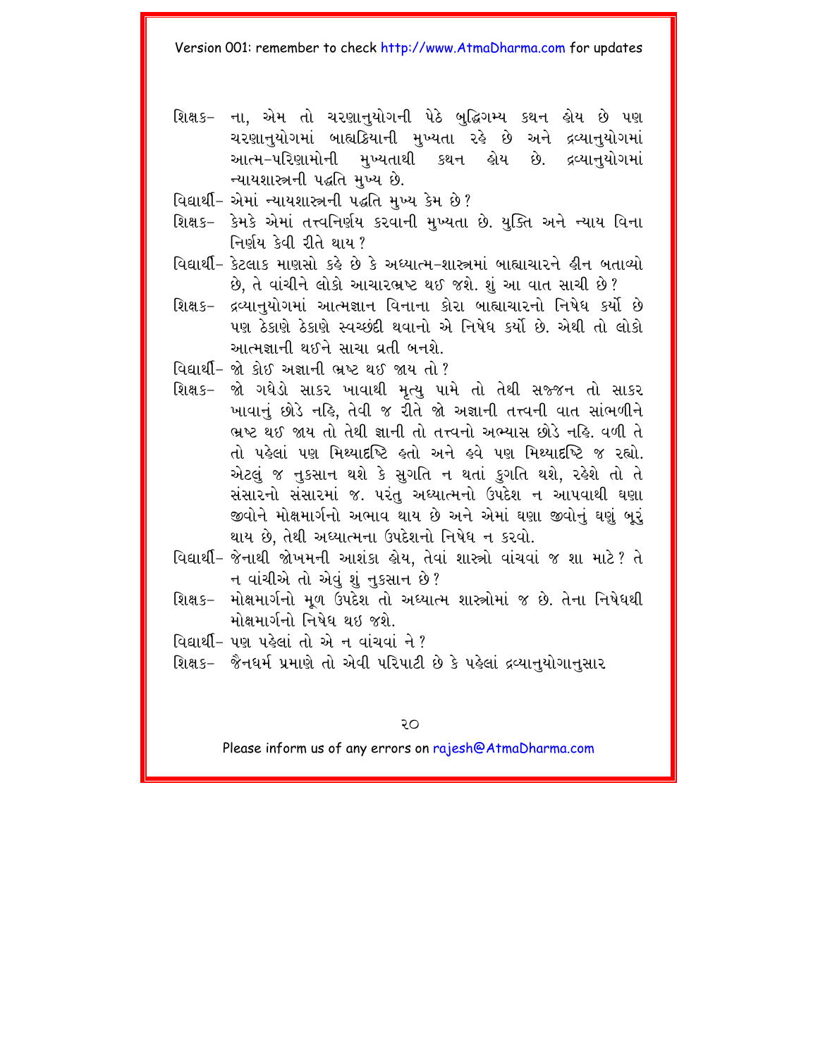શિક્ષક– ના, એમ તો ચરણાનુયોગની પેઠે બુદ્ધિગમ્ય કથન હોય છે પણ ચરણાનુયોગમાં બાહ્યક્રિયાની મુખ્યતા રહે છે અને દ્રવ્યાનુયોગમાં આત્મ-પરિણામોની મુખ્યતાથી કથન હોય છે. દ્રવ્યાનુયોગમાં ન્યાયશાસ્ત્રની પદ્ધતિ મુખ્ય છે.

વિદ્યાર્થી– એમાં ન્યાયશાસ્ત્રની પદ્ધતિ મુખ્ય કેમ છે?

શિક્ષક– કેમકે એમાં તત્ત્વનિર્ણય કરવાની મુખ્યતા છે. યુક્તિ અને ન્યાય વિના નિર્ણય કેવી રીતે થાય?

વિદ્યાર્થી– કેટલાક માણસો કહે છે કે અધ્યાત્મ-શાસ્ત્રમાં બાહ્યાચારને હીન બતાવ્યો છે, તે વાંચીને લોકો આચારભ્રષ્ટ થઈ જશે. શું આ વાત સાચી છે?

શિક્ષક– દ્રવ્યાનુયોગમાં આત્મજ્ઞાન વિનાના કોરા બાહ્યાચારનો નિષેધ કર્યો છે પણ ઠેકાણે ઠેકાણે સ્વચ્છંદી થવાનો એ નિષેધ કર્યો છે. એથી તો લોકો આત્મજ્ઞાની થઈને સાચા વ્રતી બનશે.

વિદ્યાર્થી– જો કોઈ અજ્ઞાની ભ્રષ્ટ થઈ જાય તો?

શિક્ષક– જો ગધેડો સાકર ખાવાથી મૃત્યુ પામે તો તેથી સજ્જન તો સાકર ખાવાનું છોડે નહિ, તેવી જ રીતે જો અજ્ઞાની તત્ત્વની વાત સાંભળીને ભ્રષ્ટ થઈ જાય તો તેથી જ્ઞાની તો તત્ત્વનો અભ્યાસ છોડે નહિ. વળી તે તો પહેલાં પણ મિથ્યાદૃષ્ટિ હતો અને હવે પણ મિથ્યાદૃષ્ટિ જ રહ્યો. એટલું જ નુકસાન થશે કે સુગતિ ન થતાં કુગતિ થશે, રહેશે તો તે સંસારનો સંસારમાં જ. પરંતુ અધ્યાત્મનો ઉપદેશ ન આપવાથી ઘણા જીવોને મોક્ષમાર્ગનો અભાવ થાય છે અને એમાં ઘણા જીવોનું ઘણું બૂરું થાય છે, તેથી અધ્યાત્મના ઉપદેશનો નિષેધ ન કરવો.

વિદ્યાર્થી– જેનાથી જોખમની આશંકા હોય, તેવાં શાસ્ત્રો વાંચવાં જ શા માટે? તે ન વાંચીએ તો એવું શું નુકસાન છે?

શિક્ષક– મોક્ષમાર્ગનો મૂળ ઉપદેશ તો અધ્યાત્મ શાસ્ત્રોમાં જ છે. તેના નિષેધથી મોક્ષમાર્ગનો નિષેધ થઈ જશે.

વિદ્યાર્થી– પણ પહેલાં તો એ ન વાંચવાં ને?

શિક્ષક– જૈનધર્મ પ્રમાણે તો એવી પરિપાટી છે કે પહેલાં દ્રવ્યાનુયોગાનુસાર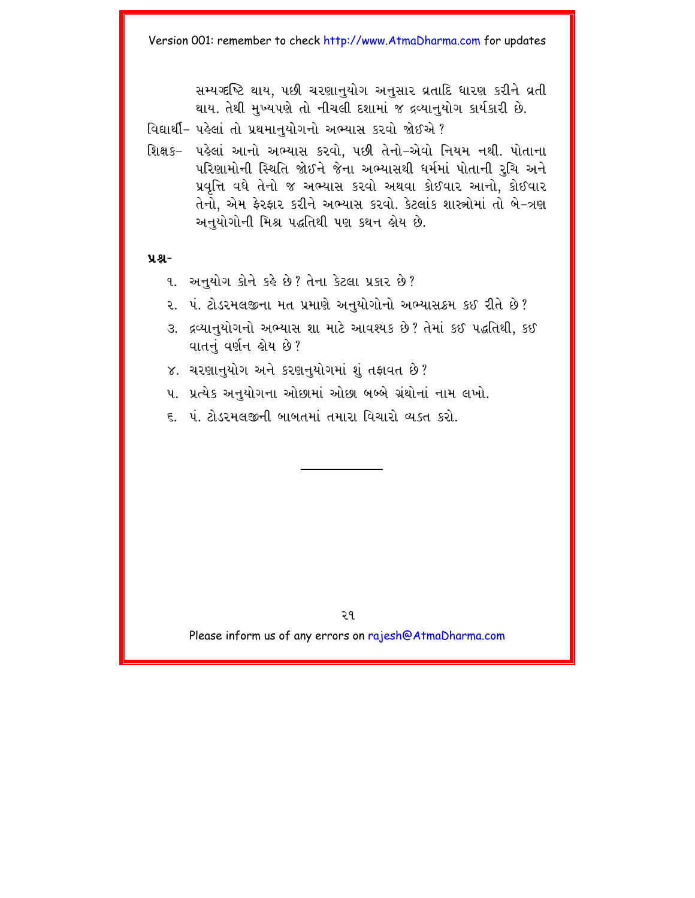સમ્યગ્દ્રષ્ટિ થાય, પછી ચરણાનુયોગ અનુસાર વ્રતાદિ ધારણ કરીને વ્રતી થાય. તેથી મુખ્યપણે તો નીચલી દશામાં જ દ્રવ્યાનુયોગ કાર્યકારી છે.

વિદ્યાર્થી– પહેલાં તો પ્રથમાનુયોગનો અભ્યાસ કરવો જોઈએ ?

શિક્ષક– પહેલાં આનો અભ્યાસ કરવો, પછી તેનો–એવો નિયમ નથી. પોતાના પરિણામોની સ્થિતિ જોઈને જેના અભ્યાસથી ધર્મમાં પોતાની રુચિ અને પ્રવૃત્તિ વધે તેનો જ અભ્યાસ કરવો અથવા કોઈવાર આનો, કોઈવાર તેનો, એમ ફેરફાર કરીને અભ્યાસ કરવો. કેટલાંક શાસ્ત્રોમાં તો બે–ત્રણ અનુયોગોની મિશ્ર પદ્ધતિથી પણ કથન હોય છે.

**પ્રશ્ન–**

૧. અનુયોગ કોને કહે છે? તેના કેટલા પ્રકાર છે?
૨. પં. ટોડરમલજીના મત પ્રમાણે અનુયોગોનો અભ્યાસક્રમ કઈ રીતે છે?
૩. દ્રવ્યાનુયોગનો અભ્યાસ શા માટે આવશ્યક છે? તેમાં કઈ પદ્ધતિથી, કઈ વાતનું વર્ણન હોય છે?
૪. ચરણાનુયોગ અને કરણનુયોગમાં શું તફાવત છે?
૫. પ્રત્યેક અનુયોગના ઓછામાં ઓછા બબ્બે ગ્રંથોનાં નામ લખો.
૬. પં. ટોડરમલજીની બાબતમાં તમારા વિચારો વ્યક્ત કરો.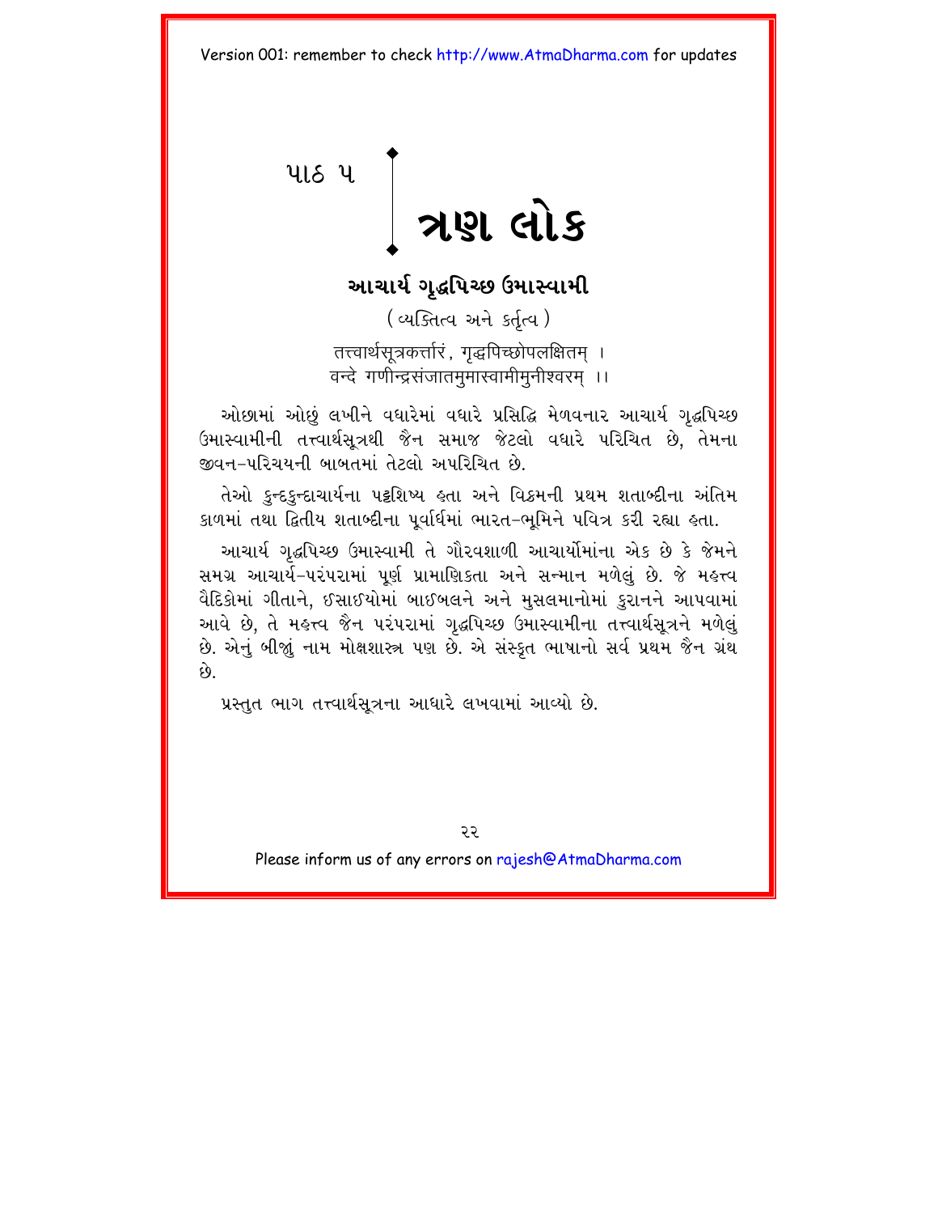# પાઠ ૫ ત્રણ લોક

## આચાર્ય ગૃદ્ધપિચ્છ ઉમાસ્વામી

(વ્યક્તિત્વ અને કર્તૃત્વ)

तत्त्वार्थसूत्रकर्त्तारं, गृद्धपिच्छोपलक्षितम् ।
वन्दे गणीन्द्रसंजातमुमास्वामीमुनीश्वरम् ।।

ઓછામાં ઓછું લખીને વધારેમાં વધારે પ્રસિદ્ધિ મેળવનાર આચાર્ય ગૃદ્ધપિચ્છ ઉમાસ્વામીની તત્ત્વાર્થસૂત્રથી જૈન સમાજ જેટલો વધારે પરિચિત છે, તેમના જીવન-પરિચયની બાબતમાં તેટલો અપરિચિત છે.

તેઓ કુન્દકુન્દાચાર્યના પટ્ટશિષ્ય હતા અને વિક્રમની પ્રથમ શતાબ્દીના અંતિમ કાળમાં તથા દ્વિતીય શતાબ્દીના પૂર્વાર્ધમાં ભારત-ભૂમિને પવિત્ર કરી રહ્યા હતા.

આચાર્ય ગૃદ્ધપિચ્છ ઉમાસ્વામી તે ગૌરવશાળી આચાર્યોમાંના એક છે કે જેમને સમગ્ર આચાર્ય-પરંપરામાં પૂર્ણ પ્રામાણિકતા અને સન્માન મળેલું છે. જે મહત્ત્વ વૈદિકોમાં ગીતાને, ઈસાઈયોમાં બાઈબલને અને મુસલમાનોમાં કુરાનને આપવામાં આવે છે, તે મહત્ત્વ જૈન પરંપરામાં ગૃદ્ધપિચ્છ ઉમાસ્વામીના તત્ત્વાર્થસૂત્રને મળેલું છે. એનું બીજું નામ મોક્ષશાસ્ત્ર પણ છે. એ સંસ્કૃત ભાષાનો સર્વ પ્રથમ જૈન ગ્રંથ છે.

પ્રસ્તુત ભાગ તત્ત્વાર્થસૂત્રના આધારે લખવામાં આવ્યો છે.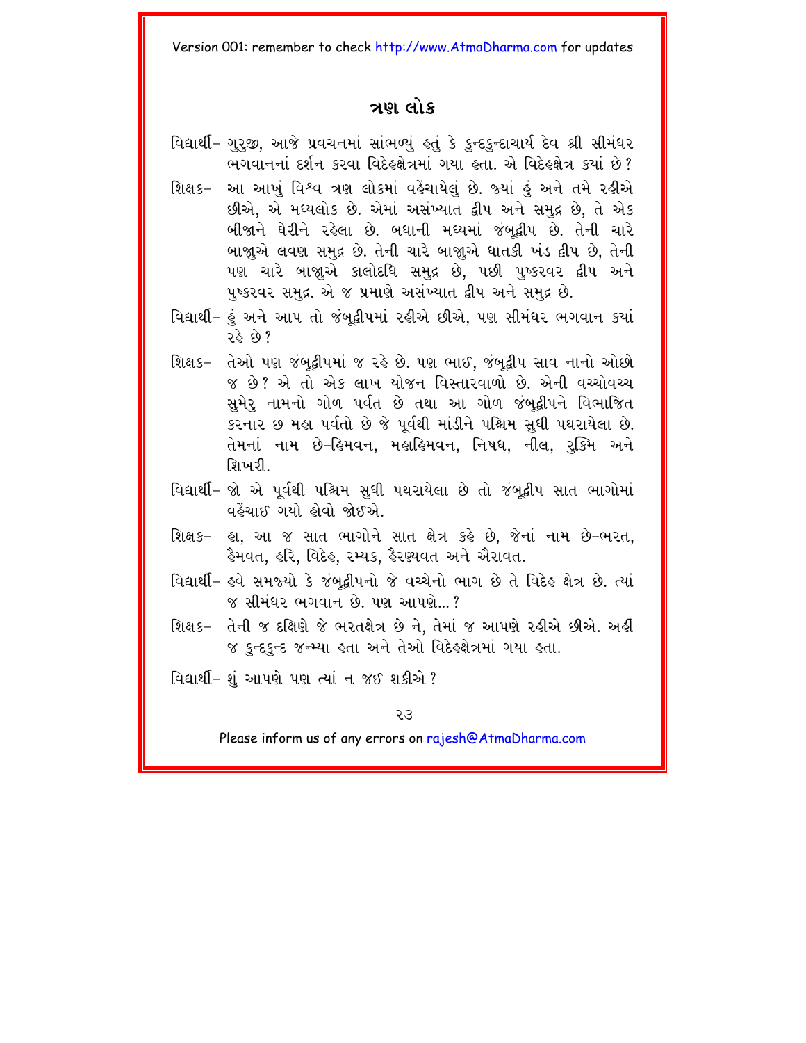## ત્રણ લોક

વિદ્યાર્થી– ગુરુજી, આજે પ્રવચનમાં સાંભળ્યું હતું કે કુન્દકુન્દાચાર્ય દેવ શ્રી સીમંધર ભગવાનનાં દર્શન કરવા વિદેહક્ષેત્રમાં ગયા હતા. એ વિદેહક્ષેત્ર કયાં છે?

શિક્ષક– આ આખું વિશ્વ ત્રણ લોકમાં વહેંચાયેલું છે. જ્યાં હું અને તમે રહીએ છીએ, એ મધ્યલોક છે. એમાં અસંખ્યાત દ્વીપ અને સમુદ્ર છે, તે એક બીજાને ઘેરીને રહેલા છે. બધાની મધ્યમાં જંબૂદ્વીપ છે. તેની ચારે બાજુએ લવણ સમુદ્ર છે. તેની ચારે બાજુએ ધાતકી ખંડ દ્વીપ છે, તેની પણ ચારે બાજુએ કાલોદધિ સમુદ્ર છે, પછી પુષ્કરવર દ્વીપ અને પુષ્કરવર સમુદ્ર. એ જ પ્રમાણે અસંખ્યાત દ્વીપ અને સમુદ્ર છે.

વિદ્યાર્થી– હું અને આપ તો જંબૂદ્વીપમાં રહીએ છીએ, પણ સીમંધર ભગવાન કયાં રહે છે?

શિક્ષક– તેઓ પણ જંબૂદ્વીપમાં જ રહે છે. પણ ભાઈ, જંબૂદ્વીપ સાવ નાનો ઓછો જ છે? એ તો એક લાખ યોજન વિસ્તારવાળો છે. એની વચ્ચોવચ્ચ સુમેરુ નામનો ગોળ પર્વત છે તથા આ ગોળ જંબૂદ્વીપને વિભાજિત કરનાર છ મહા પર્વતો છે જે પૂર્વથી માંડીને પશ્ચિમ સુધી પથરાયેલા છે. તેમનાં નામ છે–હિમવન, મહાહિમવન, નિષધ, નીલ, રુક્મિ અને શિખરી.

વિદ્યાર્થી– જો એ પૂર્વથી પશ્ચિમ સુધી પથરાયેલા છે તો જંબૂદ્વીપ સાત ભાગોમાં વહેંચાઈ ગયો હોવો જોઈએ.

શિક્ષક– હા, આ જ સાત ભાગોને સાત ક્ષેત્ર કહે છે, જેનાં નામ છે–ભરત, હૈમવત, હરિ, વિદેહ, રમ્યક, હૈરણ્યવત અને ઐરાવત.

વિદ્યાર્થી– હવે સમજ્યો કે જંબૂદ્વીપનો જે વચ્ચેનો ભાગ છે તે વિદેહ ક્ષેત્ર છે. ત્યાં જ સીમંધર ભગવાન છે. પણ આપણે...?

શિક્ષક– તેની જ દક્ષિણે જે ભરતક્ષેત્ર છે ને, તેમાં જ આપણે રહીએ છીએ. અહીં જ કુન્દકુન્દ જન્મ્યા હતા અને તેઓ વિદેહક્ષેત્રમાં ગયા હતા.

વિદ્યાર્થી– શું આપણે પણ ત્યાં ન જઈ શકીએ?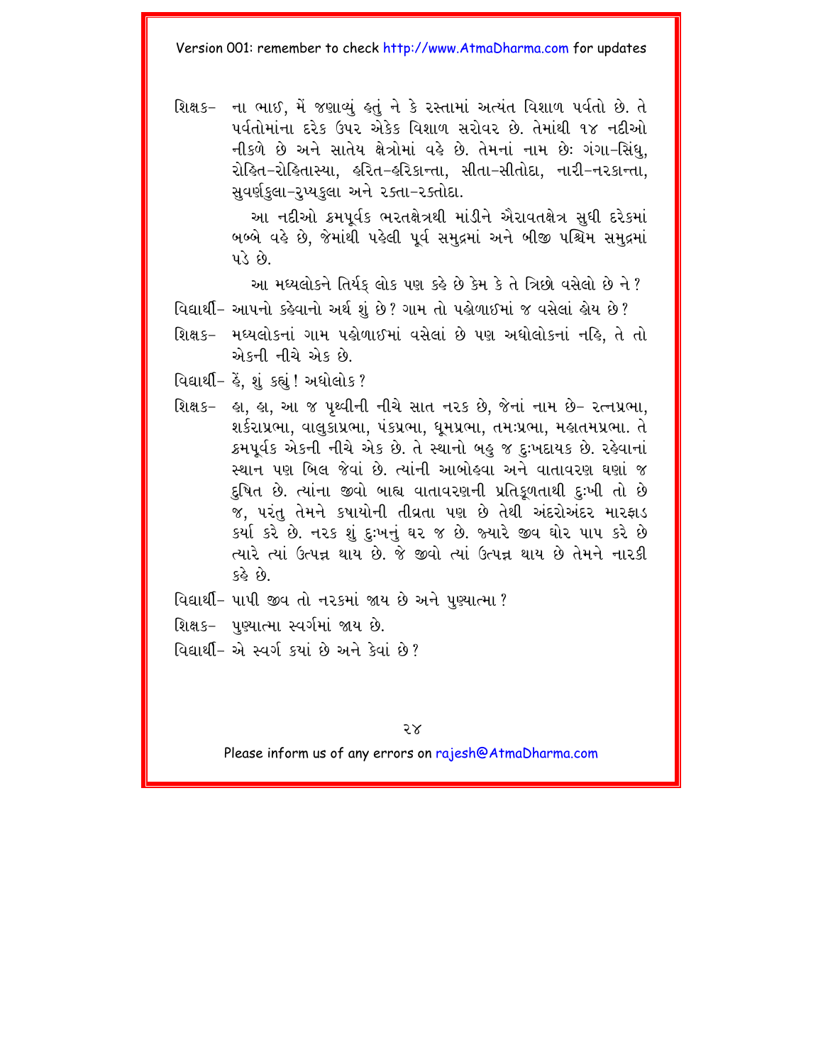શિક્ષક– ના ભાઈ, મેં જણાવ્યું હતું ને કે રસ્તામાં અત્યંત વિશાળ પર્વતો છે. તે પર્વતોમાંના દરેક ઉપર એકેક વિશાળ સરોવર છે. તેમાંથી ૧૪ નદીઓ નીકળે છે અને સાતેય ક્ષેત્રોમાં વહે છે. તેમનાં નામ છેઃ ગંગા-સિંધુ, રોહિત-રોહિતાસ્યા, હરિત-હરિકાન્તા, સીતા-સીતોદા, નારી-નરકાન્તા, સુવર્ણકુલા-રુપ્યકુલા અને રક્તા-રક્તોદા.

આ નદીઓ ક્રમપૂર્વક ભરતક્ષેત્રથી માંડીને ઐરાવતક્ષેત્ર સુધી દરેકમાં બબ્બે વહે છે, જેમાંથી પહેલી પૂર્વ સમુદ્રમાં અને બીજી પશ્ચિમ સમુદ્રમાં પડે છે.

આ મધ્યલોકને તિર્યક્ લોક પણ કહે છે કેમ કે તે ત્રિછો વસેલો છે ને?

વિદ્યાર્થી– આપનો કહેવાનો અર્થ શું છે? ગામ તો પહોળાઈમાં જ વસેલાં હોય છે?

શિક્ષક– મધ્યલોકનાં ગામ પહોળાઈમાં વસેલાં છે પણ અધોલોકનાં નહિ, તે તો એકની નીચે એક છે.

વિદ્યાર્થી– હેં, શું કહ્યું! અધોલોક?

શિક્ષક– હા, હા, આ જ પૃથ્વીની નીચે સાત નરક છે, જેનાં નામ છે– રત્નપ્રભા, શર્કરાપ્રભા, વાલુકાપ્રભા, પંકપ્રભા, ધૂમપ્રભા, તમઃપ્રભા, મહાતમપ્રભા. તે ક્રમપૂર્વક એકની નીચે એક છે. તે સ્થાનો બહુ જ દુઃખદાયક છે. રહેવાનાં સ્થાન પણ બિલ જેવાં છે. ત્યાંની આબોહવા અને વાતાવરણ ઘણાં જ દુષિત છે. ત્યાંના જીવો બાહ્ય વાતાવરણની પ્રતિકૂળતાથી દુઃખી તો છે જ, પરંતુ તેમને કષાયોની તીવ્રતા પણ છે તેથી અંદરોઅંદર મારફાડ કર્યા કરે છે. નરક શું દુઃખનું ઘર જ છે. જ્યારે જીવ ઘોર પાપ કરે છે ત્યારે ત્યાં ઉત્પન્ન થાય છે. જે જીવો ત્યાં ઉત્પન્ન થાય છે તેમને નારકી કહે છે.

વિદ્યાર્થી– પાપી જીવ તો નરકમાં જાય છે અને પુણ્યાત્મા?

શિક્ષક– પુણ્યાત્મા સ્વર્ગમાં જાય છે.

વિદ્યાર્થી– એ સ્વર્ગ કયાં છે અને કેવાં છે?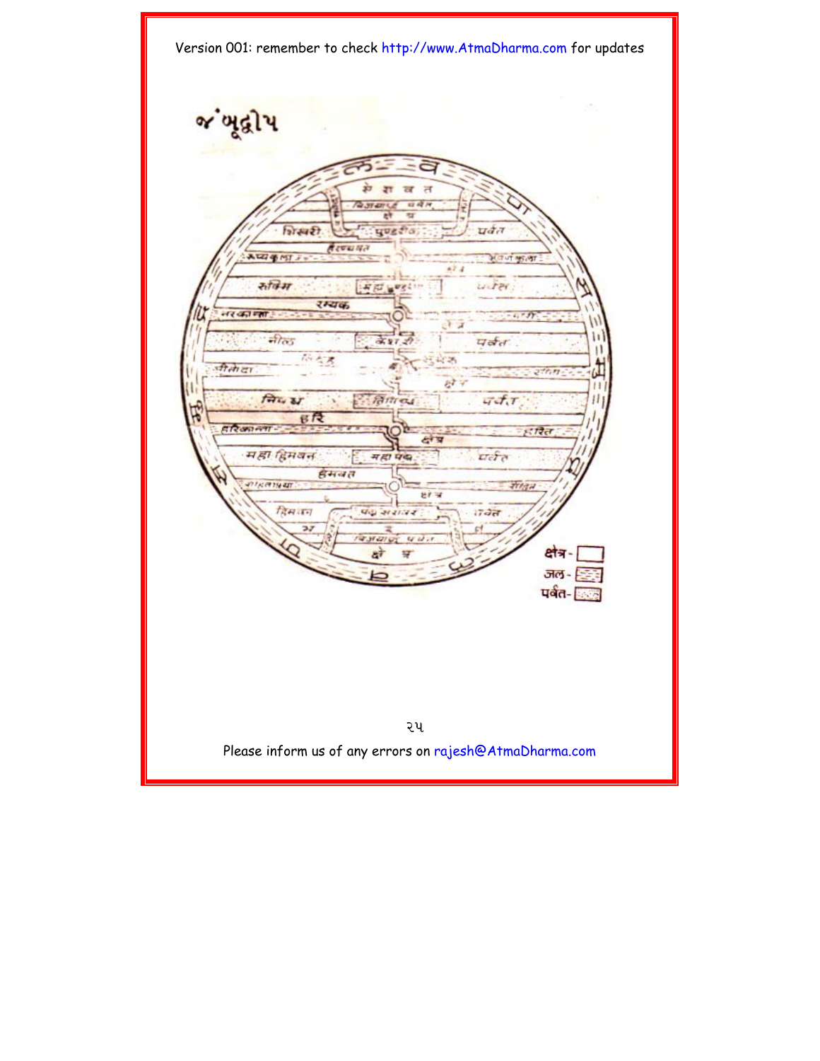# જંબૂદ્વીપ

लवण समुद्र

ऐरावत क्षेत्र

विजयार्द्ध पर्वत

शिखरी — पुण्डरीक — पर्वत

हैरण्यवत

रूप्यकूला — सुवर्णकूला

क्षेत्र

रुक्मि — महा पुण्डरीक — पर्वत

रम्यक

नरकान्ता — नारी

क्षेत्र

नील — केशरी — पर्वत

विदेह

सीतोदा — सुमेरु — सीता

क्षेत्र

निषध — तिगिञ्छ — पर्वत

हरि

हरिकान्ता — हरित

क्षेत्र

महा हिमवन — महा पद्म — पर्वत

हैमवत

रोहितास्या — रोहित

क्षेत्र

हिमवन — पद्म सरोवर — पर्वत

भरत

विजयार्द्ध पर्वत

क्षेत्र

क्षेत्र-
जल-
पर्वत-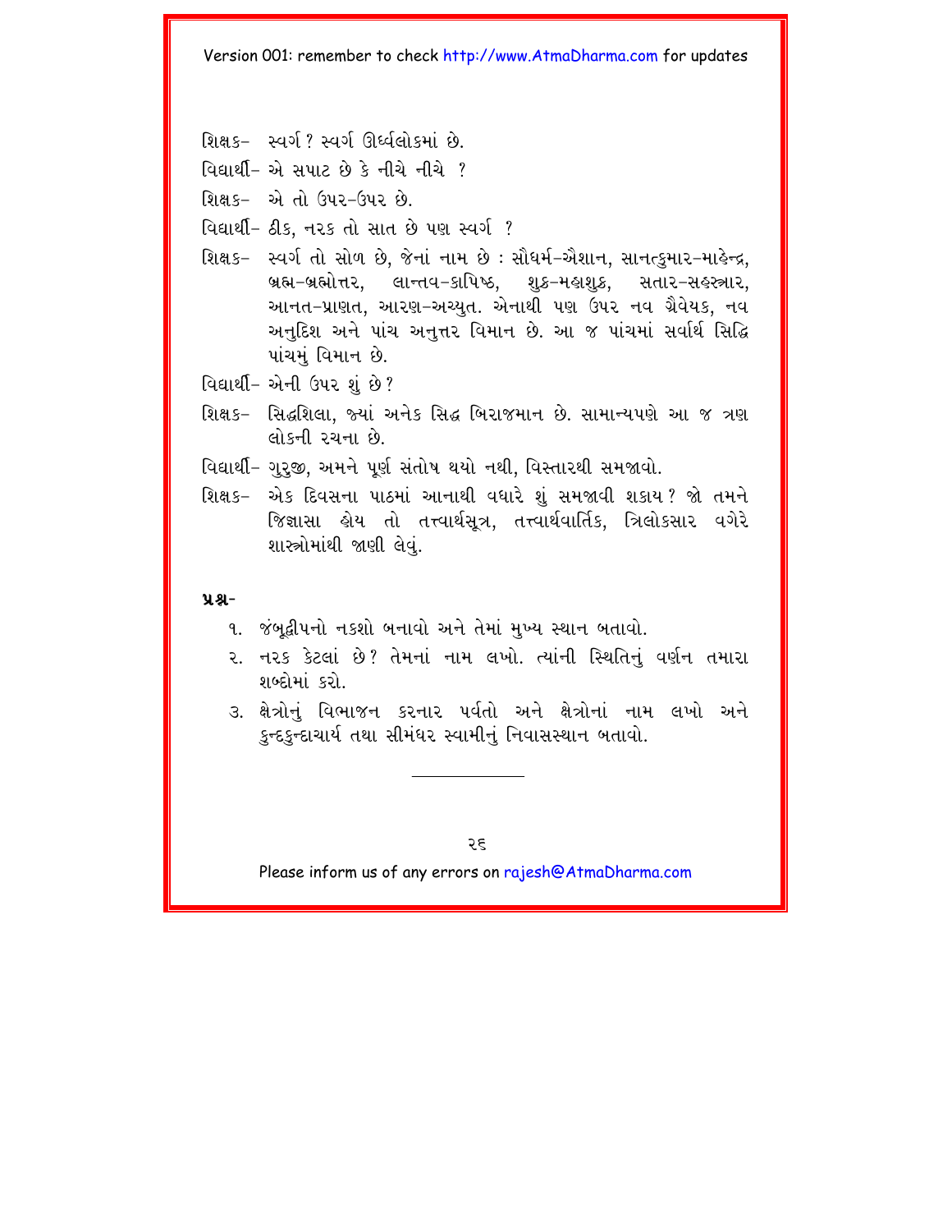શિક્ષક– સ્વર્ગ ? સ્વર્ગ ઊર્ધ્વલોકમાં છે.

વિદ્યાર્થી– એ સપાટ છે કે નીચે નીચે ?

શિક્ષક– એ તો ઉપર-ઉપર છે.

વિદ્યાર્થી– ઠીક, નરક તો સાત છે પણ સ્વર્ગ ?

શિક્ષક– સ્વર્ગ તો સોળ છે, જેનાં નામ છે : સૌધર્મ-ઐશાન, સાનત્કુમાર-માહેન્દ્ર, બ્રહ્મ-બ્રહ્મોત્તર, લાન્તવ-કાપિષ્ઠ, શુક્ર-મહાશુક્ર, સતાર-સહસ્ત્રાર, આનત-પ્રાણત, આરણ-અચ્યુત. એનાથી પણ ઉપર નવ ગ્રૈવેયક, નવ અનુદિશ અને પાંચ અનુત્તર વિમાન છે. આ જ પાંચમાં સર્વાર્થ સિદ્ધિ પાંચમું વિમાન છે.

વિદ્યાર્થી– એની ઉપર શું છે?

શિક્ષક– સિદ્ધશિલા, જ્યાં અનેક સિદ્ધ બિરાજમાન છે. સામાન્યપણે આ જ ત્રણ લોકની રચના છે.

વિદ્યાર્થી– ગુરુજી, અમને પૂર્ણ સંતોષ થયો નથી, વિસ્તારથી સમજાવો.

શિક્ષક– એક દિવસના પાઠમાં આનાથી વધારે શું સમજાવી શકાય? જો તમને જિજ્ઞાસા હોય તો તત્ત્વાર્થસૂત્ર, તત્ત્વાર્થવાર્તિક, ત્રિલોકસાર વગેરે શાસ્ત્રોમાંથી જાણી લેવું.

**પ્રશ્ન-**

૧. જંબૂદ્વીપનો નકશો બનાવો અને તેમાં મુખ્ય સ્થાન બતાવો.

૨. નરક કેટલાં છે? તેમનાં નામ લખો. ત્યાંની સ્થિતિનું વર્ણન તમારા શબ્દોમાં કરો.

૩. ક્ષેત્રોનું વિભાજન કરનાર પર્વતો અને ક્ષેત્રોનાં નામ લખો અને કુન્દકુન્દાચાર્ય તથા સીમંધર સ્વામીનું નિવાસસ્થાન બતાવો.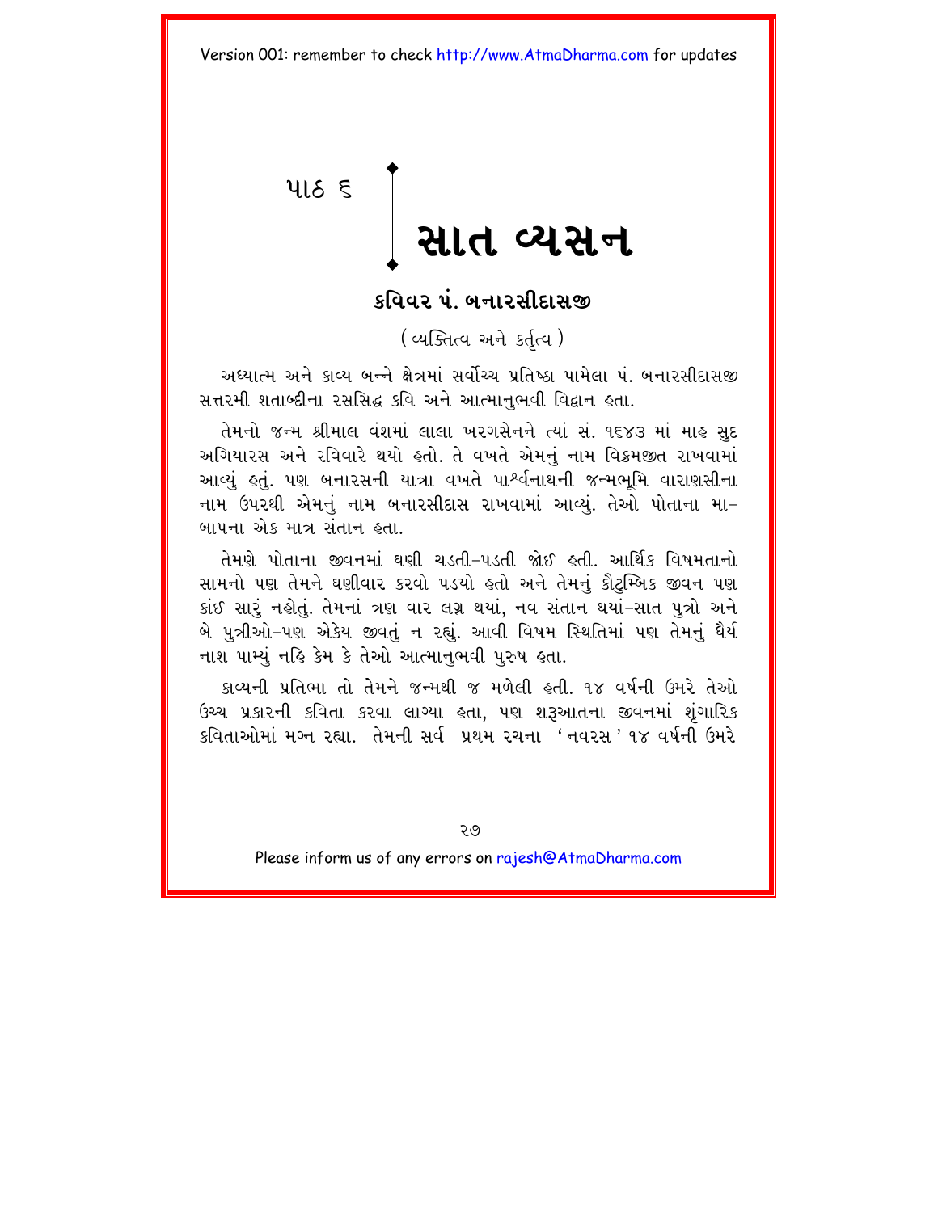પાઠ ૬

# સાત વ્યસન

## કવિવર પં. બનારસીદાસજી

(વ્યક્તિત્વ અને કર્તૃત્વ)

અધ્યાત્મ અને કાવ્ય બન્ને ક્ષેત્રમાં સર્વોચ્ચ પ્રતિષ્ઠા પામેલા પં. બનારસીદાસજી સત્તરમી શતાબ્દીના રસસિદ્ધ કવિ અને આત્માનુભવી વિદ્વાન હતા.

તેમનો જન્મ શ્રીમાલ વંશમાં લાલા ખરગસેનને ત્યાં સં. ૧૬૪૩ માં માહ સુદ અગિયારસ અને રવિવારે થયો હતો. તે વખતે એમનું નામ વિક્રમજીત રાખવામાં આવ્યું હતું. પણ બનારસની યાત્રા વખતે પાર્શ્વનાથની જન્મભૂમિ વારાણસીના નામ ઉપરથી એમનું નામ બનારસીદાસ રાખવામાં આવ્યું. તેઓ પોતાના મા-બાપના એક માત્ર સંતાન હતા.

તેમણે પોતાના જીવનમાં ઘણી ચડતી-પડતી જોઈ હતી. આર્થિક વિષમતાનો સામનો પણ તેમને ઘણીવાર કરવો પડયો હતો અને તેમનું કૌટુમ્બિક જીવન પણ કાંઈ સારું નહોતું. તેમનાં ત્રણ વાર લગ્ન થયાં, નવ સંતાન થયાં-સાત પુત્રો અને બે પુત્રીઓ-પણ એકેય જીવતું ન રહ્યું. આવી વિષમ સ્થિતિમાં પણ તેમનું ધૈર્ય નાશ પામ્યું નહિ કેમ કે તેઓ આત્માનુભવી પુરુષ હતા.

કાવ્યની પ્રતિભા તો તેમને જન્મથી જ મળેલી હતી. ૧૪ વર્ષની ઉંમરે તેઓ ઉચ્ચ પ્રકારની કવિતા કરવા લાગ્યા હતા, પણ શરૂઆતના જીવનમાં શૃંગારિક કવિતાઓમાં મગ્ન રહ્યા. તેમની સર્વ પ્રથમ રચના 'નવરસ' ૧૪ વર્ષની ઉંમરે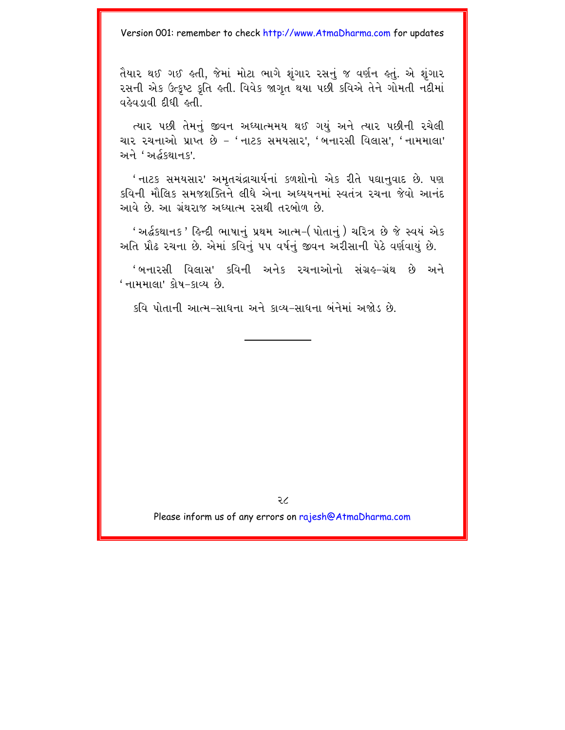તૈયાર થઈ ગઈ હતી, જેમાં મોટા ભાગે શૃંગાર રસનું જ વર્ણન હતું. એ શૃંગાર રસની એક ઉત્કૃષ્ટ કૃતિ હતી. વિવેક જાગૃત થયા પછી કવિએ તેને ગોમતી નદીમાં વહેવડાવી દીધી હતી.

ત્યાર પછી તેમનું જીવન અધ્યાત્મમય થઈ ગયું અને ત્યાર પછીની રચેલી ચાર રચનાઓ પ્રાપ્ત છે - 'નાટક સમયસાર', 'બનારસી વિલાસ', 'નામમાલા' અને 'અર્દ્ધકથાનક'.

'નાટક સમયસાર' અમૃતચંદ્રાચાર્યનાં કળશોનો એક રીતે પદ્યાનુવાદ છે. પણ કવિની મૌલિક સમજશક્તિને લીધે એના અધ્યયનમાં સ્વતંત્ર રચના જેવો આનંદ આવે છે. આ ગ્રંથરાજ અધ્યાત્મ રસથી તરબોળ છે.

'અર્દ્ધકથાનક' હિન્દી ભાષાનું પ્રથમ આત્મ-(પોતાનું) ચરિત્ર છે જે સ્વયં એક અતિ પ્રૌઢ રચના છે. એમાં કવિનું ૫૫ વર્ષનું જીવન અરીસાની પેઠે વર્ણવાયું છે.

'બનારસી વિલાસ' કવિની અનેક રચનાઓનો સંગ્રહ-ગ્રંથ છે અને 'નામમાલા' કોષ-કાવ્ય છે.

કવિ પોતાની આત્મ-સાધના અને કાવ્ય-સાધના બંનેમાં અજોડ છે.

---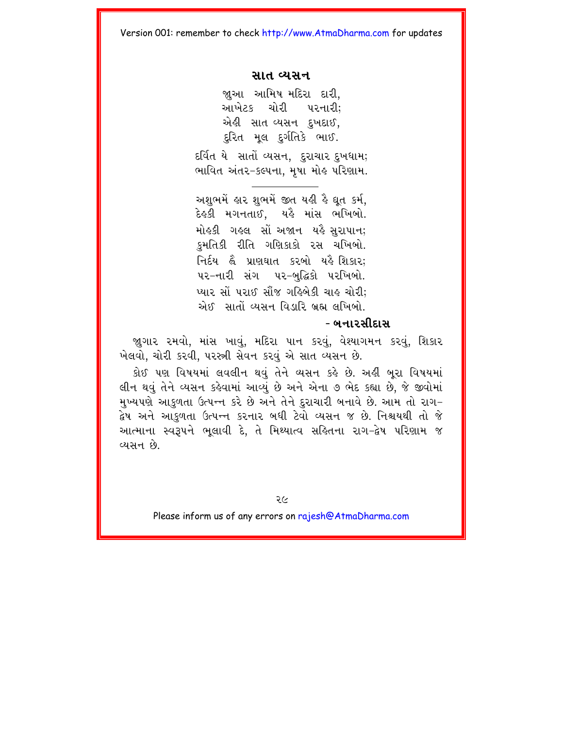## સાત વ્યસન

જુઆ આમિષ મદિરા દારી,
આખેટક ચોરી પરનારી;
એહી સાત વ્યસન દુખદાઈ,
દુરિત મૂલ દુર્ગતિકે ભાઈ.

દર્વિત યે સાતોં વ્યસન, દુરાચાર દુખધામ;
ભાવિત અંતર-કલ્પના, મૃષા મોહ પરિણામ.

---

અશુભમેં હાર શુભમેં જીત યહી હૈ દ્યૂત કર્મ,
દેહકી મગનતાઈ, યહૈ માંસ ભખિબો.
મોહકી ગહલ સોં અજાન યહૈ સુરાપાન;
કુમતિકી રીતિ ગણિકાકો રસ ચખિબો.
નિર્દય હ્વૈ પ્રાણઘાત કરબો યહૈ શિકાર;
પર-નારી સંગ પર-બુદ્ધિકો પરખિબો.
પ્યાર સોં પરાઈ સૌંજ ગહિબેકી ચાહ ચોરી;
એઈ સાતોં વ્યસન વિડારિ બ્રહ્મ લખિબો.

**- બનારસીદાસ**

જુગાર રમવો, માંસ ખાવું, મદિરા પાન કરવું, વેશ્યાગમન કરવું, શિકાર ખેલવો, ચોરી કરવી, પરસ્ત્રી સેવન કરવું એ સાત વ્યસન છે.

કોઈ પણ વિષયમાં લવલીન થવું તેને વ્યસન કહે છે. અહીં બૂરા વિષયમાં લીન થવું તેને વ્યસન કહેવામાં આવ્યું છે અને એના ૭ ભેદ કહ્યા છે, જે જીવોમાં મુખ્યપણે આકુળતા ઉત્પન્ન કરે છે અને તેને દુરાચારી બનાવે છે. આમ તો રાગ-દ્વેષ અને આકુળતા ઉત્પન્ન કરનાર બધી ટેવો વ્યસન જ છે. નિશ્ચયથી તો જે આત્માના સ્વરૂપને ભૂલાવી દે, તે મિથ્યાત્વ સહિતના રાગ-દ્વેષ પરિણામ જ વ્યસન છે.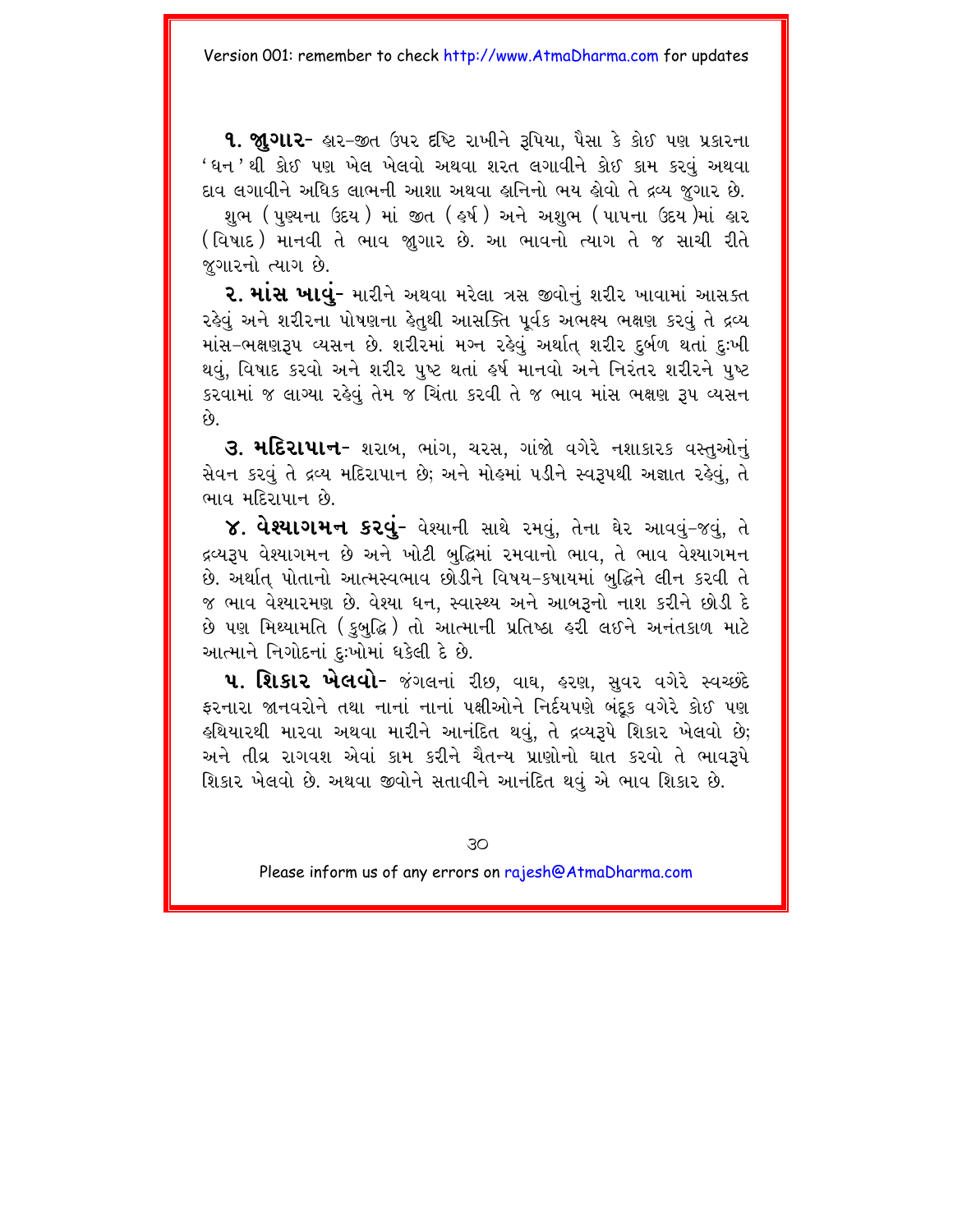**૧. જુગાર-** હાર-જીત ઉપર દૃષ્ટિ રાખીને રૂપિયા, પૈસા કે કોઈ પણ પ્રકારના 'ધન' થી કોઈ પણ ખેલ ખેલવો અથવા શરત લગાવીને કોઈ કામ કરવું અથવા દાવ લગાવીને અધિક લાભની આશા અથવા હાનિનો ભય હોવો તે દ્રવ્ય જુગાર છે.

શુભ (પુણ્યના ઉદય) માં જીત (હર્ષ) અને અશુભ (પાપના ઉદય)માં હાર (વિષાદ) માનવી તે ભાવ જુગાર છે. આ ભાવનો ત્યાગ તે જ સાચી રીતે જુગારનો ત્યાગ છે.

**૨. માંસ ખાવું-** મારીને અથવા મરેલા ત્રસ જીવોનું શરીર ખાવામાં આસક્ત રહેવું અને શરીરના પોષણના હેતુથી આસક્તિ પૂર્વક અભક્ષ્ય ભક્ષણ કરવું તે દ્રવ્ય માંસ-ભક્ષણરૂપ વ્યસન છે. શરીરમાં મગ્ન રહેવું અર્થાત્ શરીર દુર્બળ થતાં દુઃખી થવું, વિષાદ કરવો અને શરીર પુષ્ટ થતાં હર્ષ માનવો અને નિરંતર શરીરને પુષ્ટ કરવામાં જ લાગ્યા રહેવું તેમ જ ચિંતા કરવી તે જ ભાવ માંસ ભક્ષણ રૂપ વ્યસન છે.

**૩. મદિરાપાન-** શરાબ, ભાંગ, ચરસ, ગાંજો વગેરે નશાકારક વસ્તુઓનું સેવન કરવું તે દ્રવ્ય મદિરાપાન છે; અને મોહમાં પડીને સ્વરૂપથી અજ્ઞાત રહેવું, તે ભાવ મદિરાપાન છે.

**૪. વેશ્યાગમન કરવું-** વેશ્યાની સાથે રમવું, તેના ઘેર આવવું-જવું, તે દ્રવ્યરૂપ વેશ્યાગમન છે અને ખોટી બુદ્ધિમાં રમવાનો ભાવ, તે ભાવ વેશ્યાગમન છે. અર્થાત્ પોતાનો આત્મસ્વભાવ છોડીને વિષય-કષાયમાં બુદ્ધિને લીન કરવી તે જ ભાવ વેશ્યારમણ છે. વેશ્યા ધન, સ્વાસ્થ્ય અને આબરૂનો નાશ કરીને છોડી દે છે પણ મિથ્યામતિ (કુબુદ્ધિ) તો આત્માની પ્રતિષ્ઠા હરી લઈને અનંતકાળ માટે આત્માને નિગોદનાં દુઃખોમાં ધકેલી દે છે.

**૫. શિકાર ખેલવો-** જંગલનાં રીછ, વાઘ, હરણ, સુવર વગેરે સ્વચ્છંદે ફરનારા જાનવરોને તથા નાનાં નાનાં પક્ષીઓને નિર્દયપણે બંદૂક વગેરે કોઈ પણ હથિયારથી મારવા અથવા મારીને આનંદિત થવું, તે દ્રવ્યરૂપે શિકાર ખેલવો છે; અને તીવ્ર રાગવશ એવાં કામ કરીને ચૈતન્ય પ્રાણોનો ઘાત કરવો તે ભાવરૂપે શિકાર ખેલવો છે. અથવા જીવોને સતાવીને આનંદિત થવું એ ભાવ શિકાર છે.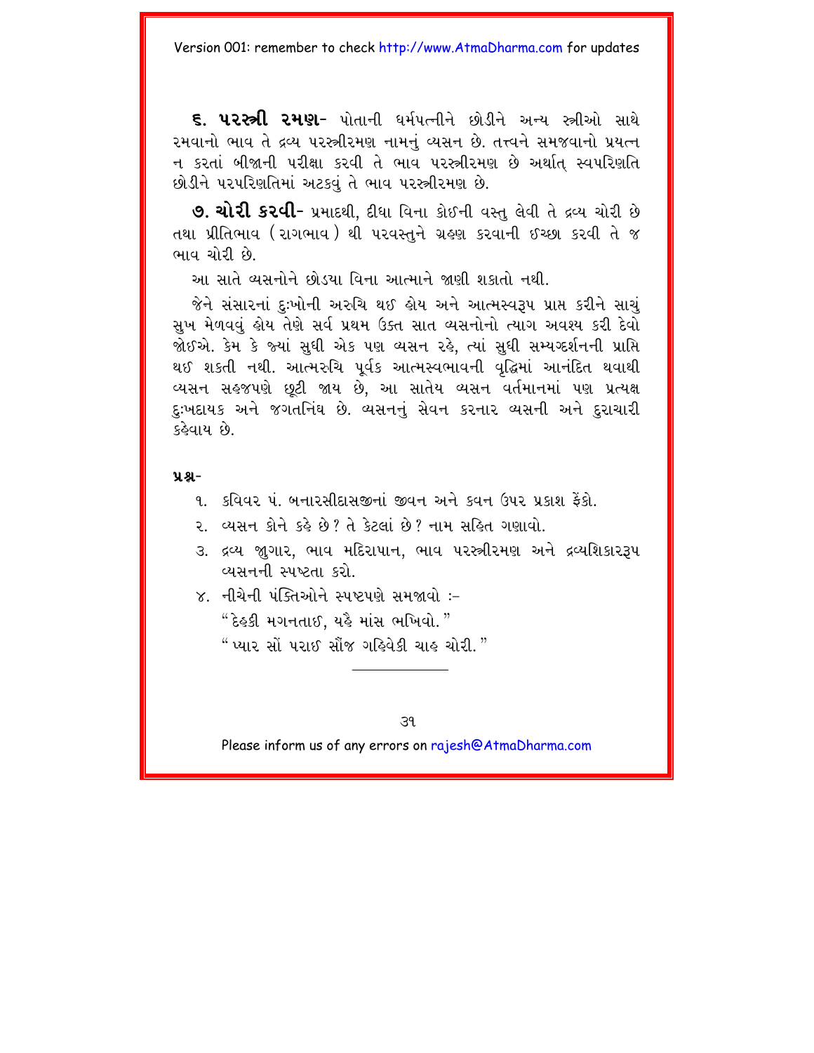**૬. પરસ્ત્રી રમણ-** પોતાની ધર્મપત્નીને છોડીને અન્ય સ્ત્રીઓ સાથે રમવાનો ભાવ તે દ્રવ્ય પરસ્ત્રીરમણ નામનું વ્યસન છે. તત્ત્વને સમજવાનો પ્રયત્ન ન કરતાં બીજાની પરીક્ષા કરવી તે ભાવ પરસ્ત્રીરમણ છે અર્થાત્ સ્વપરિણતિ છોડીને પરપરિણતિમાં અટકવું તે ભાવ પરસ્ત્રીરમણ છે.

**૭. ચોરી કરવી-** પ્રમાદથી, દીધા વિના કોઈની વસ્તુ લેવી તે દ્રવ્ય ચોરી છે તથા પ્રીતિભાવ (રાગભાવ) થી પરવસ્તુને ગ્રહણ કરવાની ઈચ્છા કરવી તે જ ભાવ ચોરી છે.

આ સાતે વ્યસનોને છોડયા વિના આત્માને જાણી શકાતો નથી.

જેને સંસારનાં દુઃખોની અરુચિ થઈ હોય અને આત્મસ્વરૂપ પ્રાપ્ત કરીને સાચું સુખ મેળવવું હોય તેણે સર્વ પ્રથમ ઉક્ત સાત વ્યસનોનો ત્યાગ અવશ્ય કરી દેવો જોઈએ. કેમ કે જ્યાં સુધી એક પણ વ્યસન રહે, ત્યાં સુધી સમ્યગ્દર્શનની પ્રાપ્તિ થઈ શકતી નથી. આત્મરુચિ પૂર્વક આત્મસ્વભાવની વૃદ્ધિમાં આનંદિત થવાથી વ્યસન સહજપણે છૂટી જાય છે, આ સાતેય વ્યસન વર્તમાનમાં પણ પ્રત્યક્ષ દુઃખદાયક અને જગતનિંદ્ય છે. વ્યસનનું સેવન કરનાર વ્યસની અને દુરાચારી કહેવાય છે.

**પ્રશ્ન-**

૧. કવિવર પં. બનારસીદાસજીનાં જીવન અને કવન ઉપર પ્રકાશ ફેંકો.

૨. વ્યસન કોને કહે છે? તે કેટલાં છે? નામ સહિત ગણાવો.

૩. દ્રવ્ય જુગાર, ભાવ મદિરાપાન, ભાવ પરસ્ત્રીરમણ અને દ્રવ્યશિકારરૂપ વ્યસનની સ્પષ્ટતા કરો.

૪. નીચેની પંક્તિઓને સ્પષ્ટપણે સમજાવો :-

"દેહકી મગનતાઈ, યહૈ માંસ ભખિવો."

"પ્યાર સોં પરાઈ સૌંજ ગહિવેકી ચાહ ચોરી."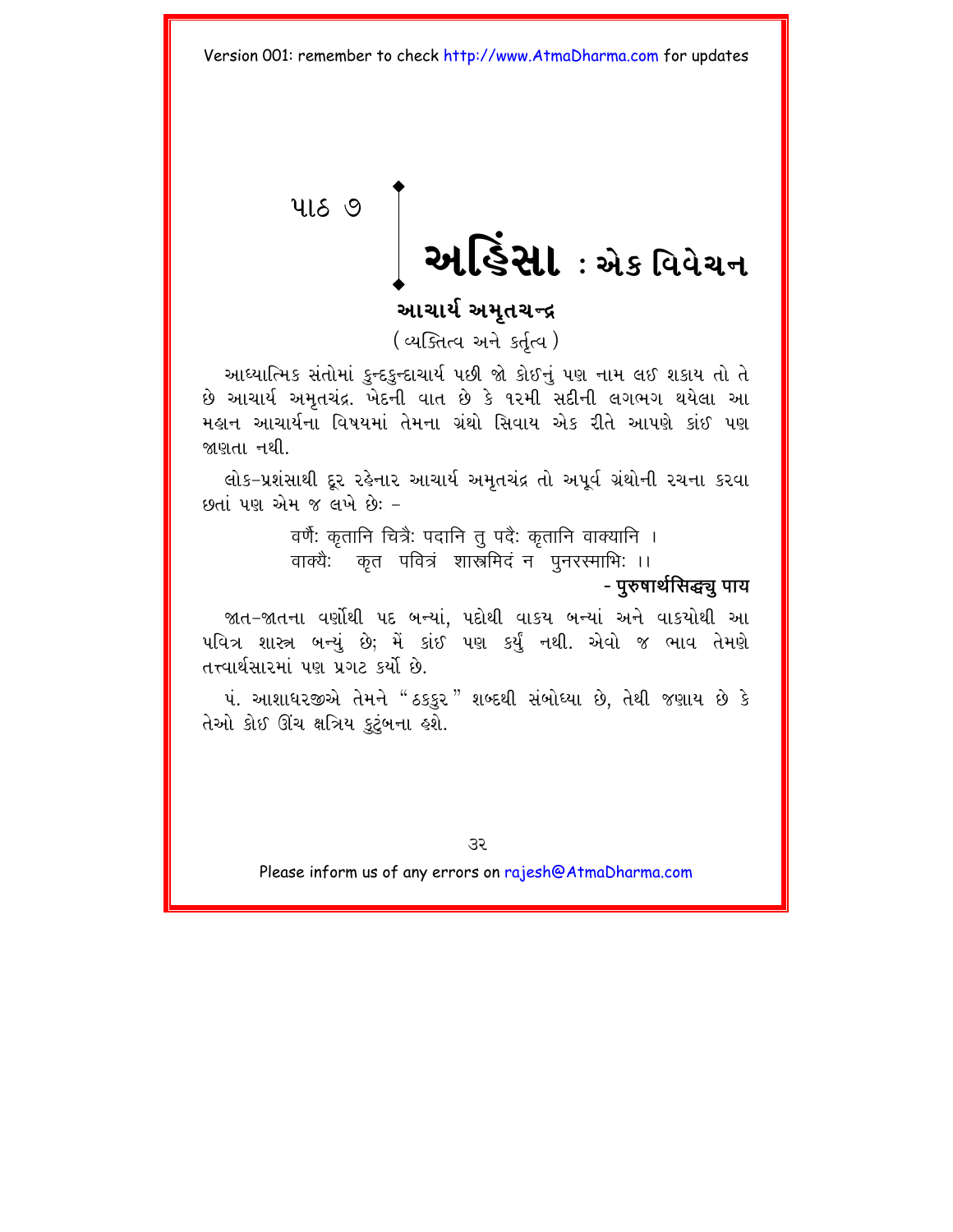# પાઠ ૭ અહિંસા : એક વિવેચન

## આચાર્ય અમૃતચન્દ્ર

(વ્યક્તિત્વ અને કર્તૃત્વ)

આધ્યાત્મિક સંતોમાં કુન્દકુન્દાચાર્ય પછી જો કોઈનું પણ નામ લઈ શકાય તો તે છે આચાર્ય અમૃતચંદ્ર. ખેદની વાત છે કે ૧૨મી સદીની લગભગ થયેલા આ મહાન આચાર્યના વિષયમાં તેમના ગ્રંથો સિવાય એક રીતે આપણે કાંઈ પણ જાણતા નથી.

લોક-પ્રશંસાથી દૂર રહેનાર આચાર્ય અમૃતચંદ્ર તો અપૂર્વ ગ્રંથોની રચના કરવા છતાં પણ એમ જ લખે છેઃ –

> वर्णैः कृतानि चित्रैः पदानि तु पदैः कृतानि वाक्यानि ।
> वाक्यैः कृत पवित्रं शास्त्रमिदं न पुनरस्माभिः ।।
>
> **- पुरुषार्थसिद्ध्यु पाय**

જાત-જાતના વર્ણોથી પદ બન્યાં, પદોથી વાક્ય બન્યાં અને વાક્યોથી આ પવિત્ર શાસ્ત્ર બન્યું છે; મેં કાંઈ પણ કર્યું નથી. એવો જ ભાવ તેમણે તત્ત્વાર્થસારમાં પણ પ્રગટ કર્યો છે.

પં. આશાધરજીએ તેમને "ઠક્કુર" શબ્દથી સંબોધ્યા છે, તેથી જણાય છે કે તેઓ કોઈ ઊંચ ક્ષત્રિય કુટુંબના હશે.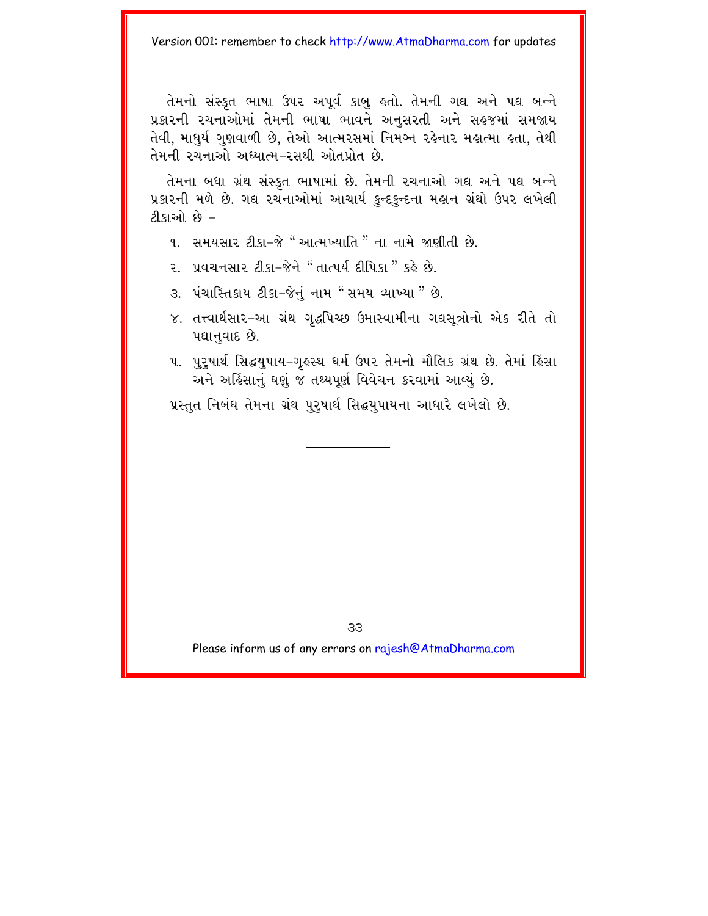તેમનો સંસ્કૃત ભાષા ઉપર અપૂર્વ કાબુ હતો. તેમની ગદ્ય અને પદ્ય બન્ને પ્રકારની રચનાઓમાં તેમની ભાષા ભાવને અનુસરતી અને સહજમાં સમજાય તેવી, માધુર્ય ગુણવાળી છે, તેઓ આત્મરસમાં નિમગ્ન રહેનાર મહાત્મા હતા, તેથી તેમની રચનાઓ અધ્યાત્મ-રસથી ઓતપ્રોત છે.

તેમના બધા ગ્રંથ સંસ્કૃત ભાષામાં છે. તેમની રચનાઓ ગદ્ય અને પદ્ય બન્ને પ્રકારની મળે છે. ગદ્ય રચનાઓમાં આચાર્ય કુન્દકુન્દના મહાન ગ્રંથો ઉપર લખેલી ટીકાઓ છે –

૧. સમયસાર ટીકા-જે " આત્મખ્યાતિ " ના નામે જાણીતી છે.

૨. પ્રવચનસાર ટીકા-જેને " તાત્પર્ય દીપિકા " કહે છે.

૩. પંચાસ્તિકાય ટીકા-જેનું નામ " સમય વ્યાખ્યા " છે.

૪. તત્ત્વાર્થસાર-આ ગ્રંથ ગૃદ્ધપિચ્છ ઉમાસ્વામીના ગદ્યસૂત્રોનો એક રીતે તો પદ્યાનુવાદ છે.

૫. પુરુષાર્થ સિદ્ધયુપાય-ગૃહસ્થ ધર્મ ઉપર તેમનો મૌલિક ગ્રંથ છે. તેમાં હિંસા અને અહિંસાનું ઘણું જ તથ્યપૂર્ણ વિવેચન કરવામાં આવ્યું છે.

પ્રસ્તુત નિબંધ તેમના ગ્રંથ પુરુષાર્થ સિદ્ધયુપાયના આધારે લખેલો છે.

---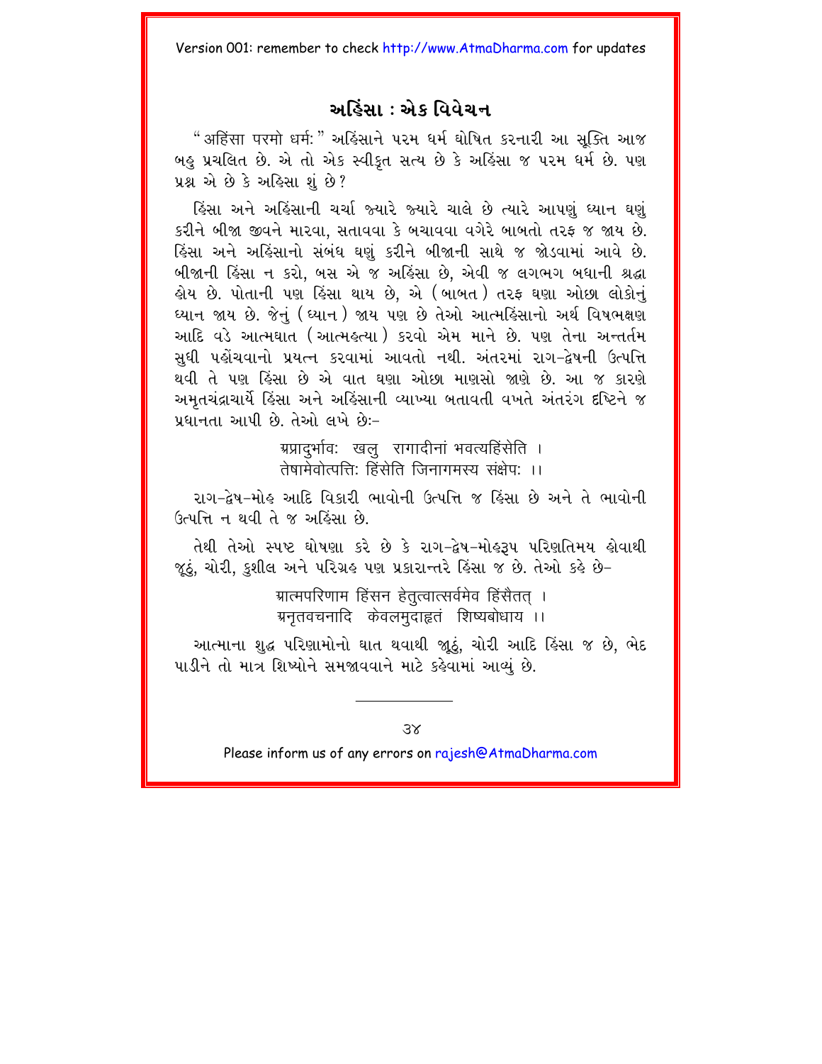## અહિંસા : એક વિવેચન

"अहिंसा परमो धर्मः" અહિંસાને પરમ ધર્મ ઘોષિત કરનારી આ સૂક્તિ આજ બહુ પ્રચલિત છે. એ તો એક સ્વીકૃત સત્ય છે કે અહિંસા જ પરમ ધર્મ છે. પણ પ્રશ્ન એ છે કે અહિસા શું છે?

હિંસા અને અહિંસાની ચર્ચા જ્યારે જ્યારે ચાલે છે ત્યારે આપણું ધ્યાન ઘણું કરીને બીજા જીવને મારવા, સતાવવા કે બચાવવા વગેરે બાબતો તરફ જ જાય છે. હિંસા અને અહિંસાનો સંબંધ ઘણું કરીને બીજાની સાથે જ જોડવામાં આવે છે. બીજાની હિંસા ન કરો, બસ એ જ અહિંસા છે, એવી જ લગભગ બધાની શ્રદ્ધા હોય છે. પોતાની પણ હિંસા થાય છે, એ (બાબત) તરફ ઘણા ઓછા લોકોનું ધ્યાન જાય છે. જેનું (ધ્યાન) જાય પણ છે તેઓ આત્મહિંસાનો અર્થ વિષભક્ષણ આદિ વડે આત્મઘાત (આત્મહત્યા) કરવો એમ માને છે. પણ તેના અન્તર્તમ સુધી પહોંચવાનો પ્રયત્ન કરવામાં આવતો નથી. અંતરમાં રાગ-દ્વેષની ઉત્પત્તિ થવી તે પણ હિંસા છે એ વાત ઘણા ઓછા માણસો જાણે છે. આ જ કારણે અમૃતચંદ્રાચાર્યે હિંસા અને અહિંસાની વ્યાખ્યા બતાવતી વખતે અંતરંગ દૃષ્ટિને જ પ્રધાનતા આપી છે. તેઓ લખે છેઃ-

> अप्रादुर्भावः खलु रागादीनां भवत्यहिंसेति ।
> तेषामेवोत्पत्तिः हिंसेति जिनागमस्य संक्षेपः ।।

રાગ-દ્વેષ-મોહ આદિ વિકારી ભાવોની ઉત્પત્તિ જ હિંસા છે અને તે ભાવોની ઉત્પત્તિ ન થવી તે જ અહિંસા છે.

તેથી તેઓ સ્પષ્ટ ઘોષણા કરે છે કે રાગ-દ્વેષ-મોહરૂપ પરિણતિમય હોવાથી જૂઠું, ચોરી, કુશીલ અને પરિગ્રહ પણ પ્રકારાન્તરે હિંસા જ છે. તેઓ કહે છે-

> आत्मपरिणाम हिंसन हेतुत्वात्सर्वमेव हिंसैतत् ।
> अनृतवचनादि केवलमुदाहृतं शिष्यबोधाय ।।

આત્માના શુદ્ધ પરિણામોનો ઘાત થવાથી જૂઠું, ચોરી આદિ હિંસા જ છે, ભેદ પાડીને તો માત્ર શિષ્યોને સમજાવવાને માટે કહેવામાં આવ્યું છે.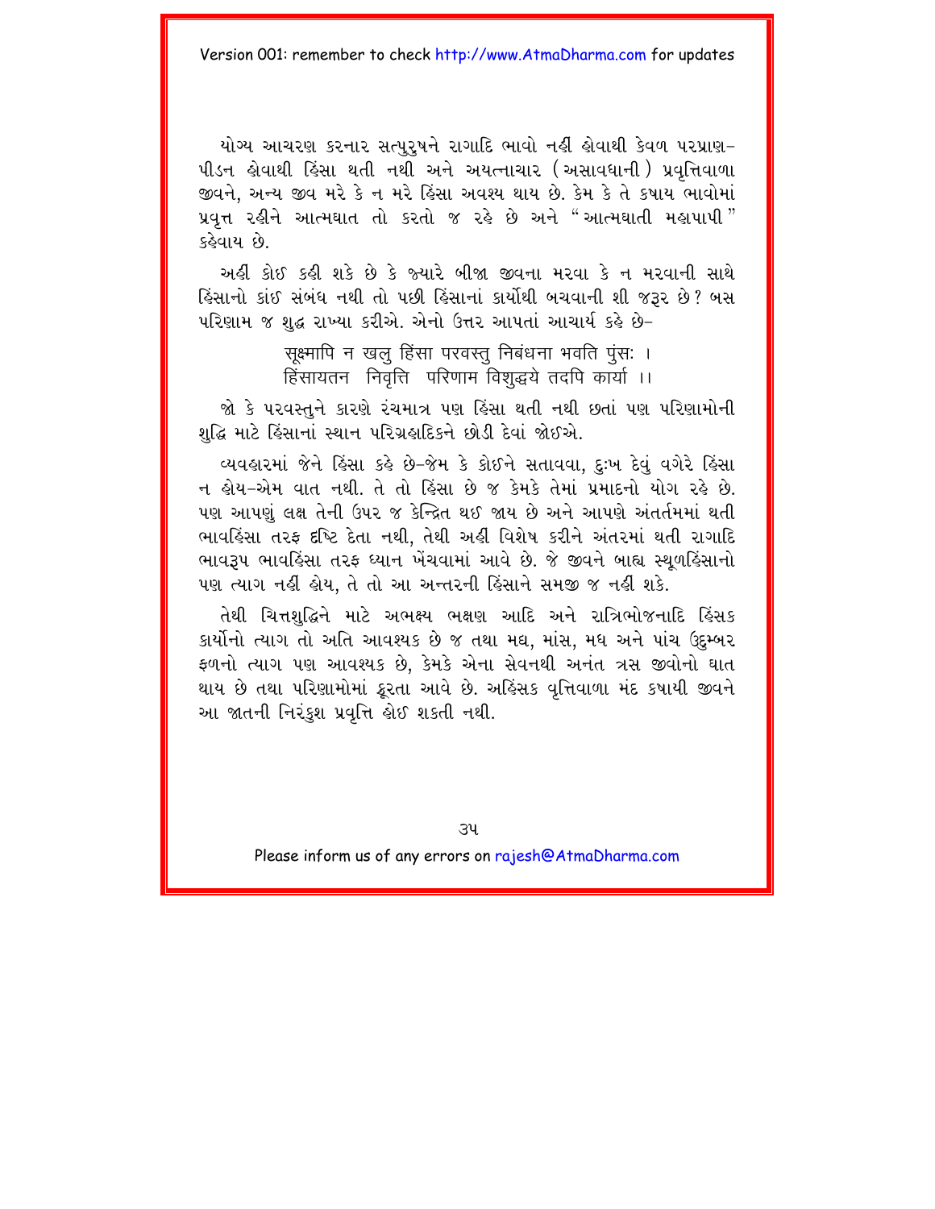યોગ્ય આચરણ કરનાર સત્પુરુષને રાગાદિ ભાવો નહીં હોવાથી કેવળ પરપ્રાણ-પીડન હોવાથી હિંસા થતી નથી અને અયત્નાચાર (અસાવધાની) પ્રવૃત્તિવાળા જીવને, અન્ય જીવ મરે કે ન મરે હિંસા અવશ્ય થાય છે. કેમ કે તે કષાય ભાવોમાં પ્રવૃત્ત રહીને આત્મઘાત તો કરતો જ રહે છે અને "આત્મઘાતી મહાપાપી" કહેવાય છે.

અહીં કોઈ કહી શકે છે કે જ્યારે બીજા જીવના મરવા કે ન મરવાની સાથે હિંસાનો કાંઈ સંબંધ નથી તો પછી હિંસાનાં કાર્યોથી બચવાની શી જરૂર છે? બસ પરિણામ જ શુદ્ધ રાખ્યા કરીએ. એનો ઉત્તર આપતાં આચાર્ય કહે છે-

सूक्ष्मापि न खलु हिंसा परवस्तु निबंधना भवति पुंसः ।
हिंसायतन निवृत्ति परिणाम विशुद्धये तदपि कार्या ।।

જો કે પરવસ્તુને કારણે રંચમાત્ર પણ હિંસા થતી નથી છતાં પણ પરિણામોની શુદ્ધિ માટે હિંસાનાં સ્થાન પરિગ્રહાદિકને છોડી દેવાં જોઈએ.

વ્યવહારમાં જેને હિંસા કહે છે-જેમ કે કોઈને સતાવવા, દુઃખ દેવું વગેરે હિંસા ન હોય-એમ વાત નથી. તે તો હિંસા છે જ કેમકે તેમાં પ્રમાદનો યોગ રહે છે. પણ આપણું લક્ષ તેની ઉપર જ કેન્દ્રિત થઈ જાય છે અને આપણે અંતર્તમમાં થતી ભાવહિંસા તરફ દૃષ્ટિ દેતા નથી, તેથી અહીં વિશેષ કરીને અંતરમાં થતી રાગાદિ ભાવરૂપ ભાવહિંસા તરફ ધ્યાન ખેંચવામાં આવે છે. જે જીવને બાહ્ય સ્થૂળહિંસાનો પણ ત્યાગ નહીં હોય, તે તો આ અન્તરની હિંસાને સમજી જ નહીં શકે.

તેથી ચિત્તશુદ્ધિને માટે અભક્ષ્ય ભક્ષણ આદિ અને રાત્રિભોજનાદિ હિંસક કાર્યોનો ત્યાગ તો અતિ આવશ્યક છે જ તથા મદ્ય, માંસ, મધ અને પાંચ ઉદુમ્બર ફળનો ત્યાગ પણ આવશ્યક છે, કેમકે એના સેવનથી અનંત ત્રસ જીવોનો ઘાત થાય છે તથા પરિણામોમાં ક્રૂરતા આવે છે. અહિંસક વૃત્તિવાળા મંદ કષાયી જીવને આ જાતની નિરંકુશ પ્રવૃત્તિ હોઈ શકતી નથી.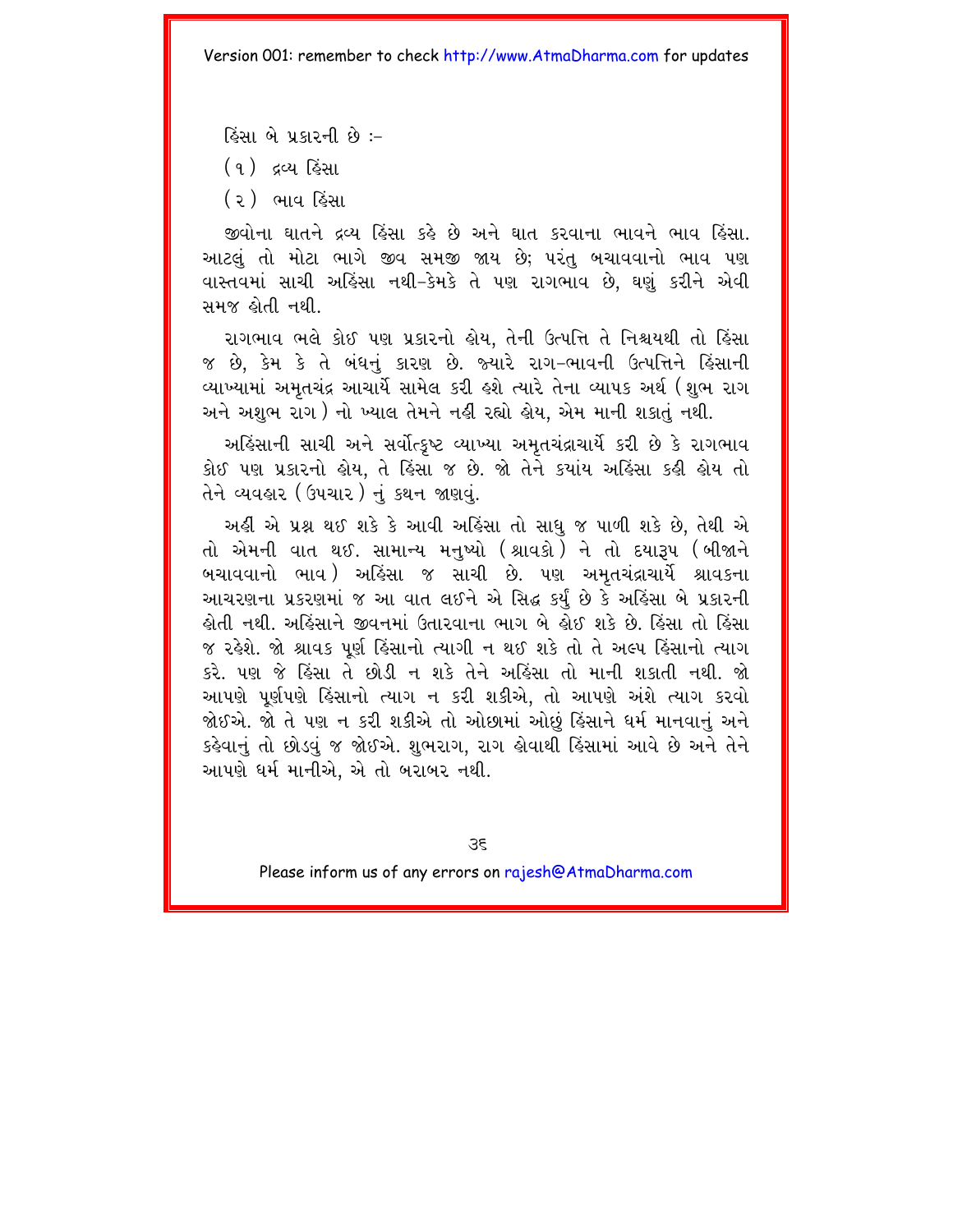હિંસા બે પ્રકારની છે :-

(૧) દ્રવ્ય હિંસા

(૨) ભાવ હિંસા

જીવોના ઘાતને દ્રવ્ય હિંસા કહે છે અને ઘાત કરવાના ભાવને ભાવ હિંસા. આટલું તો મોટા ભાગે જીવ સમજી જાય છે; પરંતુ બચાવવાનો ભાવ પણ વાસ્તવમાં સાચી અહિંસા નથી-કેમકે તે પણ રાગભાવ છે, ઘણું કરીને એવી સમજ હોતી નથી.

રાગભાવ ભલે કોઈ પણ પ્રકારનો હોય, તેની ઉત્પત્તિ તે નિશ્ચયથી તો હિંસા જ છે, કેમ કે તે બંધનું કારણ છે. જ્યારે રાગ-ભાવની ઉત્પત્તિને હિંસાની વ્યાખ્યામાં અમૃતચંદ્ર આચાર્યે સામેલ કરી હશે ત્યારે તેના વ્યાપક અર્થ (શુભ રાગ અને અશુભ રાગ) નો ખ્યાલ તેમને નહીં રહ્યો હોય, એમ માની શકાતું નથી.

અહિંસાની સાચી અને સર્વોત્કૃષ્ટ વ્યાખ્યા અમૃતચંદ્રાચાર્યે કરી છે કે રાગભાવ કોઈ પણ પ્રકારનો હોય, તે હિંસા જ છે. જો તેને કયાંય અહિંસા કહી હોય તો તેને વ્યવહાર (ઉપચાર) નું કથન જાણવું.

અહીં એ પ્રશ્ન થઈ શકે કે આવી અહિંસા તો સાધુ જ પાળી શકે છે, તેથી એ તો એમની વાત થઈ. સામાન્ય મનુષ્યો (શ્રાવકો) ને તો દયારૂપ (બીજાને બચાવવાનો ભાવ) અહિંસા જ સાચી છે. પણ અમૃતચંદ્રાચાર્યે શ્રાવકના આચરણના પ્રકરણમાં જ આ વાત લઈને એ સિદ્ધ કર્યું છે કે અહિંસા બે પ્રકારની હોતી નથી. અહિંસાને જીવનમાં ઉતારવાના ભાગ બે હોઈ શકે છે. હિંસા તો હિંસા જ રહેશે. જો શ્રાવક પૂર્ણ હિંસાનો ત્યાગી ન થઈ શકે તો તે અલ્પ હિંસાનો ત્યાગ કરે. પણ જે હિંસા તે છોડી ન શકે તેને અહિંસા તો માની શકાતી નથી. જો આપણે પૂર્ણપણે હિંસાનો ત્યાગ ન કરી શકીએ, તો આપણે અંશે ત્યાગ કરવો જોઈએ. જો તે પણ ન કરી શકીએ તો ઓછામાં ઓછું હિંસાને ધર્મ માનવાનું અને કહેવાનું તો છોડવું જ જોઈએ. શુભરાગ, રાગ હોવાથી હિંસામાં આવે છે અને તેને આપણે ધર્મ માનીએ, એ તો બરાબર નથી.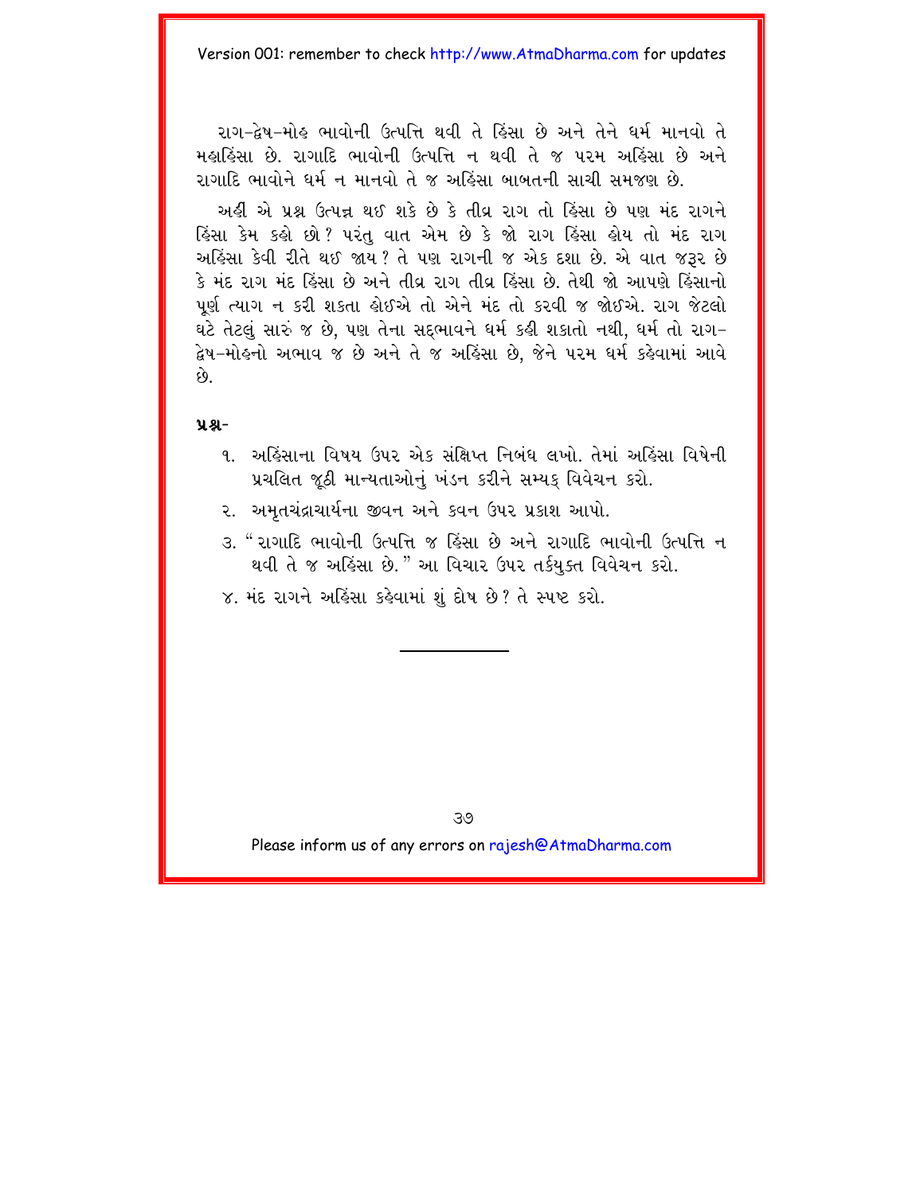રાગ-દ્વેષ-મોહ ભાવોની ઉત્પત્તિ થવી તે હિંસા છે અને તેને ધર્મ માનવો તે મહાહિંસા છે. રાગાદિ ભાવોની ઉત્પત્તિ ન થવી તે જ પરમ અહિંસા છે અને રાગાદિ ભાવોને ધર્મ ન માનવો તે જ અહિંસા બાબતની સાચી સમજણ છે.

અહીં એ પ્રશ્ન ઉત્પન્ન થઈ શકે છે કે તીવ્ર રાગ તો હિંસા છે પણ મંદ રાગને હિંસા કેમ કહો છો? પરંતુ વાત એમ છે કે જો રાગ હિંસા હોય તો મંદ રાગ અહિંસા કેવી રીતે થઈ જાય? તે પણ રાગની જ એક દશા છે. એ વાત જરૂર છે કે મંદ રાગ મંદ હિંસા છે અને તીવ્ર રાગ તીવ્ર હિંસા છે. તેથી જો આપણે હિંસાનો પૂર્ણ ત્યાગ ન કરી શકતા હોઈએ તો એને મંદ તો કરવી જ જોઈએ. રાગ જેટલો ઘટે તેટલું સારું જ છે, પણ તેના સદ્‌ભાવને ધર્મ કહી શકાતો નથી, ધર્મ તો રાગ-દ્વેષ-મોહનો અભાવ જ છે અને તે જ અહિંસા છે, જેને પરમ ધર્મ કહેવામાં આવે છે.

**પ્રશ્ન-**

૧. અહિંસાના વિષય ઉપર એક સંક્ષિપ્ત નિબંધ લખો. તેમાં અહિંસા વિષેની પ્રચલિત જૂઠી માન્યતાઓનું ખંડન કરીને સમ્યક્ વિવેચન કરો.

૨. અમૃતચંદ્રાચાર્યના જીવન અને કવન ઉપર પ્રકાશ આપો.

૩. "રાગાદિ ભાવોની ઉત્પત્તિ જ હિંસા છે અને રાગાદિ ભાવોની ઉત્પત્તિ ન થવી તે જ અહિંસા છે." આ વિચાર ઉપર તર્કયુક્ત વિવેચન કરો.

૪. મંદ રાગને અહિંસા કહેવામાં શું દોષ છે? તે સ્પષ્ટ કરો.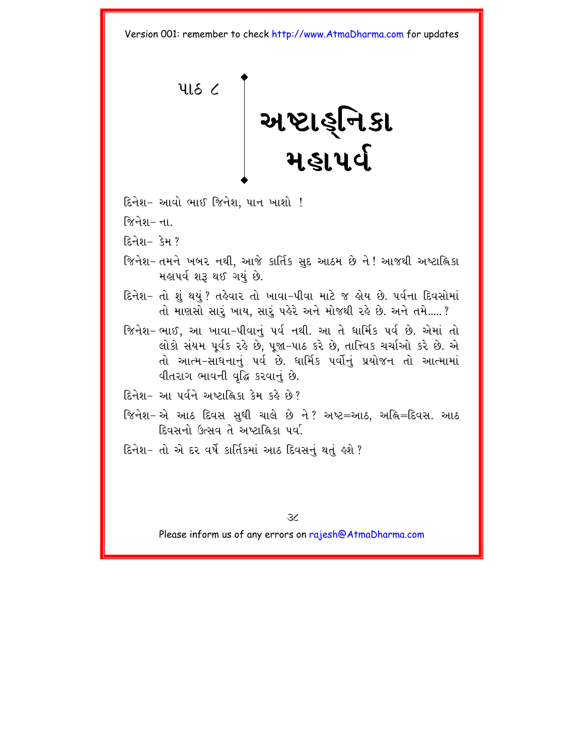પાઠ ૮

# અષ્ટાહ્નિકા મહાપર્વ

દિનેશ– આવો ભાઈ જિનેશ, પાન ખાશો !

જિનેશ– ના.

દિનેશ– કેમ ?

જિનેશ– તમને ખબર નથી, આજે કાર્તિક સુદ આઠમ છે ને ! આજથી અષ્ટાહ્નિકા મહાપર્વ શરૂ થઈ ગયું છે.

દિનેશ– તો શું થયું ? તહેવાર તો ખાવા-પીવા માટે જ હોય છે. પર્વના દિવસોમાં તો માણસો સારું ખાય, સારું પહેરે અને મોજથી રહે છે. અને તમે..... ?

જિનેશ– ભાઈ, આ ખાવા-પીવાનું પર્વ નથી. આ તે ધાર્મિક પર્વ છે. એમાં તો લોકો સંયમ પૂર્વક રહે છે, પૂજા-પાઠ કરે છે, તાત્ત્વિક ચર્ચાઓ કરે છે. એ તો આત્મ-સાધનાનું પર્વ છે. ધાર્મિક પર્વોનું પ્રયોજન તો આત્મામાં વીતરાગ ભાવની વૃદ્ધિ કરવાનું છે.

દિનેશ– આ પર્વને અષ્ટાહ્નિકા કેમ કહે છે ?

જિનેશ– એ આઠ દિવસ સુધી ચાલે છે ને ? અષ્ટ=આઠ, અહ્નિ=દિવસ. આઠ દિવસનો ઉત્સવ તે અષ્ટાહ્નિકા પર્વ.

દિનેશ– તો એ દર વર્ષે કાર્તિકમાં આઠ દિવસનું થતુ હશે ?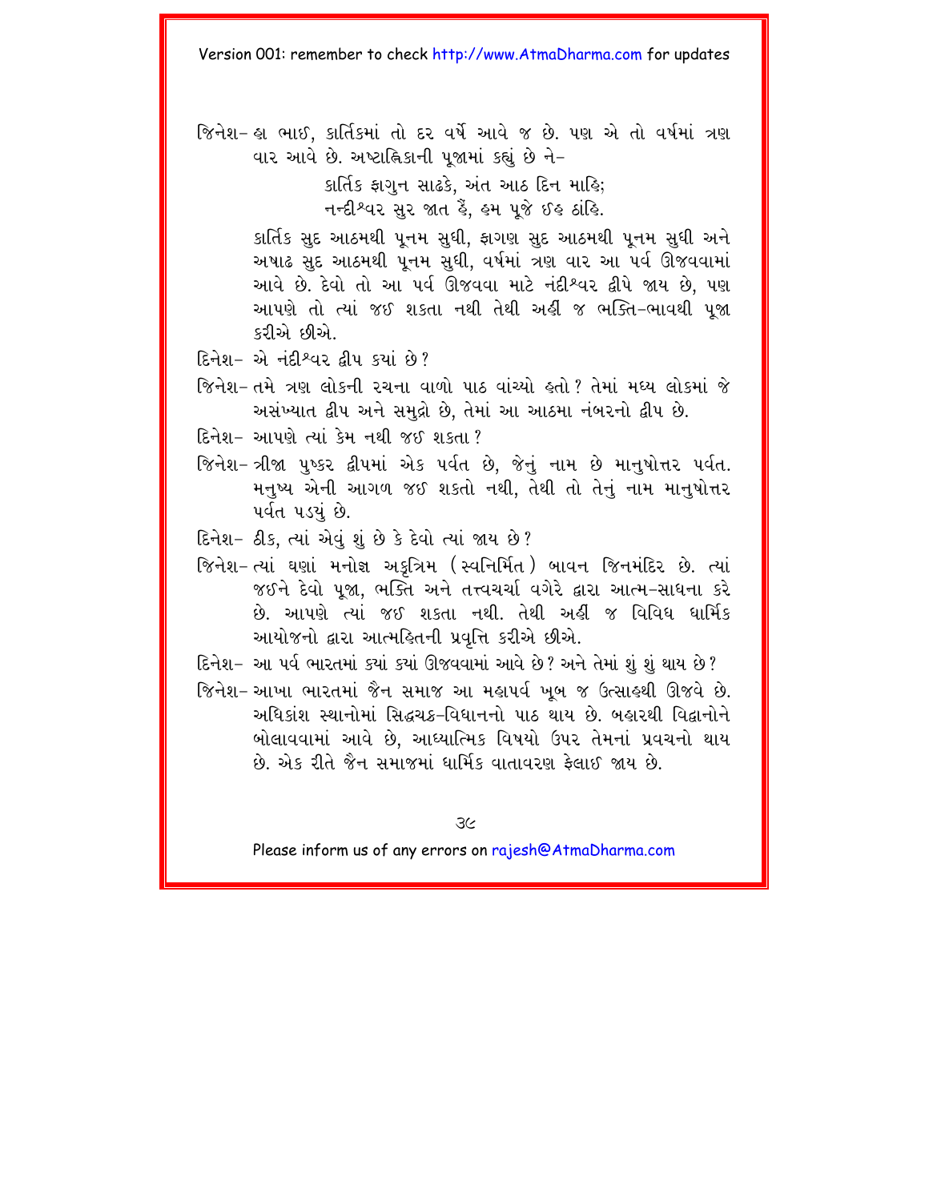જિનેશ- હા ભાઈ, કાર્તિકમાં તો દર વર્ષે આવે જ છે. પણ એ તો વર્ષમાં ત્રણ વાર આવે છે. અષ્ટાહ્નિકાની પૂજામાં કહ્યું છે ને-

> કાર્તિક ફાગુન સાઢકે, અંત આઠ દિન માહિ;
> નન્દીશ્વર સુર જાત હૈં, હમ પૂજે ઇહ ઠાંહિ.

કાર્તિક સુદ આઠમથી પૂનમ સુધી, ફાગણ સુદ આઠમથી પૂનમ સુધી અને અષાઢ સુદ આઠમથી પૂનમ સુધી, વર્ષમાં ત્રણ વાર આ પર્વ ઊજવવામાં આવે છે. દેવો તો આ પર્વ ઊજવવા માટે નંદીશ્વર દ્વીપે જાય છે, પણ આપણે તો ત્યાં જઈ શકતા નથી તેથી અહીં જ ભક્તિ-ભાવથી પૂજા કરીએ છીએ.

દિનેશ- એ નંદીશ્વર દ્વીપ ક્યાં છે?

જિનેશ- તમે ત્રણ લોકની રચના વાળો પાઠ વાંચ્યો હતો? તેમાં મધ્ય લોકમાં જે અસંખ્યાત દ્વીપ અને સમુદ્રો છે, તેમાં આ આઠમા નંબરનો દ્વીપ છે.

દિનેશ- આપણે ત્યાં કેમ નથી જઈ શકતા?

જિનેશ- ત્રીજા પુષ્કર દ્વીપમાં એક પર્વત છે, જેનું નામ છે માનુષોત્તર પર્વત. મનુષ્ય એની આગળ જઈ શકતો નથી, તેથી તો તેનું નામ માનુષોત્તર પર્વત પડ્યું છે.

દિનેશ- ઠીક, ત્યાં એવું શું છે કે દેવો ત્યાં જાય છે?

જિનેશ- ત્યાં ઘણાં મનોજ્ઞ અકૃત્રિમ (સ્વનિર્મિત) બાવન જિનમંદિર છે. ત્યાં જઈને દેવો પૂજા, ભક્તિ અને તત્ત્વચર્ચા વગેરે દ્વારા આત્મ-સાધના કરે છે. આપણે ત્યાં જઈ શકતા નથી. તેથી અહીં જ વિવિધ ધાર્મિક આયોજનો દ્વારા આત્મહિતની પ્રવૃત્તિ કરીએ છીએ.

દિનેશ- આ પર્વ ભારતમાં ક્યાં ક્યાં ઊજવવામાં આવે છે? અને તેમાં શું શું થાય છે?

જિનેશ- આખા ભારતમાં જૈન સમાજ આ મહાપર્વ ખૂબ જ ઉત્સાહથી ઊજવે છે. અધિકાંશ સ્થાનોમાં સિદ્ધચક્ર-વિધાનનો પાઠ થાય છે. બહારથી વિદ્વાનોને બોલાવવામાં આવે છે, આધ્યાત્મિક વિષયો ઉપર તેમનાં પ્રવચનો થાય છે. એક રીતે જૈન સમાજમાં ધાર્મિક વાતાવરણ ફેલાઈ જાય છે.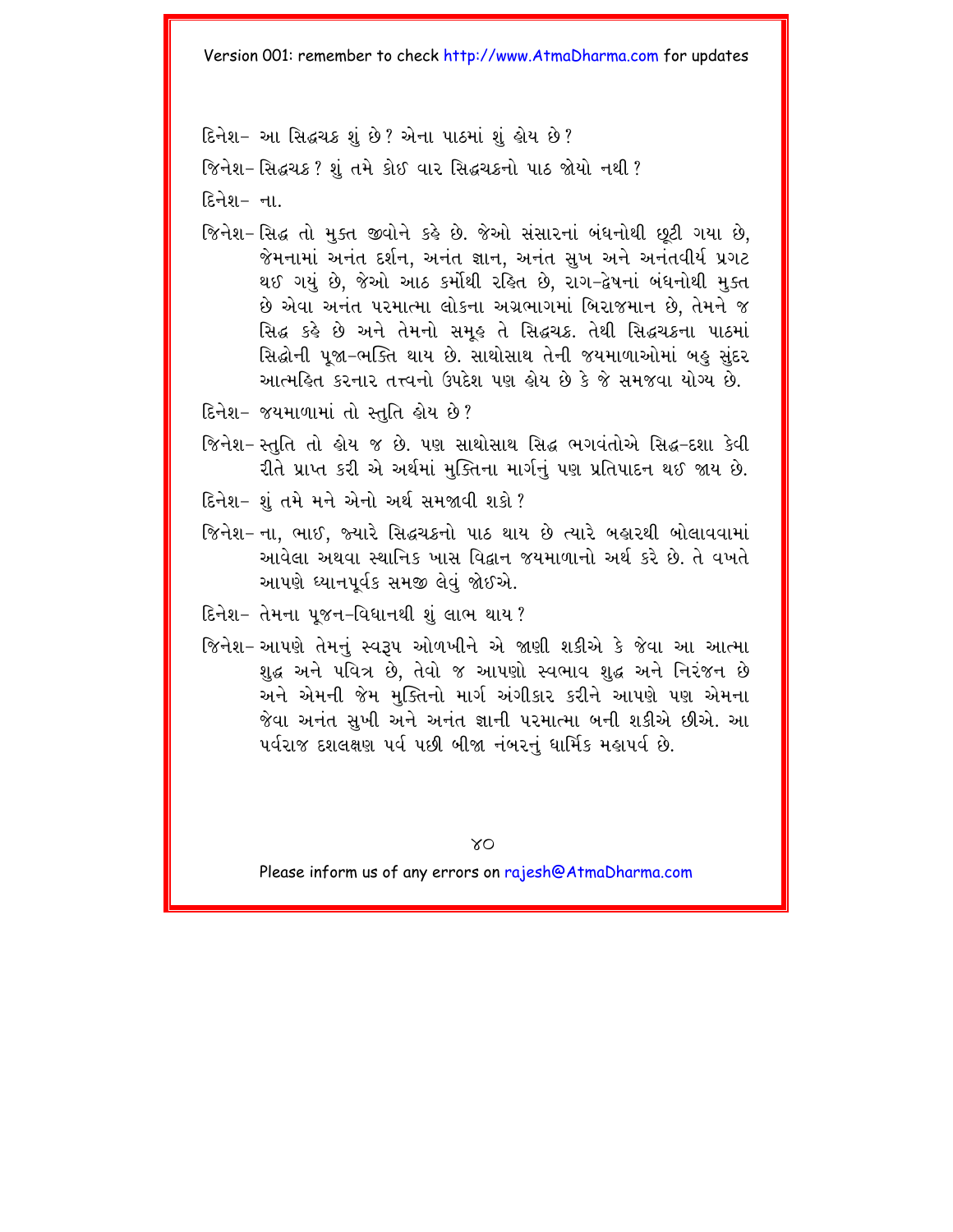દિનેશ– આ સિદ્ધચક્ર શું છે? એના પાઠમાં શું હોય છે?

જિનેશ– સિદ્ધચક્ર? શું તમે કોઈ વાર સિદ્ધચક્રનો પાઠ જોયો નથી?

દિનેશ– ના.

જિનેશ– સિદ્ધ તો મુક્ત જીવોને કહે છે. જેઓ સંસારનાં બંધનોથી છૂટી ગયા છે, જેમનામાં અનંત દર્શન, અનંત જ્ઞાન, અનંત સુખ અને અનંતવીર્ય પ્રગટ થઈ ગયું છે, જેઓ આઠ કર્મોથી રહિત છે, રાગ-દ્વેષનાં બંધનોથી મુક્ત છે એવા અનંત પરમાત્મા લોકના અગ્રભાગમાં બિરાજમાન છે, તેમને જ સિદ્ધ કહે છે અને તેમનો સમૂહ તે સિદ્ધચક્ર. તેથી સિદ્ધચક્રના પાઠમાં સિદ્ધોની પૂજા-ભક્તિ થાય છે. સાથોસાથ તેની જયમાળાઓમાં બહુ સુંદર આત્મહિત કરનાર તત્ત્વનો ઉપદેશ પણ હોય છે કે જે સમજવા યોગ્ય છે.

દિનેશ– જયમાળામાં તો સ્તુતિ હોય છે?

જિનેશ– સ્તુતિ તો હોય જ છે. પણ સાથોસાથ સિદ્ધ ભગવંતોએ સિદ્ધ-દશા કેવી રીતે પ્રાપ્ત કરી એ અર્થમાં મુક્તિના માર્ગનું પણ પ્રતિપાદન થઈ જાય છે.

દિનેશ– શું તમે મને એનો અર્થ સમજાવી શકો?

જિનેશ– ના, ભાઈ, જ્યારે સિદ્ધચક્રનો પાઠ થાય છે ત્યારે બહારથી બોલાવવામાં આવેલા અથવા સ્થાનિક ખાસ વિદ્વાન જયમાળાનો અર્થ કરે છે. તે વખતે આપણે ધ્યાનપૂર્વક સમજી લેવું જોઈએ.

દિનેશ– તેમના પૂજન-વિધાનથી શું લાભ થાય?

જિનેશ– આપણે તેમનું સ્વરૂપ ઓળખીને એ જાણી શકીએ કે જેવા આ આત્મા શુદ્ધ અને પવિત્ર છે, તેવો જ આપણો સ્વભાવ શુદ્ધ અને નિરંજન છે અને એમની જેમ મુક્તિનો માર્ગ અંગીકાર કરીને આપણે પણ એમના જેવા અનંત સુખી અને અનંત જ્ઞાની પરમાત્મા બની શકીએ છીએ. આ પર્વરાજ દશલક્ષણ પર્વ પછી બીજા નંબરનું ધાર્મિક મહાપર્વ છે.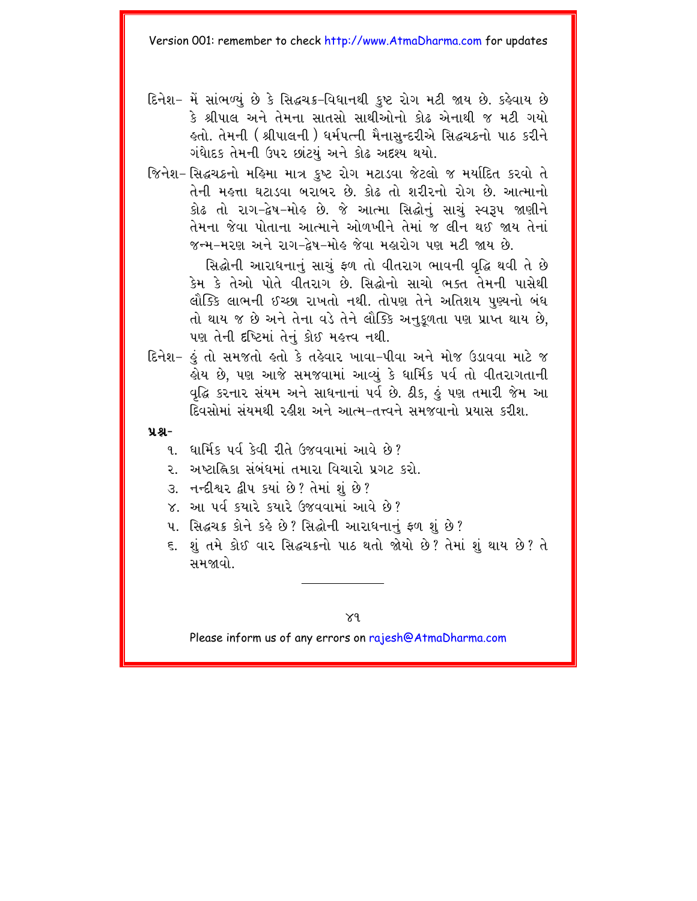દિનેશ– મેં સાંભળ્યું છે કે સિદ્ધચક્ર-વિધાનથી કુષ્ટ રોગ મટી જાય છે. કહેવાય છે કે શ્રીપાલ અને તેમના સાતસો સાથીઓનો કોઢ એનાથી જ મટી ગયો હતો. તેમની (શ્રીપાલની) ધર્મપત્ની મૈનાસુન્દરીએ સિદ્ધચક્રનો પાઠ કરીને ગંધોદક તેમની ઉપર છાંટયું અને કોઢ અદૃશ્ય થયો.

જિનેશ– સિદ્ધચક્રનો મહિમા માત્ર કુષ્ટ રોગ મટાડવા જેટલો જ મર્યાદિત કરવો તે તેની મહત્તા ઘટાડવા બરાબર છે. કોઢ તો શરીરનો રોગ છે. આત્માનો કોઢ તો રાગ-દ્વેષ-મોહ છે. જે આત્મા સિદ્ધોનું સાચું સ્વરૂપ જાણીને તેમના જેવા પોતાના આત્માને ઓળખીને તેમાં જ લીન થઈ જાય તેનાં જન્મ-મરણ અને રાગ-દ્વેષ-મોહ જેવા મહારોગ પણ મટી જાય છે.

સિદ્ધોની આરાધનાનું સાચું ફળ તો વીતરાગ ભાવની વૃદ્ધિ થવી તે છે કેમ કે તેઓ પોતે વીતરાગ છે. સિદ્ધોનો સાચો ભક્ત તેમની પાસેથી લૌકિક લાભની ઈચ્છા રાખતો નથી. તોપણ તેને અતિશય પુણ્યનો બંધ તો થાય જ છે અને તેના વડે તેને લૌકિક અનુકૂળતા પણ પ્રાપ્ત થાય છે, પણ તેની દૃષ્ટિમાં તેનું કોઈ મહત્ત્વ નથી.

દિનેશ– હું તો સમજતો હતો કે તહેવાર ખાવા-પીવા અને મોજ ઉડાવવા માટે જ હોય છે, પણ આજે સમજવામાં આવ્યું કે ધાર્મિક પર્વ તો વીતરાગતાની વૃદ્ધિ કરનાર સંયમ અને સાધનાનાં પર્વ છે. ઠીક, હું પણ તમારી જેમ આ દિવસોમાં સંયમથી રહીશ અને આત્મ-તત્ત્વને સમજવાનો પ્રયાસ કરીશ.

**પ્રશ્ન–**

૧. ધાર્મિક પર્વ કેવી રીતે ઉજવવામાં આવે છે?
૨. અષ્ટાહ્નિકા સંબંધમાં તમારા વિચારો પ્રગટ કરો.
૩. નન્દીશ્વર દ્વીપ ક્યાં છે? તેમાં શું છે?
૪. આ પર્વ ક્યારે ક્યારે ઉજવવામાં આવે છે?
૫. સિદ્ધચક્ર કોને કહે છે? સિદ્ધોની આરાધનાનું ફળ શું છે?
૬. શું તમે કોઈ વાર સિદ્ધચક્રનો પાઠ થતો જોયો છે? તેમાં શું થાય છે? તે સમજાવો.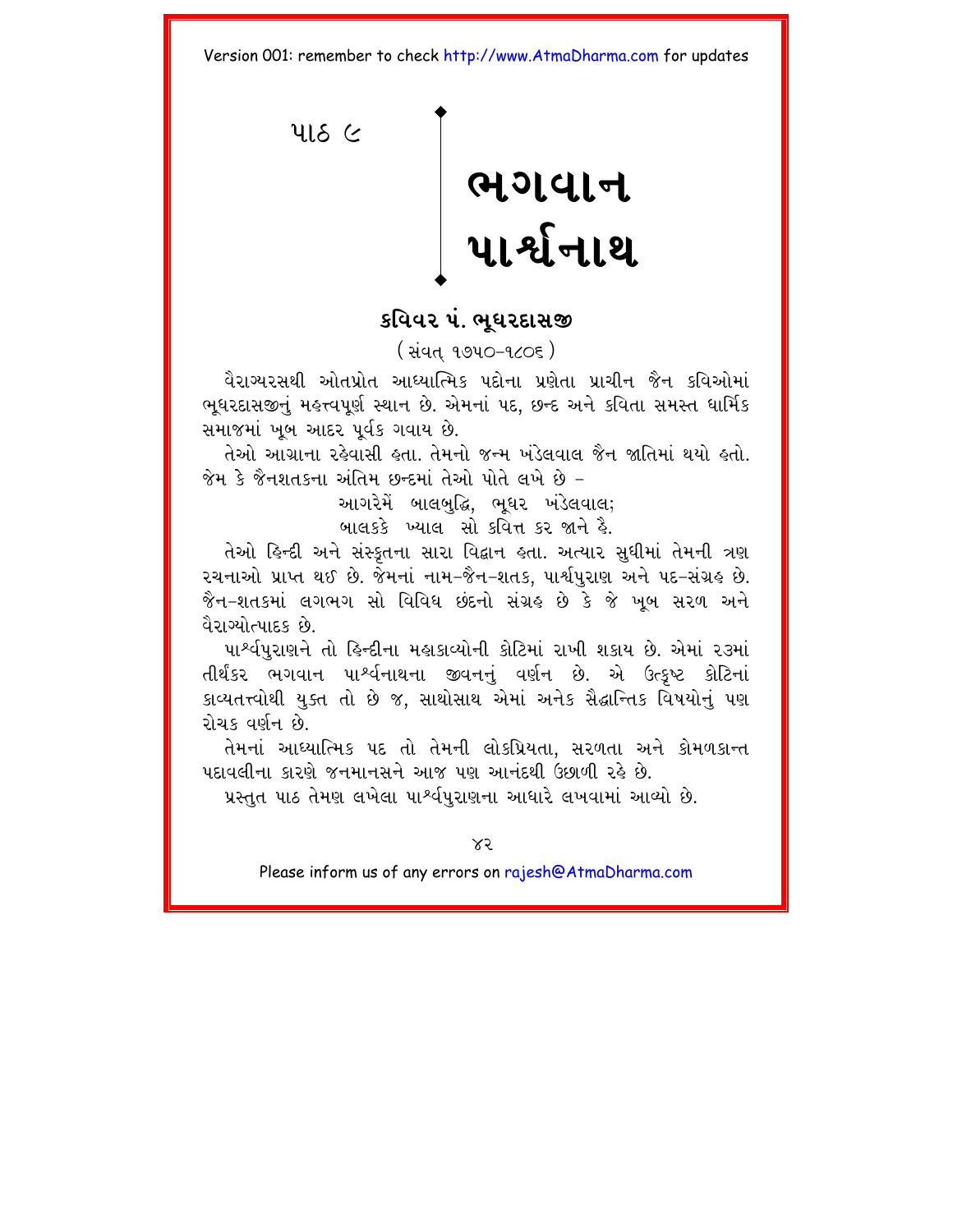પાઠ ૯

# ભગવાન પાર્શ્વનાથ

## કવિવર પં. ભૂધરદાસજી

(સંવત્ ૧૭૫૦-૧૮૦૬)

વૈરાગ્યરસથી ઓતપ્રોત આધ્યાત્મિક પદોના પ્રણેતા પ્રાચીન જૈન કવિઓમાં ભૂધરદાસજીનું મહત્ત્વપૂર્ણ સ્થાન છે. એમનાં પદ, છન્દ અને કવિતા સમસ્ત ધાર્મિક સમાજમાં ખૂબ આદર પૂર્વક ગવાય છે.

તેઓ આગ્રાના રહેવાસી હતા. તેમનો જન્મ ખંડેલવાલ જૈન જાતિમાં થયો હતો. જેમ કે જૈનશતકના અંતિમ છન્દમાં તેઓ પોતે લખે છે –

આગરેમેં બાલબુદ્ધિ, ભૂધર ખંડેલવાલ;
બાલકકે ખ્યાલ સો કવિત્ત કર જાને હૈ.

તેઓ હિન્દી અને સંસ્કૃતના સારા વિદ્વાન હતા. અત્યાર સુધીમાં તેમની ત્રણ રચનાઓ પ્રાપ્ત થઈ છે. જેમનાં નામ-જૈન-શતક, પાર્શ્વપુરાણ અને પદ-સંગ્રહ છે. જૈન-શતકમાં લગભગ સો વિવિધ છંદનો સંગ્રહ છે કે જે ખૂબ સરળ અને વૈરાગ્યોત્પાદક છે.

પાર્શ્વપુરાણને તો હિન્દીના મહાકાવ્યોની કોટિમાં રાખી શકાય છે. એમાં ૨૩માં તીર્થંકર ભગવાન પાર્શ્વનાથના જીવનનું વર્ણન છે. એ ઉત્કૃષ્ટ કોટિનાં કાવ્યતત્ત્વોથી યુક્ત તો છે જ, સાથોસાથ એમાં અનેક સૈદ્ધાન્તિક વિષયોનું પણ રોચક વર્ણન છે.

તેમનાં આધ્યાત્મિક પદ તો તેમની લોકપ્રિયતા, સરળતા અને કોમળકાન્ત પદાવલીના કારણે જનમાનસને આજ પણ આનંદથી ઉછાળી રહે છે.

પ્રસ્તુત પાઠ તેમણ લખેલા પાર્શ્વપુરાણના આધારે લખવામાં આવ્યો છે.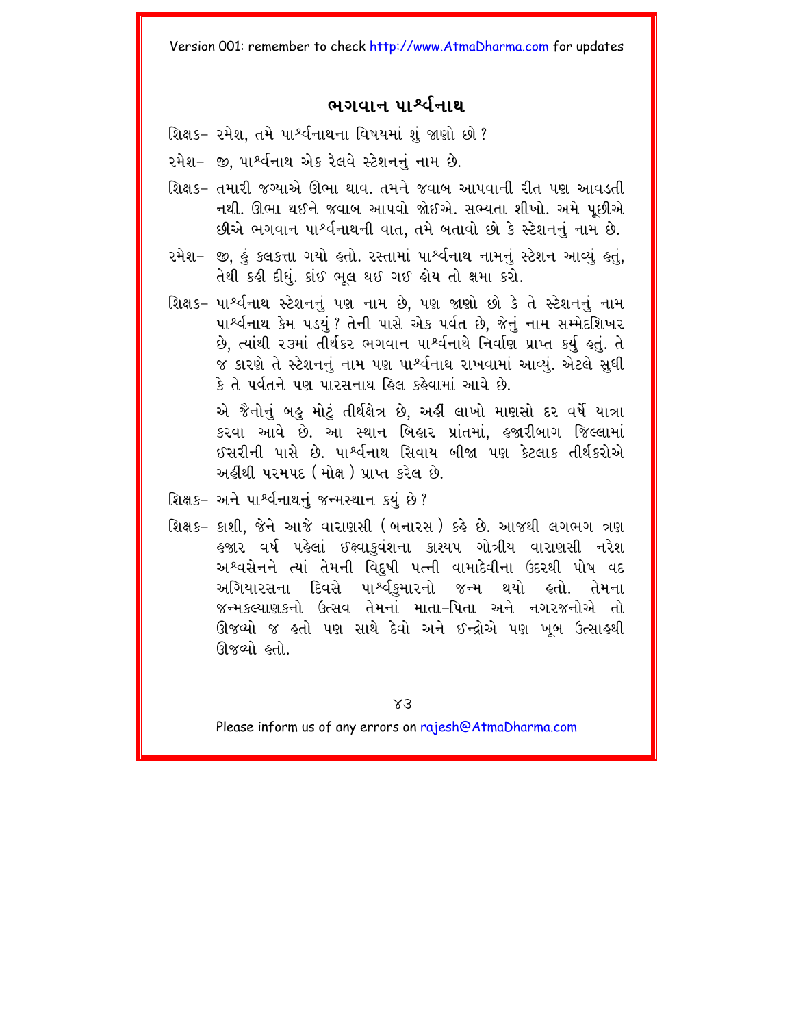## ભગવાન પાર્શ્વનાથ

શિક્ષક– રમેશ, તમે પાર્શ્વનાથના વિષયમાં શું જાણો છો?

રમેશ– જી, પાર્શ્વનાથ એક રેલવે સ્ટેશનનું નામ છે.

શિક્ષક– તમારી જગ્યાએ ઊભા થાવ. તમને જવાબ આપવાની રીત પણ આવડતી નથી. ઊભા થઈને જવાબ આપવો જોઈએ. સભ્યતા શીખો. અમે પૂછીએ છીએ ભગવાન પાર્શ્વનાથની વાત, તમે બતાવો છો કે સ્ટેશનનું નામ છે.

રમેશ– જી, હું કલકત્તા ગયો હતો. રસ્તામાં પાર્શ્વનાથ નામનું સ્ટેશન આવ્યું હતું, તેથી કહી દીધું. કાંઈ ભૂલ થઈ ગઈ હોય તો ક્ષમા કરો.

શિક્ષક– પાર્શ્વનાથ સ્ટેશનનું પણ નામ છે, પણ જાણો છો કે તે સ્ટેશનનું નામ પાર્શ્વનાથ કેમ પડયું? તેની પાસે એક પર્વત છે, જેનું નામ સમ્મેદશિખર છે, ત્યાંથી ૨૩માં તીર્થંકર ભગવાન પાર્શ્વનાથે નિર્વાણ પ્રાપ્ત કર્યુ હતું. તે જ કારણે તે સ્ટેશનનું નામ પણ પાર્શ્વનાથ રાખવામાં આવ્યું. એટલે સુધી કે તે પર્વતને પણ પારસનાથ હિલ કહેવામાં આવે છે.

એ જૈનોનું બહુ મોટું તીર્થક્ષેત્ર છે, અહીં લાખો માણસો દર વર્ષે યાત્રા કરવા આવે છે. આ સ્થાન બિહાર પ્રાંતમાં, હજારીબાગ જિલ્લામાં ઈસરીની પાસે છે. પાર્શ્વનાથ સિવાય બીજા પણ કેટલાક તીર્થંકરોએ અહીંથી પરમપદ (મોક્ષ) પ્રાપ્ત કરેલ છે.

શિક્ષક– અને પાર્શ્વનાથનું જન્મસ્થાન કયું છે?

શિક્ષક– કાશી, જેને આજે વારાણસી (બનારસ) કહે છે. આજથી લગભગ ત્રણ હજાર વર્ષ પહેલાં ઈક્ષ્વાકુવંશના કાશ્યપ ગોત્રીય વારાણસી નરેશ અશ્વસેનને ત્યાં તેમની વિદુષી પત્ની વામાદેવીના ઉદરથી પોષ વદ અગિયારસના દિવસે પાર્શ્વકુમારનો જન્મ થયો હતો. તેમના જન્મકલ્યાણકનો ઉત્સવ તેમનાં માતા-પિતા અને નગરજનોએ તો ઊજવ્યો જ હતો પણ સાથે દેવો અને ઈન્દ્રોએ પણ ખૂબ ઉત્સાહથી ઊજવ્યો હતો.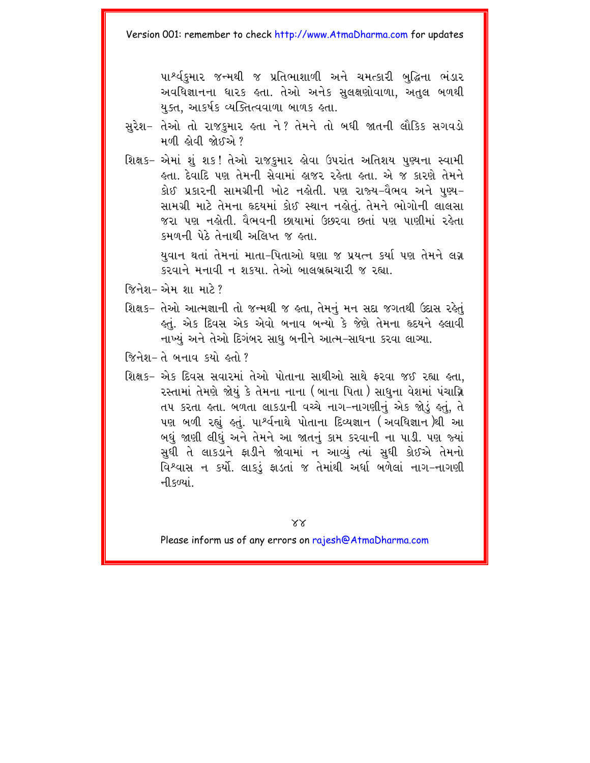પાર્શ્વકુમાર જન્મથી જ પ્રતિભાશાળી અને ચમત્કારી બુદ્ધિના ભંડાર અવધિજ્ઞાનના ધારક હતા. તેઓ અનેક સુલક્ષણોવાળા, અતુલ બળથી યુક્ત, આકર્ષક વ્યક્તિત્વવાળા બાળક હતા.

સુરેશ– તેઓ તો રાજકુમાર હતા ને? તેમને તો બધી જાતની લૌકિક સગવડો મળી હોવી જોઈએ?

શિક્ષક– એમાં શું શક! તેઓ રાજકુમાર હોવા ઉપરાંત અતિશય પુણ્યના સ્વામી હતા. દેવાદિ પણ તેમની સેવામાં હાજર રહેતા હતા. એ જ કારણે તેમને કોઈ પ્રકારની સામગ્રીની ખોટ નહોતી. પણ રાજ્ય-વૈભવ અને પુણ્ય-સામગ્રી માટે તેમના હૃદયમાં કોઈ સ્થાન નહોતું. તેમને ભોગોની લાલસા જરા પણ નહોતી. વૈભવની છાયામાં ઉછરવા છતાં પણ પાણીમાં રહેતા કમળની પેઠે તેનાથી અલિપ્ત જ હતા.

યુવાન થતાં તેમનાં માતા-પિતાઓ ઘણા જ પ્રયત્ન કર્યા પણ તેમને લગ્ન કરવાને મનાવી ન શકયા. તેઓ બાલબ્રહ્મચારી જ રહ્યા.

જિનેશ– એમ શા માટે?

શિક્ષક– તેઓ આત્મજ્ઞાની તો જન્મથી જ હતા, તેમનું મન સદા જગતથી ઉદાસ રહેતું હતું. એક દિવસ એક એવો બનાવ બન્યો કે જેણે તેમના હૃદયને હલાવી નાખ્યું અને તેઓ દિગંબર સાધુ બનીને આત્મ-સાધના કરવા લાગ્યા.

જિનેશ– તે બનાવ કયો હતો?

શિક્ષક– એક દિવસ સવારમાં તેઓ પોતાના સાથીઓ સાથે ફરવા જઈ રહ્યા હતા, રસ્તામાં તેમણે જોયું કે તેમના નાના (બાના પિતા) સાધુના વેશમાં પંચાગ્નિ તપ કરતા હતા. બળતા લાકડાની વચ્ચે નાગ-નાગણીનું એક જોડું હતું, તે પણ બળી રહ્યું હતું. પાર્શ્વનાથે પોતાના દિવ્યજ્ઞાન (અવધિજ્ઞાન)થી આ બધું જાણી લીધું અને તેમને આ જાતનું કામ કરવાની ના પાડી. પણ જ્યાં સુધી તે લાકડાને ફાડીને જોવામાં ન આવ્યું ત્યાં સુધી કોઈએ તેમનો વિશ્વાસ ન કર્યો. લાકડું ફાડતાં જ તેમાંથી અર્ધા બળેલાં નાગ-નાગણી નીકળ્યાં.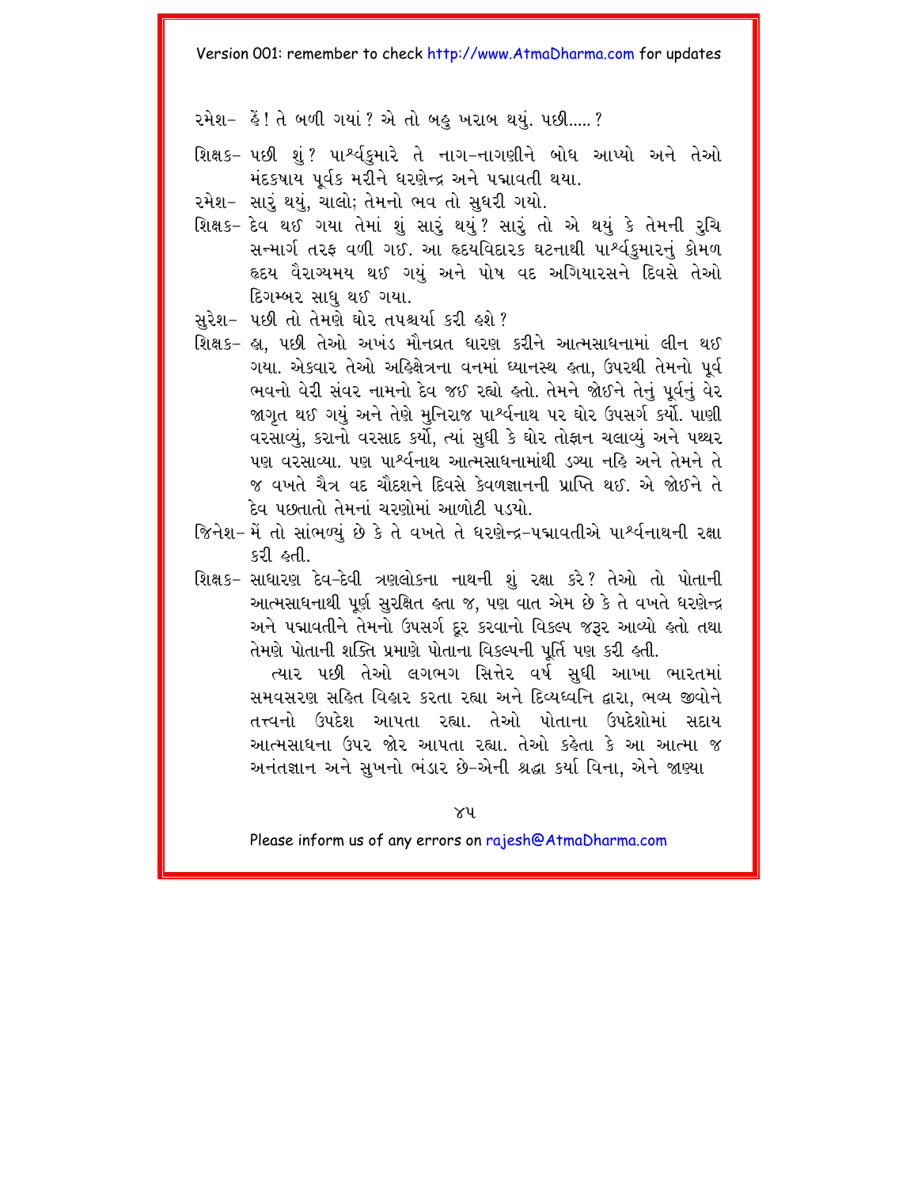રમેશ– હેં! તે બળી ગયાં? એ તો બહુ ખરાબ થયું. પછી.....?

શિક્ષક– પછી શું? પાર્શ્વકુમારે તે નાગ-નાગણીને બોધ આપ્યો અને તેઓ મંદકષાય પૂર્વક મરીને ધરણેન્દ્ર અને પદ્માવતી થયા.

રમેશ– સારું થયું, ચાલો; તેમનો ભવ તો સુધરી ગયો.

શિક્ષક– દેવ થઈ ગયા તેમાં શું સારું થયું? સારું તો એ થયું કે તેમની રુચિ સન્માર્ગ તરફ વળી ગઈ. આ હૃદયવિદારક ઘટનાથી પાર્શ્વકુમારનું કોમળ હૃદય વૈરાગ્યમય થઈ ગયું અને પોષ વદ અગિયારસને દિવસે તેઓ દિગમ્બર સાધુ થઈ ગયા.

સુરેશ– પછી તો તેમણે ઘોર તપશ્ચર્યા કરી હશે?

શિક્ષક– હા, પછી તેઓ અખંડ મૌનવ્રત ધારણ કરીને આત્મસાધનામાં લીન થઈ ગયા. એકવાર તેઓ અહિક્ષેત્રના વનમાં ધ્યાનસ્થ હતા, ઉપરથી તેમનો પૂર્વ ભવનો વેરી સંવર નામનો દેવ જઈ રહ્યો હતો. તેમને જોઈને તેનું પૂર્વનું વેર જાગૃત થઈ ગયું અને તેણે મુનિરાજ પાર્શ્વનાથ પર ઘોર ઉપસર્ગ કર્યો. પાણી વરસાવ્યું, કરાનો વરસાદ કર્યો, ત્યાં સુધી કે ઘોર તોફાન ચલાવ્યું અને પથ્થર પણ વરસાવ્યા. પણ પાર્શ્વનાથ આત્મસાધનામાંથી ડગ્યા નહિ અને તેમને તે જ વખતે ચૈત્ર વદ ચૌદશને દિવસે કેવળજ્ઞાનની પ્રાપ્તિ થઈ. એ જોઈને તે દેવ પછતાતો તેમનાં ચરણોમાં આળોટી પડયો.

જિનેશ– મેં તો સાંભળ્યું છે કે તે વખતે તે ધરણેન્દ્ર-પદ્માવતીએ પાર્શ્વનાથની રક્ષા કરી હતી.

શિક્ષક– સાધારણ દેવ-દેવી ત્રણલોકના નાથની શું રક્ષા કરે? તેઓ તો પોતાની આત્મસાધનાથી પૂર્ણ સુરક્ષિત હતા જ, પણ વાત એમ છે કે તે વખતે ધરણેન્દ્ર અને પદ્માવતીને તેમનો ઉપસર્ગ દૂર કરવાનો વિકલ્પ જરૂર આવ્યો હતો તથા તેમણે પોતાની શક્તિ પ્રમાણે પોતાના વિકલ્પની પૂર્તિ પણ કરી હતી.

ત્યાર પછી તેઓ લગભગ સિત્તેર વર્ષ સુધી આખા ભારતમાં સમવસરણ સહિત વિહાર કરતા રહ્યા અને દિવ્યધ્વનિ દ્વારા, ભવ્ય જીવોને તત્ત્વનો ઉપદેશ આપતા રહ્યા. તેઓ પોતાના ઉપદેશોમાં સદાય આત્મસાધના ઉપર જોર આપતા રહ્યા. તેઓ કહેતા કે આ આત્મા જ અનંતજ્ઞાન અને સુખનો ભંડાર છે-એની શ્રદ્ધા કર્યા વિના, એને જાણ્યા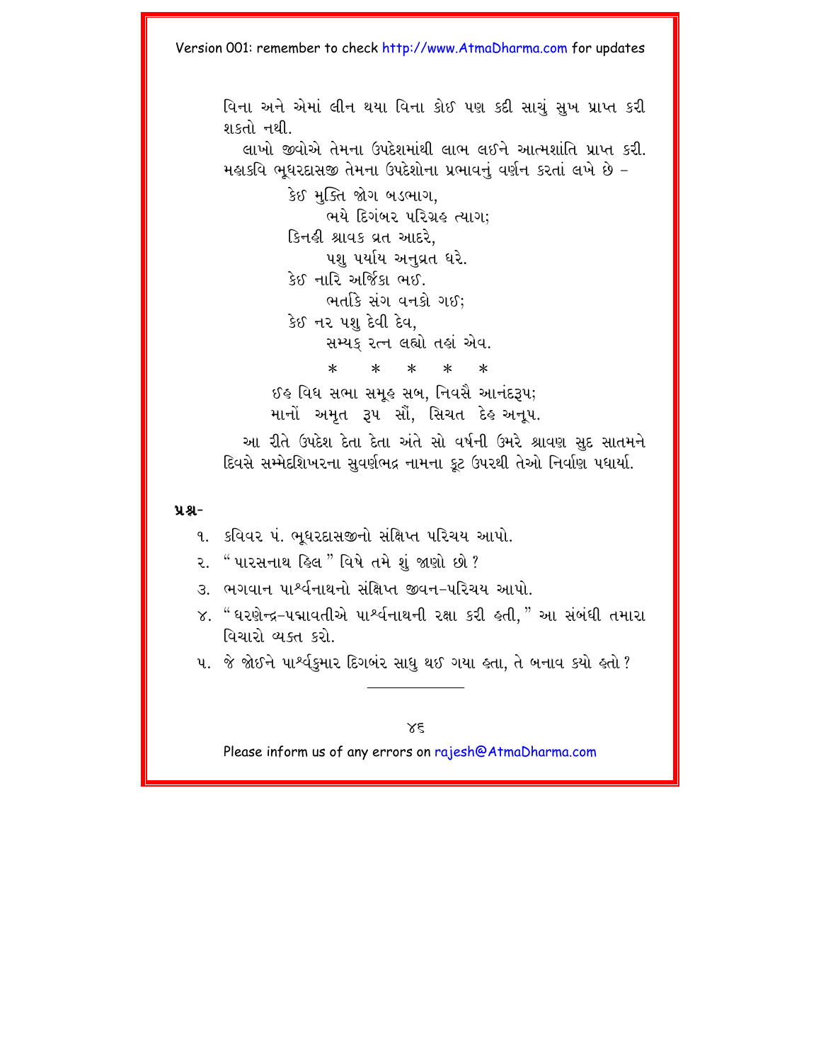વિના અને એમાં લીન થયા વિના કોઈ પણ કદી સાચું સુખ પ્રાપ્ત કરી શકતો નથી.

લાખો જીવોએ તેમના ઉપદેશમાંથી લાભ લઈને આત્મશાંતિ પ્રાપ્ત કરી. મહાકવિ ભૂધરદાસજી તેમના ઉપદેશોના પ્રભાવનું વર્ણન કરતાં લખે છે –

> કેઈ મુક્તિ જોગ બડભાગ,
> ભયે દિગંબર પરિગ્રહ ત્યાગ;
> કિનહી શ્રાવક વ્રત આદરે,
> પશુ પર્યાય અનુવ્રત ધરે.
> કેઈ નારિ અર્જિકા ભઈ.
> ભર્તાકિ સંગ વનકો ગઈ;
> કેઈ નર પશુ દેવી દેવ,
> સમ્યક્ રત્ન લહ્યો તહાં એવ.
>
> \*   \*   \*   \*   \*
>
> ઈહ વિધ સભા સમૂહ સબ, નિવસૈ આનંદરૂપ;
> માનોં અમૃત રૂપ સૌં, સિચત દેહ અનૂપ.

આ રીતે ઉપદેશ દેતા દેતા અંતે સો વર્ષની ઉમરે શ્રાવણ સુદ સાતમને દિવસે સમ્મેદશિખરના સુવર્ણભદ્ર નામના કૂટ ઉપરથી તેઓ નિર્વાણ પધાર્યા.

**પ્રશ્ન-**

૧. કવિવર પં. ભૂધરદાસજીનો સંક્ષિપ્ત પરિચય આપો.
૨. “પારસનાથ હિલ” વિષે તમે શું જાણો છો?
૩. ભગવાન પાર્શ્વનાથનો સંક્ષિપ્ત જીવન-પરિચય આપો.
૪. “ધરણેન્દ્ર-પદ્માવતીએ પાર્શ્વનાથની રક્ષા કરી હતી,” આ સંબંધી તમારા વિચારો વ્યક્ત કરો.
૫. જે જોઈને પાર્શ્વકુમાર દિગબંર સાધુ થઈ ગયા હતા, તે બનાવ કયો હતો?

---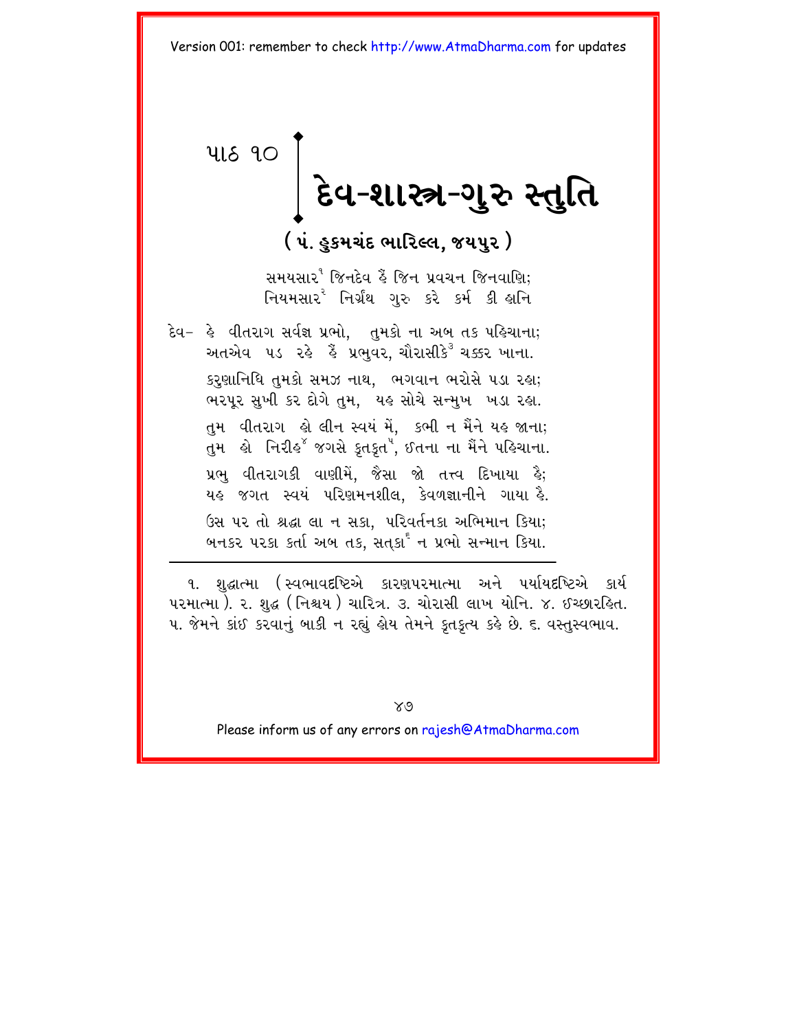પાઠ ૧૦

# દેવ-શાસ્ત્ર-ગુરુ સ્તુતિ

**( પં. હુકમચંદ ભારિલ્લ, જયપુર )**

સમયસાર[1] જિનદેવ હૈં જિન પ્રવચન જિનવાણિ;
નિયમસાર[2] નિર્ગ્રંથ ગુરુ કરે કર્મ કી હાનિ

દેવ– હે વીતરાગ સર્વજ્ઞ પ્રભો, તુમકો ના અબ તક પહિચાના;
અતએવ પડ રહે હૈં પ્રભુવર, ચૌરાસીકે[3] ચક્કર ખાના.

કરુણાનિધિ તુમકો સમઝ નાથ, ભગવાન ભરોસે પડા રહા;
ભરપૂર સુખી કર દોગે તુમ, યહ સોચે સન્મુખ ખડા રહા.

તુમ વીતરાગ હો લીન સ્વયં મેં, કભી ન મૈંને યહ જાના;
તુમ હો નિરીહ[4] જગસે કૃતકૃત[5], ઈતના ના મૈંને પહિચાના.

પ્રભુ વીતરાગકી વાણીમેં, જૈસા જો તત્ત્વ દિખાયા હૈ;
યહ જગત સ્વયં પરિણમનશીલ, કેવળજ્ઞાનીને ગાયા હૈ.

ઉસ પર તો શ્રદ્ધા લા ન સકા, પરિવર્તનકા અભિમાન કિયા;
બનકર પરકા કર્તા અબ તક, સત્‌કા[6] ન પ્રભો સન્માન કિયા.

---

૧. શુદ્ધાત્મા (સ્વભાવદૃષ્ટિએ કારણપરમાત્મા અને પર્યાયદૃષ્ટિએ કાર્ય પરમાત્મા). ૨. શુદ્ધ (નિશ્ચય) ચારિત્ર. ૩. ચોરાસી લાખ યોનિ. ૪. ઈચ્છારહિત. ૫. જેમને કાંઈ કરવાનું બાકી ન રહ્યું હોય તેમને કૃતકૃત્ય કહે છે. ૬. વસ્તુસ્વભાવ.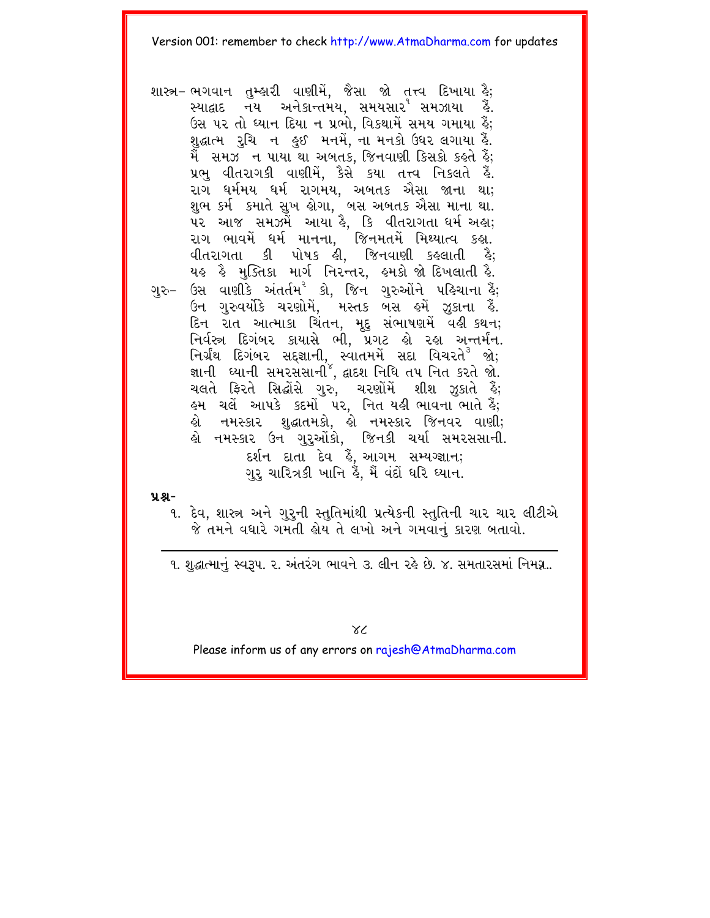શાસ્ત્ર– ભગવાન તુમ્હારી વાણીમેં, જૈસા જો તત્ત્વ દિખાયા હૈ;
સ્યાદ્વાદ નય અનેકાન્તમય, સમયસાર[1] સમઝાયા હૈ.
ઉસ પર તો ધ્યાન દિયા ન પ્રભો, વિકથામેં સમય ગમાયા હૈ;
શુદ્ધાત્મ રુચિ ન હુઈ મનમેં, ના મનકો ઉધર લગાયા હૈ.
મૈં સમઝ ન પાયા થા અબતક, જિનવાણી કિસકો કહતે હૈં;
પ્રભુ વીતરાગકી વાણીમેં, કૈસે કયા તત્ત્વ નિકલતે હૈં.
રાગ ધર્મમય ધર્મ રાગમય, અબતક ઐસા જાના થા;
શુભ કર્મ કમાતે સુખ હોગા, બસ અબતક ઐસા માના થા.
પર આજ સમઝમેં આયા હૈ, કિ વીતરાગતા ધર્મ અહા;
રાગ ભાવમેં ધર્મ માનના, જિનમતમેં મિથ્યાત્વ કહા.
વીતરાગતા કી પોષક હી, જિનવાણી કહલાતી હૈ;
યહ હૈ મુક્તિકા માર્ગ નિરન્તર, હમકો જો દિખલાતી હૈ.

ગુરુ– ઉસ વાણીકે અંતર્તમ[2] કો, જિન ગુરુઓંને પહિચાના હૈં;
ઉન ગુરુવર્યોકે ચરણોમેં, મસ્તક બસ હમેં ઝુકાના હૈ.
દિન રાત આત્માકા ચિંતન, મૃદુ સંભાષણમેં વહી કથન;
નિર્વસ્ત્ર દિગંબર કાયાસે ભી, પ્રગટ હો રહા અન્તર્મન.
નિર્ગ્રંથ દિગંબર સદ્જ્ઞાની, સ્વાતમમેં સદા વિચરતે[3] જો;
જ્ઞાની ધ્યાની સમરસસાની[4], દ્વાદશ વિધિ તપ નિત કરતે જો.
ચલતે ફિરતે સિદ્ધોંસે ગુરુ, ચરણોંમેં શીશ ઝુકાતે હૈં;
હમ ચલેં આપકે કદમોં પર, નિત યહી ભાવના ભાતે હૈં;
હો નમસ્કાર શુદ્ધાતમકો, હો નમસ્કાર જિનવર વાણી;
હો નમસ્કાર ઉન ગુરુઓંકો, જિનકી ચર્યા સમરસસાની.

દર્શન દાતા દેવ હૈં, આગમ સમ્યગ્જ્ઞાન;
ગુરુ ચારિત્રકી ખાનિ હૈં, મૈં વંદોં ધરિ ધ્યાન.

**પ્રશ્ન–**

૧. દેવ, શાસ્ત્ર અને ગુરુની સ્તુતિમાંથી પ્રત્યેકની સ્તુતિની ચાર ચાર લીટીએ જે તમને વધારે ગમતી હોય તે લખો અને ગમવાનું કારણ બતાવો.

---

૧. શુદ્ધાત્માનું સ્વરૂપ. ૨. અંતરંગ ભાવને ૩. લીન રહે છે. ૪. સમતારસમાં નિમગ્ન..